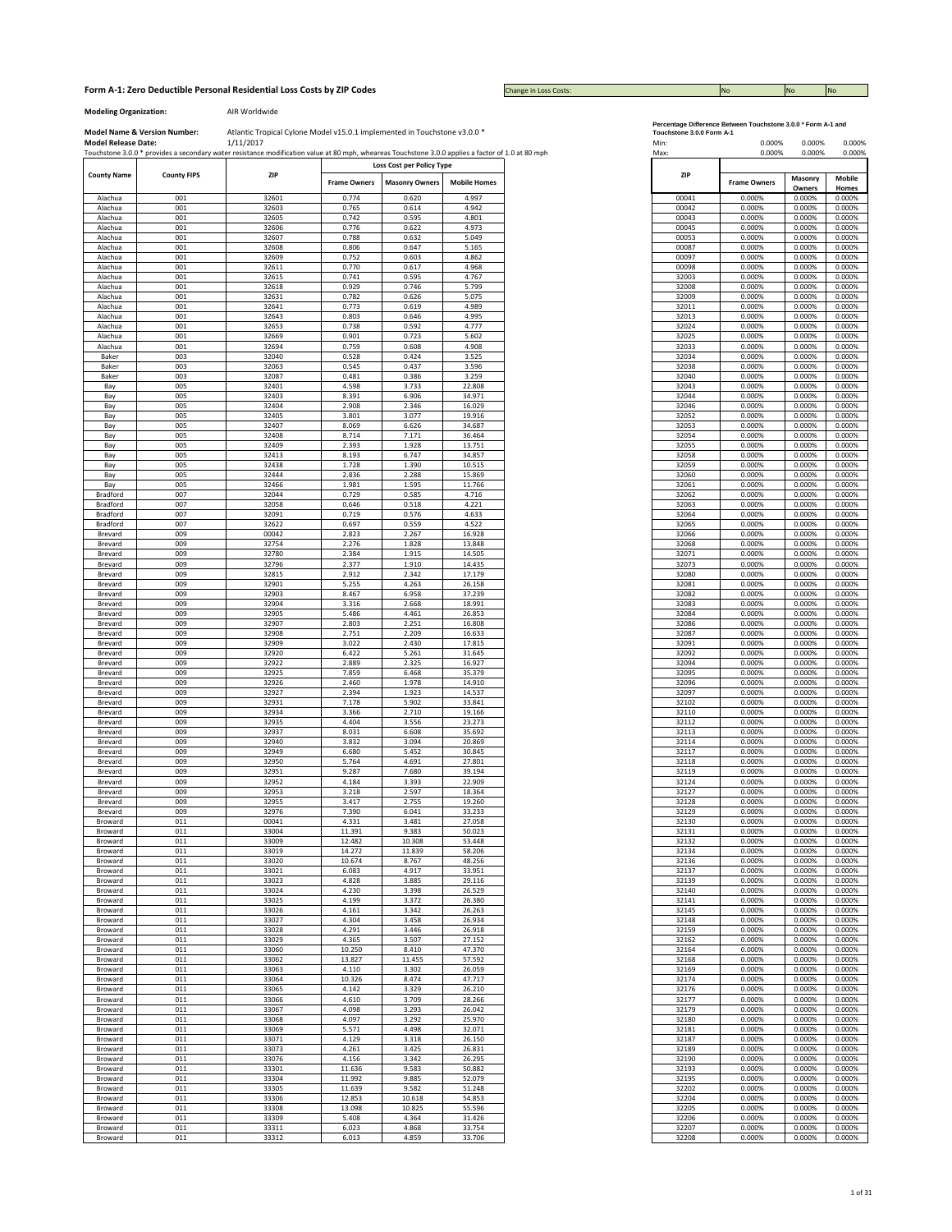# Form A-1: Zero Deductible Personal Residential Loss Costs by ZIP Codes

Change in Loss Costs: No | No | No

**Modeling Organization:** AIR Worldwide

**Model Name & Version Number:** Atlantic Tropical Cyclone Model v15.0.1 implemented in Touchstone v3.0.0 *

**Model Release Date:** 1/11/2017

Touchstone 3.0.0 * provides a secondary water resistance modification value at 80 mph, wheareas Touchstone 3.0.0 applies a factor of 1.0 at 80 mph

| County Name | County FIPS | ZIP | Loss Cost per Policy Type | | |
|---|---|---|---|---|---|
| | | | Frame Owners | Masonry Owners | Mobile Homes |
| Alachua | 001 | 32601 | 0.774 | 0.620 | 4.997 |
| Alachua | 001 | 32603 | 0.765 | 0.614 | 4.942 |
| Alachua | 001 | 32605 | 0.742 | 0.595 | 4.801 |
| Alachua | 001 | 32606 | 0.776 | 0.622 | 4.973 |
| Alachua | 001 | 32607 | 0.788 | 0.632 | 5.049 |
| Alachua | 001 | 32608 | 0.806 | 0.647 | 5.165 |
| Alachua | 001 | 32609 | 0.752 | 0.603 | 4.862 |
| Alachua | 001 | 32611 | 0.770 | 0.617 | 4.968 |
| Alachua | 001 | 32615 | 0.741 | 0.595 | 4.767 |
| Alachua | 001 | 32618 | 0.929 | 0.746 | 5.799 |
| Alachua | 001 | 32631 | 0.782 | 0.626 | 5.075 |
| Alachua | 001 | 32641 | 0.773 | 0.619 | 4.989 |
| Alachua | 001 | 32643 | 0.803 | 0.646 | 4.995 |
| Alachua | 001 | 32653 | 0.738 | 0.592 | 4.777 |
| Alachua | 001 | 32669 | 0.901 | 0.723 | 5.602 |
| Alachua | 001 | 32694 | 0.759 | 0.608 | 4.908 |
| Baker | 003 | 32040 | 0.528 | 0.424 | 3.525 |
| Baker | 003 | 32063 | 0.545 | 0.437 | 3.596 |
| Baker | 003 | 32087 | 0.481 | 0.386 | 3.259 |
| Bay | 005 | 32401 | 4.598 | 3.733 | 22.808 |
| Bay | 005 | 32403 | 8.391 | 6.906 | 34.971 |
| Bay | 005 | 32404 | 2.908 | 2.346 | 16.029 |
| Bay | 005 | 32405 | 3.801 | 3.077 | 19.916 |
| Bay | 005 | 32407 | 8.069 | 6.626 | 34.687 |
| Bay | 005 | 32408 | 8.714 | 7.171 | 36.464 |
| Bay | 005 | 32409 | 2.393 | 1.928 | 13.751 |
| Bay | 005 | 32413 | 8.193 | 6.747 | 34.857 |
| Bay | 005 | 32438 | 1.728 | 1.390 | 10.515 |
| Bay | 005 | 32444 | 2.836 | 2.288 | 15.869 |
| Bay | 005 | 32466 | 1.981 | 1.595 | 11.766 |
| Bradford | 007 | 32044 | 0.729 | 0.585 | 4.716 |
| Bradford | 007 | 32058 | 0.646 | 0.518 | 4.221 |
| Bradford | 007 | 32091 | 0.719 | 0.576 | 4.633 |
| Bradford | 007 | 32622 | 0.697 | 0.559 | 4.522 |
| Brevard | 009 | 00042 | 2.823 | 2.267 | 16.928 |
| Brevard | 009 | 32754 | 2.276 | 1.828 | 13.848 |
| Brevard | 009 | 32780 | 2.384 | 1.915 | 14.505 |
| Brevard | 009 | 32796 | 2.377 | 1.910 | 14.435 |
| Brevard | 009 | 32815 | 2.912 | 2.342 | 17.179 |
| Brevard | 009 | 32901 | 5.255 | 4.263 | 26.158 |
| Brevard | 009 | 32903 | 8.467 | 6.958 | 37.239 |
| Brevard | 009 | 32904 | 3.316 | 2.668 | 18.991 |
| Brevard | 009 | 32905 | 5.486 | 4.461 | 26.853 |
| Brevard | 009 | 32907 | 2.803 | 2.251 | 16.808 |
| Brevard | 009 | 32908 | 2.751 | 2.209 | 16.633 |
| Brevard | 009 | 32909 | 3.022 | 2.430 | 17.815 |
| Brevard | 009 | 32920 | 6.422 | 5.261 | 31.645 |
| Brevard | 009 | 32922 | 2.889 | 2.325 | 16.927 |
| Brevard | 009 | 32925 | 7.859 | 6.468 | 35.379 |
| Brevard | 009 | 32926 | 2.460 | 1.978 | 14.910 |
| Brevard | 009 | 32927 | 2.394 | 1.923 | 14.537 |
| Brevard | 009 | 32931 | 7.178 | 5.902 | 33.841 |
| Brevard | 009 | 32934 | 3.366 | 2.710 | 19.166 |
| Brevard | 009 | 32935 | 4.404 | 3.556 | 23.273 |
| Brevard | 009 | 32937 | 8.031 | 6.608 | 35.692 |
| Brevard | 009 | 32940 | 3.832 | 3.094 | 20.869 |
| Brevard | 009 | 32949 | 6.680 | 5.452 | 30.845 |
| Brevard | 009 | 32950 | 5.764 | 4.691 | 27.801 |
| Brevard | 009 | 32951 | 9.287 | 7.680 | 39.194 |
| Brevard | 009 | 32952 | 4.184 | 3.393 | 22.909 |
| Brevard | 009 | 32953 | 3.218 | 2.597 | 18.364 |
| Brevard | 009 | 32955 | 3.417 | 2.755 | 19.260 |
| Brevard | 009 | 32976 | 7.390 | 6.041 | 33.233 |
| Broward | 011 | 00041 | 4.331 | 3.481 | 27.058 |
| Broward | 011 | 33004 | 11.391 | 9.383 | 50.023 |
| Broward | 011 | 33009 | 12.482 | 10.308 | 53.448 |
| Broward | 011 | 33019 | 14.272 | 11.839 | 58.206 |
| Broward | 011 | 33020 | 10.674 | 8.767 | 48.256 |
| Broward | 011 | 33021 | 6.083 | 4.917 | 33.951 |
| Broward | 011 | 33023 | 4.828 | 3.885 | 29.116 |
| Broward | 011 | 33024 | 4.230 | 3.398 | 26.529 |
| Broward | 011 | 33025 | 4.199 | 3.372 | 26.380 |
| Broward | 011 | 33026 | 4.161 | 3.342 | 26.263 |
| Broward | 011 | 33027 | 4.304 | 3.458 | 26.934 |
| Broward | 011 | 33028 | 4.291 | 3.446 | 26.918 |
| Broward | 011 | 33029 | 4.365 | 3.507 | 27.152 |
| Broward | 011 | 33060 | 10.250 | 8.410 | 47.370 |
| Broward | 011 | 33062 | 13.827 | 11.455 | 57.592 |
| Broward | 011 | 33063 | 4.110 | 3.302 | 26.059 |
| Broward | 011 | 33064 | 10.326 | 8.474 | 47.717 |
| Broward | 011 | 33065 | 4.142 | 3.329 | 26.210 |
| Broward | 011 | 33066 | 4.610 | 3.709 | 28.266 |
| Broward | 011 | 33067 | 4.098 | 3.293 | 26.042 |
| Broward | 011 | 33068 | 4.097 | 3.292 | 25.970 |
| Broward | 011 | 33069 | 5.571 | 4.498 | 32.071 |
| Broward | 011 | 33071 | 4.129 | 3.318 | 26.150 |
| Broward | 011 | 33073 | 4.261 | 3.425 | 26.831 |
| Broward | 011 | 33076 | 4.156 | 3.342 | 26.295 |
| Broward | 011 | 33301 | 11.636 | 9.583 | 50.882 |
| Broward | 011 | 33304 | 11.992 | 9.885 | 52.079 |
| Broward | 011 | 33305 | 11.639 | 9.582 | 51.248 |
| Broward | 011 | 33306 | 12.853 | 10.618 | 54.853 |
| Broward | 011 | 33308 | 13.098 | 10.825 | 55.596 |
| Broward | 011 | 33309 | 5.408 | 4.364 | 31.426 |
| Broward | 011 | 33311 | 6.023 | 4.868 | 33.754 |
| Broward | 011 | 33312 | 6.013 | 4.859 | 33.706 |

**Percentage Difference Between Touchstone 3.0.0 * Form A-1 and Touchstone 3.0.0 Form A-1**

| | Frame Owners | Masonry Owners | Mobile Homes |
|---|---|---|---|
| Min: | 0.000% | 0.000% | 0.000% |
| Max: | 0.000% | 0.000% | 0.000% |

| ZIP | Frame Owners | Masonry Owners | Mobile Homes |
|---|---|---|---|
| 00041 | 0.000% | 0.000% | 0.000% |
| 00042 | 0.000% | 0.000% | 0.000% |
| 00043 | 0.000% | 0.000% | 0.000% |
| 00045 | 0.000% | 0.000% | 0.000% |
| 00053 | 0.000% | 0.000% | 0.000% |
| 00087 | 0.000% | 0.000% | 0.000% |
| 00097 | 0.000% | 0.000% | 0.000% |
| 00098 | 0.000% | 0.000% | 0.000% |
| 32003 | 0.000% | 0.000% | 0.000% |
| 32008 | 0.000% | 0.000% | 0.000% |
| 32009 | 0.000% | 0.000% | 0.000% |
| 32011 | 0.000% | 0.000% | 0.000% |
| 32013 | 0.000% | 0.000% | 0.000% |
| 32024 | 0.000% | 0.000% | 0.000% |
| 32025 | 0.000% | 0.000% | 0.000% |
| 32033 | 0.000% | 0.000% | 0.000% |
| 32034 | 0.000% | 0.000% | 0.000% |
| 32038 | 0.000% | 0.000% | 0.000% |
| 32040 | 0.000% | 0.000% | 0.000% |
| 32043 | 0.000% | 0.000% | 0.000% |
| 32044 | 0.000% | 0.000% | 0.000% |
| 32046 | 0.000% | 0.000% | 0.000% |
| 32052 | 0.000% | 0.000% | 0.000% |
| 32053 | 0.000% | 0.000% | 0.000% |
| 32054 | 0.000% | 0.000% | 0.000% |
| 32055 | 0.000% | 0.000% | 0.000% |
| 32058 | 0.000% | 0.000% | 0.000% |
| 32059 | 0.000% | 0.000% | 0.000% |
| 32060 | 0.000% | 0.000% | 0.000% |
| 32061 | 0.000% | 0.000% | 0.000% |
| 32062 | 0.000% | 0.000% | 0.000% |
| 32063 | 0.000% | 0.000% | 0.000% |
| 32064 | 0.000% | 0.000% | 0.000% |
| 32065 | 0.000% | 0.000% | 0.000% |
| 32066 | 0.000% | 0.000% | 0.000% |
| 32068 | 0.000% | 0.000% | 0.000% |
| 32071 | 0.000% | 0.000% | 0.000% |
| 32073 | 0.000% | 0.000% | 0.000% |
| 32080 | 0.000% | 0.000% | 0.000% |
| 32081 | 0.000% | 0.000% | 0.000% |
| 32082 | 0.000% | 0.000% | 0.000% |
| 32083 | 0.000% | 0.000% | 0.000% |
| 32084 | 0.000% | 0.000% | 0.000% |
| 32086 | 0.000% | 0.000% | 0.000% |
| 32087 | 0.000% | 0.000% | 0.000% |
| 32091 | 0.000% | 0.000% | 0.000% |
| 32092 | 0.000% | 0.000% | 0.000% |
| 32094 | 0.000% | 0.000% | 0.000% |
| 32095 | 0.000% | 0.000% | 0.000% |
| 32096 | 0.000% | 0.000% | 0.000% |
| 32097 | 0.000% | 0.000% | 0.000% |
| 32102 | 0.000% | 0.000% | 0.000% |
| 32110 | 0.000% | 0.000% | 0.000% |
| 32112 | 0.000% | 0.000% | 0.000% |
| 32113 | 0.000% | 0.000% | 0.000% |
| 32114 | 0.000% | 0.000% | 0.000% |
| 32117 | 0.000% | 0.000% | 0.000% |
| 32118 | 0.000% | 0.000% | 0.000% |
| 32119 | 0.000% | 0.000% | 0.000% |
| 32124 | 0.000% | 0.000% | 0.000% |
| 32127 | 0.000% | 0.000% | 0.000% |
| 32128 | 0.000% | 0.000% | 0.000% |
| 32129 | 0.000% | 0.000% | 0.000% |
| 32130 | 0.000% | 0.000% | 0.000% |
| 32131 | 0.000% | 0.000% | 0.000% |
| 32132 | 0.000% | 0.000% | 0.000% |
| 32134 | 0.000% | 0.000% | 0.000% |
| 32136 | 0.000% | 0.000% | 0.000% |
| 32137 | 0.000% | 0.000% | 0.000% |
| 32139 | 0.000% | 0.000% | 0.000% |
| 32140 | 0.000% | 0.000% | 0.000% |
| 32141 | 0.000% | 0.000% | 0.000% |
| 32145 | 0.000% | 0.000% | 0.000% |
| 32148 | 0.000% | 0.000% | 0.000% |
| 32159 | 0.000% | 0.000% | 0.000% |
| 32162 | 0.000% | 0.000% | 0.000% |
| 32164 | 0.000% | 0.000% | 0.000% |
| 32168 | 0.000% | 0.000% | 0.000% |
| 32169 | 0.000% | 0.000% | 0.000% |
| 32174 | 0.000% | 0.000% | 0.000% |
| 32176 | 0.000% | 0.000% | 0.000% |
| 32177 | 0.000% | 0.000% | 0.000% |
| 32179 | 0.000% | 0.000% | 0.000% |
| 32180 | 0.000% | 0.000% | 0.000% |
| 32181 | 0.000% | 0.000% | 0.000% |
| 32187 | 0.000% | 0.000% | 0.000% |
| 32189 | 0.000% | 0.000% | 0.000% |
| 32190 | 0.000% | 0.000% | 0.000% |
| 32193 | 0.000% | 0.000% | 0.000% |
| 32195 | 0.000% | 0.000% | 0.000% |
| 32202 | 0.000% | 0.000% | 0.000% |
| 32204 | 0.000% | 0.000% | 0.000% |
| 32205 | 0.000% | 0.000% | 0.000% |
| 32206 | 0.000% | 0.000% | 0.000% |
| 32207 | 0.000% | 0.000% | 0.000% |
| 32208 | 0.000% | 0.000% | 0.000% |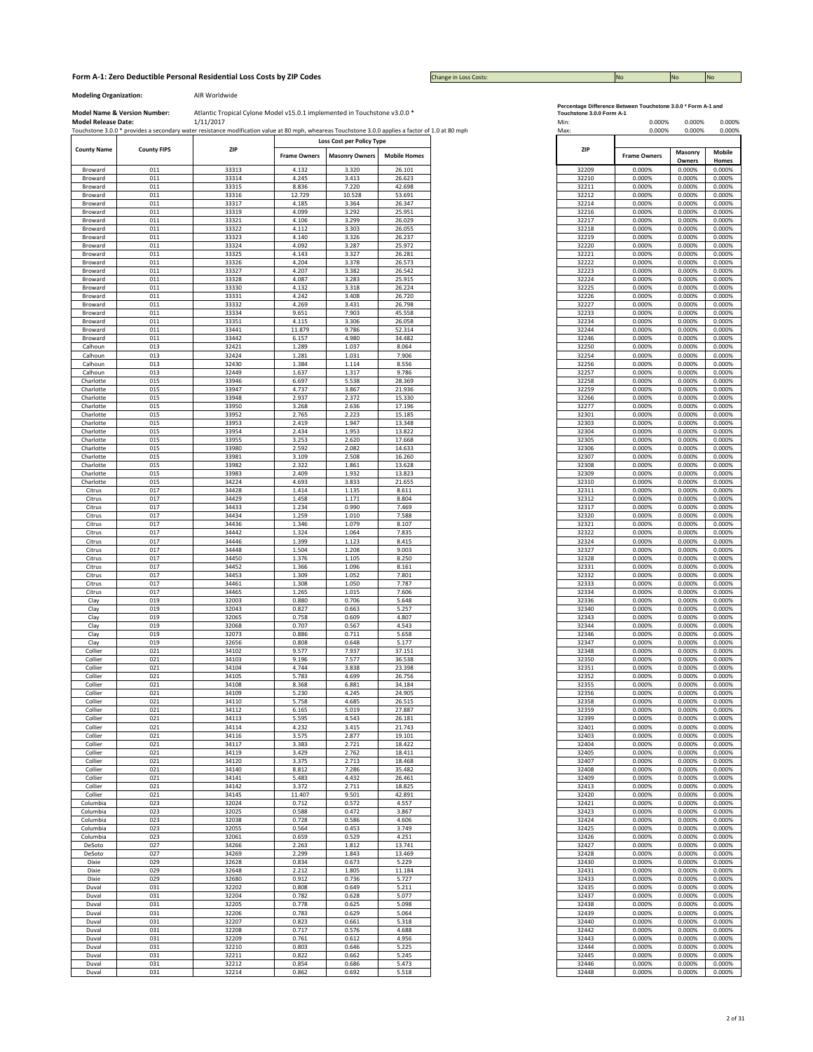**Form A-1: Zero Deductible Personal Residential Loss Costs by ZIP Codes**

| Change in Loss Costs: | No | No | No |
|---|---|---|---|

**Modeling Organization:** AIR Worldwide

**Model Name & Version Number:** Atlantic Tropical Cyclone Model v15.0.1 implemented in Touchstone v3.0.0 *

**Model Release Date:** 1/11/2017

Touchstone 3.0.0 * provides a secondary water resistance modification value at 80 mph, wheareas Touchstone 3.0.0 applies a factor of 1.0 at 80 mph

| County Name | County FIPS | ZIP | Loss Cost per Policy Type | | |
|---|---|---|---|---|---|
| | | | Frame Owners | Masonry Owners | Mobile Homes |
| Broward | 011 | 33313 | 4.132 | 3.320 | 26.101 |
| Broward | 011 | 33314 | 4.245 | 3.413 | 26.623 |
| Broward | 011 | 33315 | 8.836 | 7.220 | 42.698 |
| Broward | 011 | 33316 | 12.729 | 10.528 | 53.691 |
| Broward | 011 | 33317 | 4.185 | 3.364 | 26.347 |
| Broward | 011 | 33319 | 4.099 | 3.292 | 25.951 |
| Broward | 011 | 33321 | 4.106 | 3.299 | 26.029 |
| Broward | 011 | 33322 | 4.112 | 3.303 | 26.055 |
| Broward | 011 | 33323 | 4.140 | 3.326 | 26.237 |
| Broward | 011 | 33324 | 4.092 | 3.287 | 25.972 |
| Broward | 011 | 33325 | 4.143 | 3.327 | 26.281 |
| Broward | 011 | 33326 | 4.204 | 3.378 | 26.573 |
| Broward | 011 | 33327 | 4.207 | 3.382 | 26.542 |
| Broward | 011 | 33328 | 4.087 | 3.283 | 25.915 |
| Broward | 011 | 33330 | 4.132 | 3.318 | 26.224 |
| Broward | 011 | 33331 | 4.242 | 3.408 | 26.720 |
| Broward | 011 | 33332 | 4.269 | 3.431 | 26.798 |
| Broward | 011 | 33334 | 9.651 | 7.903 | 45.558 |
| Broward | 011 | 33351 | 4.115 | 3.306 | 26.058 |
| Broward | 011 | 33441 | 11.879 | 9.786 | 52.314 |
| Broward | 011 | 33442 | 6.157 | 4.980 | 34.482 |
| Calhoun | 013 | 32421 | 1.289 | 1.037 | 8.064 |
| Calhoun | 013 | 32424 | 1.281 | 1.031 | 7.906 |
| Calhoun | 013 | 32430 | 1.384 | 1.114 | 8.556 |
| Calhoun | 013 | 32449 | 1.637 | 1.317 | 9.786 |
| Charlotte | 015 | 33946 | 6.697 | 5.538 | 28.369 |
| Charlotte | 015 | 33947 | 4.737 | 3.867 | 21.936 |
| Charlotte | 015 | 33948 | 2.937 | 2.372 | 15.330 |
| Charlotte | 015 | 33950 | 3.268 | 2.636 | 17.196 |
| Charlotte | 015 | 33952 | 2.765 | 2.223 | 15.185 |
| Charlotte | 015 | 33953 | 2.419 | 1.947 | 13.348 |
| Charlotte | 015 | 33954 | 2.434 | 1.953 | 13.822 |
| Charlotte | 015 | 33955 | 3.253 | 2.620 | 17.668 |
| Charlotte | 015 | 33980 | 2.592 | 2.082 | 14.633 |
| Charlotte | 015 | 33981 | 3.109 | 2.508 | 16.260 |
| Charlotte | 015 | 33982 | 2.322 | 1.861 | 13.628 |
| Charlotte | 015 | 33983 | 2.409 | 1.932 | 13.823 |
| Charlotte | 015 | 34224 | 4.693 | 3.833 | 21.655 |
| Citrus | 017 | 34428 | 1.414 | 1.135 | 8.611 |
| Citrus | 017 | 34429 | 1.458 | 1.171 | 8.804 |
| Citrus | 017 | 34433 | 1.234 | 0.990 | 7.469 |
| Citrus | 017 | 34434 | 1.259 | 1.010 | 7.588 |
| Citrus | 017 | 34436 | 1.346 | 1.079 | 8.107 |
| Citrus | 017 | 34442 | 1.324 | 1.064 | 7.835 |
| Citrus | 017 | 34446 | 1.399 | 1.123 | 8.415 |
| Citrus | 017 | 34448 | 1.504 | 1.208 | 9.003 |
| Citrus | 017 | 34450 | 1.376 | 1.105 | 8.250 |
| Citrus | 017 | 34452 | 1.366 | 1.096 | 8.161 |
| Citrus | 017 | 34453 | 1.309 | 1.052 | 7.801 |
| Citrus | 017 | 34461 | 1.308 | 1.050 | 7.787 |
| Citrus | 017 | 34465 | 1.265 | 1.015 | 7.606 |
| Clay | 019 | 32003 | 0.880 | 0.706 | 5.648 |
| Clay | 019 | 32043 | 0.827 | 0.663 | 5.257 |
| Clay | 019 | 32065 | 0.758 | 0.609 | 4.807 |
| Clay | 019 | 32068 | 0.707 | 0.567 | 4.543 |
| Clay | 019 | 32073 | 0.886 | 0.711 | 5.658 |
| Clay | 019 | 32656 | 0.808 | 0.648 | 5.177 |
| Collier | 021 | 34102 | 9.577 | 7.937 | 37.151 |
| Collier | 021 | 34103 | 9.196 | 7.577 | 36.538 |
| Collier | 021 | 34104 | 4.744 | 3.838 | 23.398 |
| Collier | 021 | 34105 | 5.783 | 4.699 | 26.756 |
| Collier | 021 | 34108 | 8.368 | 6.881 | 34.184 |
| Collier | 021 | 34109 | 5.230 | 4.245 | 24.905 |
| Collier | 021 | 34110 | 5.758 | 4.685 | 26.515 |
| Collier | 021 | 34112 | 6.165 | 5.019 | 27.887 |
| Collier | 021 | 34113 | 5.595 | 4.543 | 26.181 |
| Collier | 021 | 34114 | 4.232 | 3.415 | 21.743 |
| Collier | 021 | 34116 | 3.575 | 2.877 | 19.101 |
| Collier | 021 | 34117 | 3.383 | 2.721 | 18.422 |
| Collier | 021 | 34119 | 3.429 | 2.762 | 18.411 |
| Collier | 021 | 34120 | 3.375 | 2.713 | 18.468 |
| Collier | 021 | 34140 | 8.812 | 7.286 | 35.482 |
| Collier | 021 | 34141 | 5.483 | 4.432 | 26.461 |
| Collier | 021 | 34142 | 3.372 | 2.711 | 18.825 |
| Collier | 021 | 34145 | 11.407 | 9.501 | 42.891 |
| Columbia | 023 | 32024 | 0.712 | 0.572 | 4.557 |
| Columbia | 023 | 32025 | 0.588 | 0.472 | 3.867 |
| Columbia | 023 | 32038 | 0.728 | 0.586 | 4.606 |
| Columbia | 023 | 32055 | 0.564 | 0.453 | 3.749 |
| Columbia | 023 | 32061 | 0.659 | 0.529 | 4.251 |
| DeSoto | 027 | 34266 | 2.263 | 1.812 | 13.741 |
| DeSoto | 027 | 34269 | 2.299 | 1.843 | 13.469 |
| Dixie | 029 | 32628 | 0.834 | 0.673 | 5.229 |
| Dixie | 029 | 32648 | 2.212 | 1.805 | 11.184 |
| Dixie | 029 | 32680 | 0.912 | 0.736 | 5.727 |
| Duval | 031 | 32202 | 0.808 | 0.649 | 5.211 |
| Duval | 031 | 32204 | 0.782 | 0.628 | 5.077 |
| Duval | 031 | 32205 | 0.778 | 0.625 | 5.098 |
| Duval | 031 | 32206 | 0.783 | 0.629 | 5.064 |
| Duval | 031 | 32207 | 0.823 | 0.661 | 5.318 |
| Duval | 031 | 32208 | 0.717 | 0.576 | 4.688 |
| Duval | 031 | 32209 | 0.761 | 0.612 | 4.956 |
| Duval | 031 | 32210 | 0.803 | 0.646 | 5.225 |
| Duval | 031 | 32211 | 0.822 | 0.662 | 5.245 |
| Duval | 031 | 32212 | 0.854 | 0.686 | 5.473 |
| Duval | 031 | 32214 | 0.862 | 0.692 | 5.518 |

**Percentage Difference Between Touchstone 3.0.0 * Form A-1 and Touchstone 3.0.0 Form A-1**

| | Frame Owners | Masonry Owners | Mobile Homes |
|---|---|---|---|
| Min: | 0.000% | 0.000% | 0.000% |
| Max: | 0.000% | 0.000% | 0.000% |

| ZIP | Frame Owners | Masonry Owners | Mobile Homes |
|---|---|---|---|
| 32209 | 0.000% | 0.000% | 0.000% |
| 32210 | 0.000% | 0.000% | 0.000% |
| 32211 | 0.000% | 0.000% | 0.000% |
| 32212 | 0.000% | 0.000% | 0.000% |
| 32214 | 0.000% | 0.000% | 0.000% |
| 32216 | 0.000% | 0.000% | 0.000% |
| 32217 | 0.000% | 0.000% | 0.000% |
| 32218 | 0.000% | 0.000% | 0.000% |
| 32219 | 0.000% | 0.000% | 0.000% |
| 32220 | 0.000% | 0.000% | 0.000% |
| 32221 | 0.000% | 0.000% | 0.000% |
| 32222 | 0.000% | 0.000% | 0.000% |
| 32223 | 0.000% | 0.000% | 0.000% |
| 32224 | 0.000% | 0.000% | 0.000% |
| 32225 | 0.000% | 0.000% | 0.000% |
| 32226 | 0.000% | 0.000% | 0.000% |
| 32227 | 0.000% | 0.000% | 0.000% |
| 32233 | 0.000% | 0.000% | 0.000% |
| 32234 | 0.000% | 0.000% | 0.000% |
| 32244 | 0.000% | 0.000% | 0.000% |
| 32246 | 0.000% | 0.000% | 0.000% |
| 32250 | 0.000% | 0.000% | 0.000% |
| 32254 | 0.000% | 0.000% | 0.000% |
| 32256 | 0.000% | 0.000% | 0.000% |
| 32257 | 0.000% | 0.000% | 0.000% |
| 32258 | 0.000% | 0.000% | 0.000% |
| 32259 | 0.000% | 0.000% | 0.000% |
| 32266 | 0.000% | 0.000% | 0.000% |
| 32277 | 0.000% | 0.000% | 0.000% |
| 32301 | 0.000% | 0.000% | 0.000% |
| 32303 | 0.000% | 0.000% | 0.000% |
| 32304 | 0.000% | 0.000% | 0.000% |
| 32305 | 0.000% | 0.000% | 0.000% |
| 32306 | 0.000% | 0.000% | 0.000% |
| 32307 | 0.000% | 0.000% | 0.000% |
| 32308 | 0.000% | 0.000% | 0.000% |
| 32309 | 0.000% | 0.000% | 0.000% |
| 32310 | 0.000% | 0.000% | 0.000% |
| 32311 | 0.000% | 0.000% | 0.000% |
| 32312 | 0.000% | 0.000% | 0.000% |
| 32317 | 0.000% | 0.000% | 0.000% |
| 32320 | 0.000% | 0.000% | 0.000% |
| 32321 | 0.000% | 0.000% | 0.000% |
| 32322 | 0.000% | 0.000% | 0.000% |
| 32324 | 0.000% | 0.000% | 0.000% |
| 32327 | 0.000% | 0.000% | 0.000% |
| 32328 | 0.000% | 0.000% | 0.000% |
| 32331 | 0.000% | 0.000% | 0.000% |
| 32332 | 0.000% | 0.000% | 0.000% |
| 32333 | 0.000% | 0.000% | 0.000% |
| 32334 | 0.000% | 0.000% | 0.000% |
| 32336 | 0.000% | 0.000% | 0.000% |
| 32340 | 0.000% | 0.000% | 0.000% |
| 32343 | 0.000% | 0.000% | 0.000% |
| 32344 | 0.000% | 0.000% | 0.000% |
| 32346 | 0.000% | 0.000% | 0.000% |
| 32347 | 0.000% | 0.000% | 0.000% |
| 32348 | 0.000% | 0.000% | 0.000% |
| 32350 | 0.000% | 0.000% | 0.000% |
| 32351 | 0.000% | 0.000% | 0.000% |
| 32352 | 0.000% | 0.000% | 0.000% |
| 32355 | 0.000% | 0.000% | 0.000% |
| 32356 | 0.000% | 0.000% | 0.000% |
| 32358 | 0.000% | 0.000% | 0.000% |
| 32359 | 0.000% | 0.000% | 0.000% |
| 32399 | 0.000% | 0.000% | 0.000% |
| 32401 | 0.000% | 0.000% | 0.000% |
| 32403 | 0.000% | 0.000% | 0.000% |
| 32404 | 0.000% | 0.000% | 0.000% |
| 32405 | 0.000% | 0.000% | 0.000% |
| 32407 | 0.000% | 0.000% | 0.000% |
| 32408 | 0.000% | 0.000% | 0.000% |
| 32409 | 0.000% | 0.000% | 0.000% |
| 32413 | 0.000% | 0.000% | 0.000% |
| 32420 | 0.000% | 0.000% | 0.000% |
| 32421 | 0.000% | 0.000% | 0.000% |
| 32423 | 0.000% | 0.000% | 0.000% |
| 32424 | 0.000% | 0.000% | 0.000% |
| 32425 | 0.000% | 0.000% | 0.000% |
| 32426 | 0.000% | 0.000% | 0.000% |
| 32427 | 0.000% | 0.000% | 0.000% |
| 32428 | 0.000% | 0.000% | 0.000% |
| 32430 | 0.000% | 0.000% | 0.000% |
| 32431 | 0.000% | 0.000% | 0.000% |
| 32433 | 0.000% | 0.000% | 0.000% |
| 32435 | 0.000% | 0.000% | 0.000% |
| 32437 | 0.000% | 0.000% | 0.000% |
| 32438 | 0.000% | 0.000% | 0.000% |
| 32439 | 0.000% | 0.000% | 0.000% |
| 32440 | 0.000% | 0.000% | 0.000% |
| 32442 | 0.000% | 0.000% | 0.000% |
| 32443 | 0.000% | 0.000% | 0.000% |
| 32444 | 0.000% | 0.000% | 0.000% |
| 32445 | 0.000% | 0.000% | 0.000% |
| 32446 | 0.000% | 0.000% | 0.000% |
| 32448 | 0.000% | 0.000% | 0.000% |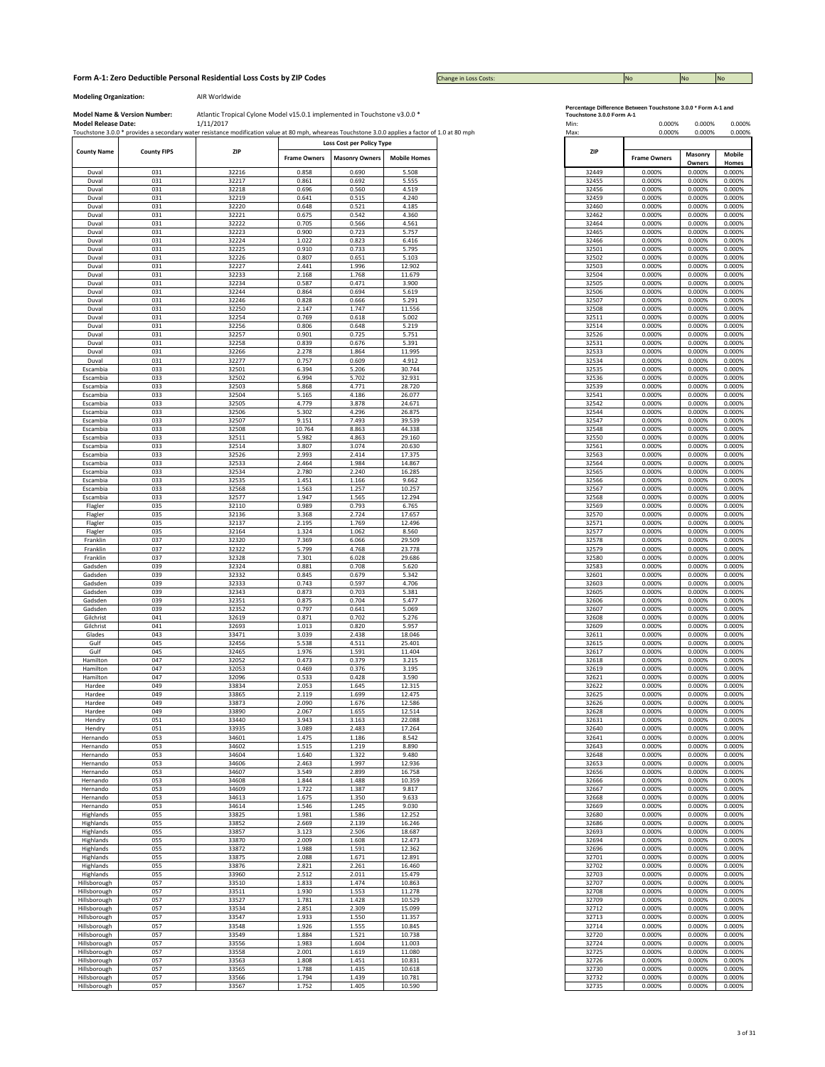# Form A-1: Zero Deductible Personal Residential Loss Costs by ZIP Codes

Change in Loss Costs: No | No | No

**Modeling Organization:** AIR Worldwide

**Model Name & Version Number:** Atlantic Tropical Cyclone Model v15.0.1 implemented in Touchstone v3.0.0 *

**Model Release Date:** 1/11/2017

Touchstone 3.0.0 * provides a secondary water resistance modification value at 80 mph, wheareas Touchstone 3.0.0 applies a factor of 1.0 at 80 mph

| County Name | County FIPS | ZIP | Loss Cost per Policy Type | | |
|---|---|---|---|---|---|
| | | | Frame Owners | Masonry Owners | Mobile Homes |
| Duval | 031 | 32216 | 0.858 | 0.690 | 5.508 |
| Duval | 031 | 32217 | 0.861 | 0.692 | 5.555 |
| Duval | 031 | 32218 | 0.696 | 0.560 | 4.519 |
| Duval | 031 | 32219 | 0.641 | 0.515 | 4.240 |
| Duval | 031 | 32220 | 0.648 | 0.521 | 4.185 |
| Duval | 031 | 32221 | 0.675 | 0.542 | 4.360 |
| Duval | 031 | 32222 | 0.705 | 0.566 | 4.561 |
| Duval | 031 | 32223 | 0.900 | 0.723 | 5.757 |
| Duval | 031 | 32224 | 1.022 | 0.823 | 6.416 |
| Duval | 031 | 32225 | 0.910 | 0.733 | 5.795 |
| Duval | 031 | 32226 | 0.807 | 0.651 | 5.103 |
| Duval | 031 | 32227 | 2.441 | 1.996 | 12.902 |
| Duval | 031 | 32233 | 2.168 | 1.768 | 11.679 |
| Duval | 031 | 32234 | 0.587 | 0.471 | 3.900 |
| Duval | 031 | 32244 | 0.864 | 0.694 | 5.619 |
| Duval | 031 | 32246 | 0.828 | 0.666 | 5.291 |
| Duval | 031 | 32250 | 2.147 | 1.747 | 11.556 |
| Duval | 031 | 32254 | 0.769 | 0.618 | 5.002 |
| Duval | 031 | 32256 | 0.806 | 0.648 | 5.219 |
| Duval | 031 | 32257 | 0.901 | 0.725 | 5.751 |
| Duval | 031 | 32258 | 0.839 | 0.676 | 5.391 |
| Duval | 031 | 32266 | 2.278 | 1.864 | 11.995 |
| Duval | 031 | 32277 | 0.757 | 0.609 | 4.912 |
| Escambia | 033 | 32501 | 6.394 | 5.206 | 30.744 |
| Escambia | 033 | 32502 | 6.994 | 5.702 | 32.931 |
| Escambia | 033 | 32503 | 5.868 | 4.771 | 28.720 |
| Escambia | 033 | 32504 | 5.165 | 4.186 | 26.077 |
| Escambia | 033 | 32505 | 4.779 | 3.878 | 24.671 |
| Escambia | 033 | 32506 | 5.302 | 4.296 | 26.875 |
| Escambia | 033 | 32507 | 9.151 | 7.493 | 39.539 |
| Escambia | 033 | 32508 | 10.764 | 8.863 | 44.338 |
| Escambia | 033 | 32511 | 5.982 | 4.863 | 29.160 |
| Escambia | 033 | 32514 | 3.807 | 3.074 | 20.630 |
| Escambia | 033 | 32526 | 2.993 | 2.414 | 17.375 |
| Escambia | 033 | 32533 | 2.464 | 1.984 | 14.867 |
| Escambia | 033 | 32534 | 2.780 | 2.240 | 16.285 |
| Escambia | 033 | 32535 | 1.451 | 1.166 | 9.662 |
| Escambia | 033 | 32568 | 1.563 | 1.257 | 10.257 |
| Escambia | 033 | 32577 | 1.947 | 1.565 | 12.294 |
| Flagler | 035 | 32110 | 0.989 | 0.793 | 6.765 |
| Flagler | 035 | 32136 | 3.368 | 2.724 | 17.657 |
| Flagler | 035 | 32137 | 2.195 | 1.769 | 12.496 |
| Flagler | 035 | 32164 | 1.324 | 1.062 | 8.560 |
| Franklin | 037 | 32320 | 7.369 | 6.066 | 29.509 |
| Franklin | 037 | 32322 | 5.799 | 4.768 | 23.778 |
| Franklin | 037 | 32328 | 7.301 | 6.028 | 29.686 |
| Gadsden | 039 | 32324 | 0.881 | 0.708 | 5.620 |
| Gadsden | 039 | 32332 | 0.845 | 0.679 | 5.342 |
| Gadsden | 039 | 32333 | 0.743 | 0.597 | 4.706 |
| Gadsden | 039 | 32343 | 0.873 | 0.703 | 5.381 |
| Gadsden | 039 | 32351 | 0.875 | 0.704 | 5.477 |
| Gadsden | 039 | 32352 | 0.797 | 0.641 | 5.069 |
| Gilchrist | 041 | 32619 | 0.871 | 0.702 | 5.276 |
| Gilchrist | 041 | 32693 | 1.013 | 0.820 | 5.957 |
| Glades | 043 | 33471 | 3.039 | 2.438 | 18.046 |
| Gulf | 045 | 32456 | 5.538 | 4.511 | 25.401 |
| Gulf | 045 | 32465 | 1.976 | 1.591 | 11.404 |
| Hamilton | 047 | 32052 | 0.473 | 0.379 | 3.215 |
| Hamilton | 047 | 32053 | 0.469 | 0.376 | 3.195 |
| Hamilton | 047 | 32096 | 0.533 | 0.428 | 3.590 |
| Hardee | 049 | 33834 | 2.053 | 1.645 | 12.315 |
| Hardee | 049 | 33865 | 2.119 | 1.699 | 12.475 |
| Hardee | 049 | 33873 | 2.090 | 1.676 | 12.586 |
| Hardee | 049 | 33890 | 2.067 | 1.655 | 12.514 |
| Hendry | 051 | 33440 | 3.943 | 3.163 | 22.088 |
| Hendry | 051 | 33935 | 3.089 | 2.483 | 17.264 |
| Hernando | 053 | 34601 | 1.475 | 1.186 | 8.542 |
| Hernando | 053 | 34602 | 1.515 | 1.219 | 8.890 |
| Hernando | 053 | 34604 | 1.640 | 1.322 | 9.480 |
| Hernando | 053 | 34606 | 2.463 | 1.997 | 12.936 |
| Hernando | 053 | 34607 | 3.549 | 2.899 | 16.758 |
| Hernando | 053 | 34608 | 1.844 | 1.488 | 10.359 |
| Hernando | 053 | 34609 | 1.722 | 1.387 | 9.817 |
| Hernando | 053 | 34613 | 1.675 | 1.350 | 9.633 |
| Hernando | 053 | 34614 | 1.546 | 1.245 | 9.030 |
| Highlands | 055 | 33825 | 1.981 | 1.586 | 12.252 |
| Highlands | 055 | 33852 | 2.669 | 2.139 | 16.246 |
| Highlands | 055 | 33857 | 3.123 | 2.506 | 18.687 |
| Highlands | 055 | 33870 | 2.009 | 1.608 | 12.473 |
| Highlands | 055 | 33872 | 1.988 | 1.591 | 12.362 |
| Highlands | 055 | 33875 | 2.088 | 1.671 | 12.891 |
| Highlands | 055 | 33876 | 2.821 | 2.261 | 16.460 |
| Highlands | 055 | 33960 | 2.512 | 2.011 | 15.479 |
| Hillsborough | 057 | 33510 | 1.833 | 1.474 | 10.863 |
| Hillsborough | 057 | 33511 | 1.930 | 1.553 | 11.278 |
| Hillsborough | 057 | 33527 | 1.781 | 1.428 | 10.529 |
| Hillsborough | 057 | 33534 | 2.851 | 2.309 | 15.099 |
| Hillsborough | 057 | 33547 | 1.933 | 1.550 | 11.357 |
| Hillsborough | 057 | 33548 | 1.926 | 1.555 | 10.845 |
| Hillsborough | 057 | 33549 | 1.884 | 1.521 | 10.738 |
| Hillsborough | 057 | 33556 | 1.983 | 1.604 | 11.003 |
| Hillsborough | 057 | 33558 | 2.001 | 1.619 | 11.080 |
| Hillsborough | 057 | 33563 | 1.808 | 1.451 | 10.831 |
| Hillsborough | 057 | 33565 | 1.788 | 1.435 | 10.618 |
| Hillsborough | 057 | 33566 | 1.794 | 1.439 | 10.781 |
| Hillsborough | 057 | 33567 | 1.752 | 1.405 | 10.590 |

**Percentage Difference Between Touchstone 3.0.0 * Form A-1 and Touchstone 3.0.0 Form A-1**

| | Frame Owners | Masonry Owners | Mobile Homes |
|---|---|---|---|
| Min: | 0.000% | 0.000% | 0.000% |
| Max: | 0.000% | 0.000% | 0.000% |

| ZIP | Frame Owners | Masonry Owners | Mobile Homes |
|---|---|---|---|
| 32449 | 0.000% | 0.000% | 0.000% |
| 32455 | 0.000% | 0.000% | 0.000% |
| 32456 | 0.000% | 0.000% | 0.000% |
| 32459 | 0.000% | 0.000% | 0.000% |
| 32460 | 0.000% | 0.000% | 0.000% |
| 32462 | 0.000% | 0.000% | 0.000% |
| 32464 | 0.000% | 0.000% | 0.000% |
| 32465 | 0.000% | 0.000% | 0.000% |
| 32466 | 0.000% | 0.000% | 0.000% |
| 32501 | 0.000% | 0.000% | 0.000% |
| 32502 | 0.000% | 0.000% | 0.000% |
| 32503 | 0.000% | 0.000% | 0.000% |
| 32504 | 0.000% | 0.000% | 0.000% |
| 32505 | 0.000% | 0.000% | 0.000% |
| 32506 | 0.000% | 0.000% | 0.000% |
| 32507 | 0.000% | 0.000% | 0.000% |
| 32508 | 0.000% | 0.000% | 0.000% |
| 32511 | 0.000% | 0.000% | 0.000% |
| 32514 | 0.000% | 0.000% | 0.000% |
| 32526 | 0.000% | 0.000% | 0.000% |
| 32531 | 0.000% | 0.000% | 0.000% |
| 32533 | 0.000% | 0.000% | 0.000% |
| 32534 | 0.000% | 0.000% | 0.000% |
| 32535 | 0.000% | 0.000% | 0.000% |
| 32536 | 0.000% | 0.000% | 0.000% |
| 32539 | 0.000% | 0.000% | 0.000% |
| 32541 | 0.000% | 0.000% | 0.000% |
| 32542 | 0.000% | 0.000% | 0.000% |
| 32544 | 0.000% | 0.000% | 0.000% |
| 32547 | 0.000% | 0.000% | 0.000% |
| 32548 | 0.000% | 0.000% | 0.000% |
| 32550 | 0.000% | 0.000% | 0.000% |
| 32561 | 0.000% | 0.000% | 0.000% |
| 32563 | 0.000% | 0.000% | 0.000% |
| 32564 | 0.000% | 0.000% | 0.000% |
| 32565 | 0.000% | 0.000% | 0.000% |
| 32566 | 0.000% | 0.000% | 0.000% |
| 32567 | 0.000% | 0.000% | 0.000% |
| 32568 | 0.000% | 0.000% | 0.000% |
| 32569 | 0.000% | 0.000% | 0.000% |
| 32570 | 0.000% | 0.000% | 0.000% |
| 32571 | 0.000% | 0.000% | 0.000% |
| 32577 | 0.000% | 0.000% | 0.000% |
| 32578 | 0.000% | 0.000% | 0.000% |
| 32579 | 0.000% | 0.000% | 0.000% |
| 32580 | 0.000% | 0.000% | 0.000% |
| 32583 | 0.000% | 0.000% | 0.000% |
| 32601 | 0.000% | 0.000% | 0.000% |
| 32603 | 0.000% | 0.000% | 0.000% |
| 32605 | 0.000% | 0.000% | 0.000% |
| 32606 | 0.000% | 0.000% | 0.000% |
| 32607 | 0.000% | 0.000% | 0.000% |
| 32608 | 0.000% | 0.000% | 0.000% |
| 32609 | 0.000% | 0.000% | 0.000% |
| 32611 | 0.000% | 0.000% | 0.000% |
| 32615 | 0.000% | 0.000% | 0.000% |
| 32617 | 0.000% | 0.000% | 0.000% |
| 32618 | 0.000% | 0.000% | 0.000% |
| 32619 | 0.000% | 0.000% | 0.000% |
| 32621 | 0.000% | 0.000% | 0.000% |
| 32622 | 0.000% | 0.000% | 0.000% |
| 32625 | 0.000% | 0.000% | 0.000% |
| 32626 | 0.000% | 0.000% | 0.000% |
| 32628 | 0.000% | 0.000% | 0.000% |
| 32631 | 0.000% | 0.000% | 0.000% |
| 32640 | 0.000% | 0.000% | 0.000% |
| 32641 | 0.000% | 0.000% | 0.000% |
| 32643 | 0.000% | 0.000% | 0.000% |
| 32648 | 0.000% | 0.000% | 0.000% |
| 32653 | 0.000% | 0.000% | 0.000% |
| 32656 | 0.000% | 0.000% | 0.000% |
| 32666 | 0.000% | 0.000% | 0.000% |
| 32667 | 0.000% | 0.000% | 0.000% |
| 32668 | 0.000% | 0.000% | 0.000% |
| 32669 | 0.000% | 0.000% | 0.000% |
| 32680 | 0.000% | 0.000% | 0.000% |
| 32686 | 0.000% | 0.000% | 0.000% |
| 32693 | 0.000% | 0.000% | 0.000% |
| 32694 | 0.000% | 0.000% | 0.000% |
| 32696 | 0.000% | 0.000% | 0.000% |
| 32701 | 0.000% | 0.000% | 0.000% |
| 32702 | 0.000% | 0.000% | 0.000% |
| 32703 | 0.000% | 0.000% | 0.000% |
| 32707 | 0.000% | 0.000% | 0.000% |
| 32708 | 0.000% | 0.000% | 0.000% |
| 32709 | 0.000% | 0.000% | 0.000% |
| 32712 | 0.000% | 0.000% | 0.000% |
| 32713 | 0.000% | 0.000% | 0.000% |
| 32714 | 0.000% | 0.000% | 0.000% |
| 32720 | 0.000% | 0.000% | 0.000% |
| 32724 | 0.000% | 0.000% | 0.000% |
| 32725 | 0.000% | 0.000% | 0.000% |
| 32726 | 0.000% | 0.000% | 0.000% |
| 32730 | 0.000% | 0.000% | 0.000% |
| 32732 | 0.000% | 0.000% | 0.000% |
| 32735 | 0.000% | 0.000% | 0.000% |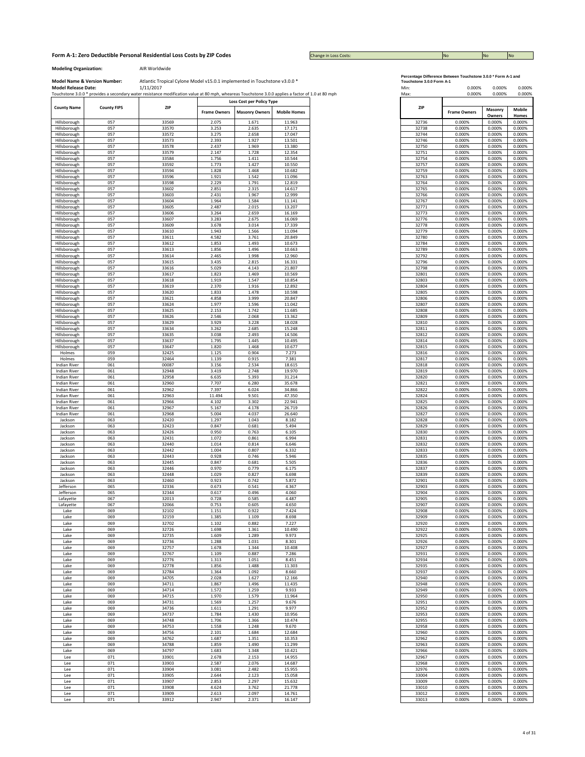# Form A-1: Zero Deductible Personal Residential Loss Costs by ZIP Codes

Change in Loss Costs: No No No

**Modeling Organization:** AIR Worldwide

**Model Name & Version Number:** Atlantic Tropical Cylone Model v15.0.1 implemented in Touchstone v3.0.0 *

**Model Release Date:** 1/11/2017

Touchstone 3.0.0 * provides a secondary water resistance modification value at 80 mph, wheareas Touchstone 3.0.0 applies a factor of 1.0 at 80 mph

| County Name | County FIPS | ZIP | Loss Cost per Policy Type | | |
|---|---|---|---|---|---|
| | | | Frame Owners | Masonry Owners | Mobile Homes |
| Hillsborough | 057 | 33569 | 2.075 | 1.671 | 11.963 |
| Hillsborough | 057 | 33570 | 3.253 | 2.635 | 17.171 |
| Hillsborough | 057 | 33572 | 3.275 | 2.658 | 17.047 |
| Hillsborough | 057 | 33573 | 2.393 | 1.927 | 13.501 |
| Hillsborough | 057 | 33578 | 2.437 | 1.969 | 13.380 |
| Hillsborough | 057 | 33579 | 2.147 | 1.728 | 12.354 |
| Hillsborough | 057 | 33584 | 1.756 | 1.411 | 10.544 |
| Hillsborough | 057 | 33592 | 1.773 | 1.427 | 10.550 |
| Hillsborough | 057 | 33594 | 1.828 | 1.468 | 10.682 |
| Hillsborough | 057 | 33596 | 1.921 | 1.542 | 11.096 |
| Hillsborough | 057 | 33598 | 2.229 | 1.791 | 12.819 |
| Hillsborough | 057 | 33602 | 2.851 | 2.315 | 14.617 |
| Hillsborough | 057 | 33603 | 2.431 | 1.967 | 12.999 |
| Hillsborough | 057 | 33604 | 1.964 | 1.584 | 11.141 |
| Hillsborough | 057 | 33605 | 2.487 | 2.015 | 13.207 |
| Hillsborough | 057 | 33606 | 3.264 | 2.659 | 16.169 |
| Hillsborough | 057 | 33607 | 3.283 | 2.675 | 16.069 |
| Hillsborough | 057 | 33609 | 3.678 | 3.014 | 17.339 |
| Hillsborough | 057 | 33610 | 1.943 | 1.566 | 11.094 |
| Hillsborough | 057 | 33611 | 4.582 | 3.761 | 20.849 |
| Hillsborough | 057 | 33612 | 1.853 | 1.493 | 10.673 |
| Hillsborough | 057 | 33613 | 1.856 | 1.496 | 10.663 |
| Hillsborough | 057 | 33614 | 2.465 | 1.998 | 12.960 |
| Hillsborough | 057 | 33615 | 3.435 | 2.815 | 16.331 |
| Hillsborough | 057 | 33616 | 5.029 | 4.143 | 21.807 |
| Hillsborough | 057 | 33617 | 1.823 | 1.469 | 10.569 |
| Hillsborough | 057 | 33618 | 1.919 | 1.547 | 10.854 |
| Hillsborough | 057 | 33619 | 2.370 | 1.916 | 12.892 |
| Hillsborough | 057 | 33620 | 1.833 | 1.478 | 10.598 |
| Hillsborough | 057 | 33621 | 4.858 | 3.999 | 20.847 |
| Hillsborough | 057 | 33624 | 1.977 | 1.596 | 11.042 |
| Hillsborough | 057 | 33625 | 2.153 | 1.742 | 11.685 |
| Hillsborough | 057 | 33626 | 2.546 | 2.068 | 13.362 |
| Hillsborough | 057 | 33629 | 3.929 | 3.228 | 18.028 |
| Hillsborough | 057 | 33634 | 3.262 | 2.685 | 15.248 |
| Hillsborough | 057 | 33635 | 3.038 | 2.493 | 14.506 |
| Hillsborough | 057 | 33637 | 1.795 | 1.445 | 10.495 |
| Hillsborough | 057 | 33647 | 1.820 | 1.468 | 10.677 |
| Holmes | 059 | 32425 | 1.125 | 0.904 | 7.273 |
| Holmes | 059 | 32464 | 1.139 | 0.915 | 7.381 |
| Indian River | 061 | 00087 | 3.156 | 2.534 | 18.615 |
| Indian River | 061 | 32948 | 3.419 | 2.748 | 19.970 |
| Indian River | 061 | 32958 | 6.635 | 5.393 | 31.214 |
| Indian River | 061 | 32960 | 7.707 | 6.280 | 35.678 |
| Indian River | 061 | 32962 | 7.397 | 6.024 | 34.866 |
| Indian River | 061 | 32963 | 11.494 | 9.501 | 47.350 |
| Indian River | 061 | 32966 | 4.102 | 3.302 | 22.941 |
| Indian River | 061 | 32967 | 5.167 | 4.178 | 26.719 |
| Indian River | 061 | 32968 | 5.004 | 4.037 | 26.640 |
| Jackson | 063 | 32420 | 1.297 | 1.043 | 8.182 |
| Jackson | 063 | 32423 | 0.847 | 0.681 | 5.494 |
| Jackson | 063 | 32426 | 0.950 | 0.763 | 6.105 |
| Jackson | 063 | 32431 | 1.072 | 0.861 | 6.994 |
| Jackson | 063 | 32440 | 1.014 | 0.814 | 6.646 |
| Jackson | 063 | 32442 | 1.004 | 0.807 | 6.332 |
| Jackson | 063 | 32443 | 0.928 | 0.746 | 5.946 |
| Jackson | 063 | 32445 | 0.847 | 0.681 | 5.505 |
| Jackson | 063 | 32446 | 0.970 | 0.779 | 6.175 |
| Jackson | 063 | 32448 | 1.029 | 0.827 | 6.698 |
| Jackson | 063 | 32460 | 0.923 | 0.742 | 5.872 |
| Jefferson | 065 | 32336 | 0.673 | 0.541 | 4.367 |
| Jefferson | 065 | 32344 | 0.617 | 0.496 | 4.060 |
| Lafayette | 067 | 32013 | 0.728 | 0.585 | 4.487 |
| Lafayette | 067 | 32066 | 0.753 | 0.605 | 4.650 |
| Lake | 069 | 32102 | 1.151 | 0.922 | 7.424 |
| Lake | 069 | 32159 | 1.385 | 1.109 | 8.698 |
| Lake | 069 | 32702 | 1.102 | 0.882 | 7.227 |
| Lake | 069 | 32726 | 1.698 | 1.361 | 10.490 |
| Lake | 069 | 32735 | 1.609 | 1.289 | 9.973 |
| Lake | 069 | 32736 | 1.288 | 1.031 | 8.301 |
| Lake | 069 | 32757 | 1.678 | 1.344 | 10.408 |
| Lake | 069 | 32767 | 1.109 | 0.887 | 7.286 |
| Lake | 069 | 32776 | 1.313 | 1.051 | 8.451 |
| Lake | 069 | 32778 | 1.856 | 1.488 | 11.303 |
| Lake | 069 | 32784 | 1.364 | 1.092 | 8.660 |
| Lake | 069 | 34705 | 2.028 | 1.627 | 12.166 |
| Lake | 069 | 34711 | 1.867 | 1.496 | 11.435 |
| Lake | 069 | 34714 | 1.572 | 1.259 | 9.933 |
| Lake | 069 | 34715 | 1.970 | 1.579 | 11.964 |
| Lake | 069 | 34731 | 1.569 | 1.257 | 9.676 |
| Lake | 069 | 34736 | 1.611 | 1.291 | 9.977 |
| Lake | 069 | 34737 | 1.784 | 1.430 | 10.956 |
| Lake | 069 | 34748 | 1.706 | 1.366 | 10.474 |
| Lake | 069 | 34753 | 1.558 | 1.248 | 9.670 |
| Lake | 069 | 34756 | 2.101 | 1.684 | 12.684 |
| Lake | 069 | 34762 | 1.687 | 1.351 | 10.353 |
| Lake | 069 | 34788 | 1.859 | 1.490 | 11.299 |
| Lake | 069 | 34797 | 1.683 | 1.348 | 10.421 |
| Lee | 071 | 33901 | 2.678 | 2.153 | 14.955 |
| Lee | 071 | 33903 | 2.587 | 2.076 | 14.687 |
| Lee | 071 | 33904 | 3.081 | 2.482 | 15.955 |
| Lee | 071 | 33905 | 2.644 | 2.123 | 15.058 |
| Lee | 071 | 33907 | 2.853 | 2.297 | 15.632 |
| Lee | 071 | 33908 | 4.624 | 3.762 | 21.778 |
| Lee | 071 | 33909 | 2.613 | 2.097 | 14.761 |
| Lee | 071 | 33912 | 2.947 | 2.371 | 16.147 |

**Percentage Difference Between Touchstone 3.0.0 * Form A-1 and Touchstone 3.0.0 Form A-1**

| | Frame Owners | Masonry Owners | Mobile Homes |
|---|---|---|---|
| Min: | 0.000% | 0.000% | 0.000% |
| Max: | 0.000% | 0.000% | 0.000% |

| ZIP | Frame Owners | Masonry Owners | Mobile Homes |
|---|---|---|---|
| 32736 | 0.000% | 0.000% | 0.000% |
| 32738 | 0.000% | 0.000% | 0.000% |
| 32744 | 0.000% | 0.000% | 0.000% |
| 32746 | 0.000% | 0.000% | 0.000% |
| 32750 | 0.000% | 0.000% | 0.000% |
| 32751 | 0.000% | 0.000% | 0.000% |
| 32754 | 0.000% | 0.000% | 0.000% |
| 32757 | 0.000% | 0.000% | 0.000% |
| 32759 | 0.000% | 0.000% | 0.000% |
| 32763 | 0.000% | 0.000% | 0.000% |
| 32764 | 0.000% | 0.000% | 0.000% |
| 32765 | 0.000% | 0.000% | 0.000% |
| 32766 | 0.000% | 0.000% | 0.000% |
| 32767 | 0.000% | 0.000% | 0.000% |
| 32771 | 0.000% | 0.000% | 0.000% |
| 32773 | 0.000% | 0.000% | 0.000% |
| 32776 | 0.000% | 0.000% | 0.000% |
| 32778 | 0.000% | 0.000% | 0.000% |
| 32779 | 0.000% | 0.000% | 0.000% |
| 32780 | 0.000% | 0.000% | 0.000% |
| 32784 | 0.000% | 0.000% | 0.000% |
| 32789 | 0.000% | 0.000% | 0.000% |
| 32792 | 0.000% | 0.000% | 0.000% |
| 32796 | 0.000% | 0.000% | 0.000% |
| 32798 | 0.000% | 0.000% | 0.000% |
| 32801 | 0.000% | 0.000% | 0.000% |
| 32803 | 0.000% | 0.000% | 0.000% |
| 32804 | 0.000% | 0.000% | 0.000% |
| 32805 | 0.000% | 0.000% | 0.000% |
| 32806 | 0.000% | 0.000% | 0.000% |
| 32807 | 0.000% | 0.000% | 0.000% |
| 32808 | 0.000% | 0.000% | 0.000% |
| 32809 | 0.000% | 0.000% | 0.000% |
| 32810 | 0.000% | 0.000% | 0.000% |
| 32811 | 0.000% | 0.000% | 0.000% |
| 32812 | 0.000% | 0.000% | 0.000% |
| 32814 | 0.000% | 0.000% | 0.000% |
| 32815 | 0.000% | 0.000% | 0.000% |
| 32816 | 0.000% | 0.000% | 0.000% |
| 32817 | 0.000% | 0.000% | 0.000% |
| 32818 | 0.000% | 0.000% | 0.000% |
| 32819 | 0.000% | 0.000% | 0.000% |
| 32820 | 0.000% | 0.000% | 0.000% |
| 32821 | 0.000% | 0.000% | 0.000% |
| 32822 | 0.000% | 0.000% | 0.000% |
| 32824 | 0.000% | 0.000% | 0.000% |
| 32825 | 0.000% | 0.000% | 0.000% |
| 32826 | 0.000% | 0.000% | 0.000% |
| 32827 | 0.000% | 0.000% | 0.000% |
| 32828 | 0.000% | 0.000% | 0.000% |
| 32829 | 0.000% | 0.000% | 0.000% |
| 32830 | 0.000% | 0.000% | 0.000% |
| 32831 | 0.000% | 0.000% | 0.000% |
| 32832 | 0.000% | 0.000% | 0.000% |
| 32833 | 0.000% | 0.000% | 0.000% |
| 32835 | 0.000% | 0.000% | 0.000% |
| 32836 | 0.000% | 0.000% | 0.000% |
| 32837 | 0.000% | 0.000% | 0.000% |
| 32839 | 0.000% | 0.000% | 0.000% |
| 32901 | 0.000% | 0.000% | 0.000% |
| 32903 | 0.000% | 0.000% | 0.000% |
| 32904 | 0.000% | 0.000% | 0.000% |
| 32905 | 0.000% | 0.000% | 0.000% |
| 32907 | 0.000% | 0.000% | 0.000% |
| 32908 | 0.000% | 0.000% | 0.000% |
| 32909 | 0.000% | 0.000% | 0.000% |
| 32920 | 0.000% | 0.000% | 0.000% |
| 32922 | 0.000% | 0.000% | 0.000% |
| 32925 | 0.000% | 0.000% | 0.000% |
| 32926 | 0.000% | 0.000% | 0.000% |
| 32927 | 0.000% | 0.000% | 0.000% |
| 32931 | 0.000% | 0.000% | 0.000% |
| 32934 | 0.000% | 0.000% | 0.000% |
| 32935 | 0.000% | 0.000% | 0.000% |
| 32937 | 0.000% | 0.000% | 0.000% |
| 32940 | 0.000% | 0.000% | 0.000% |
| 32948 | 0.000% | 0.000% | 0.000% |
| 32949 | 0.000% | 0.000% | 0.000% |
| 32950 | 0.000% | 0.000% | 0.000% |
| 32951 | 0.000% | 0.000% | 0.000% |
| 32952 | 0.000% | 0.000% | 0.000% |
| 32953 | 0.000% | 0.000% | 0.000% |
| 32955 | 0.000% | 0.000% | 0.000% |
| 32958 | 0.000% | 0.000% | 0.000% |
| 32960 | 0.000% | 0.000% | 0.000% |
| 32962 | 0.000% | 0.000% | 0.000% |
| 32963 | 0.000% | 0.000% | 0.000% |
| 32966 | 0.000% | 0.000% | 0.000% |
| 32967 | 0.000% | 0.000% | 0.000% |
| 32968 | 0.000% | 0.000% | 0.000% |
| 32976 | 0.000% | 0.000% | 0.000% |
| 33004 | 0.000% | 0.000% | 0.000% |
| 33009 | 0.000% | 0.000% | 0.000% |
| 33010 | 0.000% | 0.000% | 0.000% |
| 33012 | 0.000% | 0.000% | 0.000% |
| 33013 | 0.000% | 0.000% | 0.000% |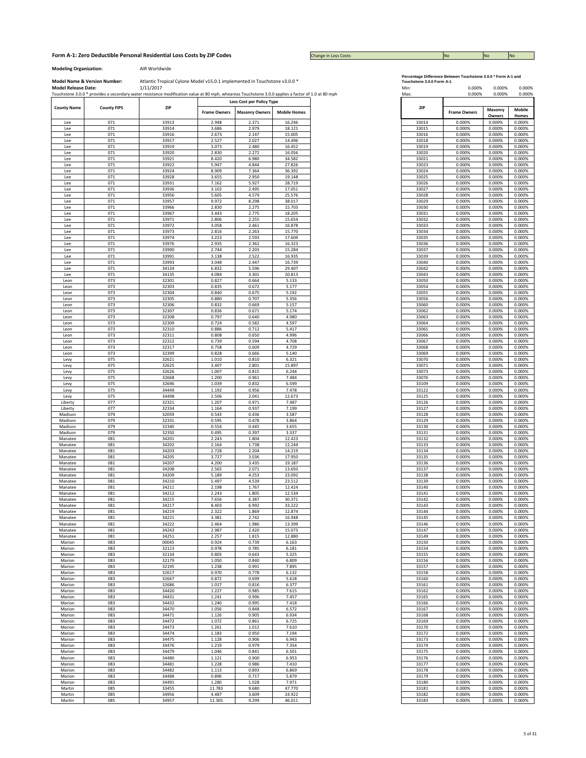## Form A-1: Zero Deductible Personal Residential Loss Costs by ZIP Codes

Change in Loss Costs: No | No | No

**Modeling Organization:** AIR Worldwide

**Model Name & Version Number:** Atlantic Tropical Cyclone Model v15.0.1 implemented in Touchstone v3.0.0 *

**Model Release Date:** 1/11/2017

Touchstone 3.0.0 * provides a secondary water resistance modification value at 80 mph, wheareas Touchstone 3.0.0 applies a factor of 1.0 at 80 mph

| County Name | County FIPS | ZIP | Loss Cost per Policy Type | | |
|---|---|---|---|---|---|
| | | | Frame Owners | Masonry Owners | Mobile Homes |
| Lee | 071 | 33913 | 2.948 | 2.371 | 16.246 |
| Lee | 071 | 33914 | 3.686 | 2.979 | 18.121 |
| Lee | 071 | 33916 | 2.673 | 2.147 | 15.005 |
| Lee | 071 | 33917 | 2.527 | 2.027 | 14.496 |
| Lee | 071 | 33919 | 3.073 | 2.480 | 16.452 |
| Lee | 071 | 33920 | 2.830 | 2.272 | 16.056 |
| Lee | 071 | 33921 | 8.420 | 6.980 | 34.582 |
| Lee | 071 | 33922 | 5.947 | 4.844 | 27.826 |
| Lee | 071 | 33924 | 8.909 | 7.364 | 36.392 |
| Lee | 071 | 33928 | 3.655 | 2.950 | 19.148 |
| Lee | 071 | 33931 | 7.162 | 5.927 | 28.719 |
| Lee | 071 | 33936 | 3.102 | 2.495 | 17.051 |
| Lee | 071 | 33956 | 5.605 | 4.579 | 25.576 |
| Lee | 071 | 33957 | 9.972 | 8.298 | 38.017 |
| Lee | 071 | 33966 | 2.830 | 2.275 | 15.703 |
| Lee | 071 | 33967 | 3.443 | 2.775 | 18.205 |
| Lee | 071 | 33971 | 2.806 | 2.255 | 15.654 |
| Lee | 071 | 33972 | 3.058 | 2.461 | 16.878 |
| Lee | 071 | 33973 | 2.816 | 2.263 | 15.770 |
| Lee | 071 | 33974 | 3.223 | 2.593 | 17.609 |
| Lee | 071 | 33976 | 2.935 | 2.362 | 16.323 |
| Lee | 071 | 33990 | 2.744 | 2.203 | 15.284 |
| Lee | 071 | 33991 | 3.138 | 2.522 | 16.935 |
| Lee | 071 | 33993 | 3.048 | 2.447 | 16.739 |
| Lee | 071 | 34134 | 6.832 | 5.596 | 29.407 |
| Lee | 071 | 34135 | 4.084 | 3.301 | 20.813 |
| Leon | 073 | 32301 | 0.827 | 0.664 | 5.133 |
| Leon | 073 | 32303 | 0.835 | 0.672 | 5.177 |
| Leon | 073 | 32304 | 0.840 | 0.675 | 5.192 |
| Leon | 073 | 32305 | 0.880 | 0.707 | 5.356 |
| Leon | 073 | 32306 | 0.832 | 0.669 | 5.157 |
| Leon | 073 | 32307 | 0.836 | 0.671 | 5.174 |
| Leon | 073 | 32308 | 0.797 | 0.640 | 4.980 |
| Leon | 073 | 32309 | 0.724 | 0.582 | 4.597 |
| Leon | 073 | 32310 | 0.886 | 0.712 | 5.417 |
| Leon | 073 | 32311 | 0.808 | 0.650 | 4.996 |
| Leon | 073 | 32312 | 0.739 | 0.594 | 4.708 |
| Leon | 073 | 32317 | 0.758 | 0.609 | 4.729 |
| Leon | 073 | 32399 | 0.828 | 0.666 | 5.140 |
| Levy | 075 | 32621 | 1.010 | 0.810 | 6.321 |
| Levy | 075 | 32625 | 3.407 | 2.801 | 15.897 |
| Levy | 075 | 32626 | 1.007 | 0.815 | 6.244 |
| Levy | 075 | 32668 | 1.200 | 0.961 | 7.484 |
| Levy | 075 | 32696 | 1.039 | 0.832 | 6.599 |
| Levy | 075 | 34449 | 1.192 | 0.956 | 7.478 |
| Levy | 075 | 34498 | 2.506 | 2.041 | 12.673 |
| Liberty | 077 | 32321 | 1.207 | 0.971 | 7.487 |
| Liberty | 077 | 32334 | 1.164 | 0.937 | 7.199 |
| Madison | 079 | 32059 | 0.543 | 0.436 | 3.587 |
| Madison | 079 | 32331 | 0.595 | 0.478 | 3.864 |
| Madison | 079 | 32340 | 0.554 | 0.445 | 3.655 |
| Madison | 079 | 32350 | 0.495 | 0.397 | 3.337 |
| Manatee | 081 | 34201 | 2.243 | 1.804 | 12.423 |
| Manatee | 081 | 34202 | 2.164 | 1.738 | 12.244 |
| Manatee | 081 | 34203 | 2.728 | 2.204 | 14.219 |
| Manatee | 081 | 34205 | 3.727 | 3.036 | 17.950 |
| Manatee | 081 | 34207 | 4.200 | 3.435 | 19.187 |
| Manatee | 081 | 34208 | 2.565 | 2.071 | 13.693 |
| Manatee | 081 | 34209 | 5.189 | 4.253 | 23.092 |
| Manatee | 081 | 34210 | 5.497 | 4.539 | 23.512 |
| Manatee | 081 | 34211 | 2.198 | 1.767 | 12.424 |
| Manatee | 081 | 34212 | 2.243 | 1.805 | 12.534 |
| Manatee | 081 | 34215 | 7.656 | 6.387 | 30.371 |
| Manatee | 081 | 34217 | 8.403 | 6.992 | 33.222 |
| Manatee | 081 | 34219 | 2.322 | 1.869 | 12.874 |
| Manatee | 081 | 34221 | 3.381 | 2.742 | 16.948 |
| Manatee | 081 | 34222 | 2.464 | 1.986 | 13.399 |
| Manatee | 081 | 34243 | 2.987 | 2.420 | 15.073 |
| Manatee | 081 | 34251 | 2.257 | 1.815 | 12.880 |
| Marion | 083 | 00045 | 0.924 | 0.739 | 6.163 |
| Marion | 083 | 32113 | 0.978 | 0.785 | 6.181 |
| Marion | 083 | 32134 | 0.803 | 0.643 | 5.325 |
| Marion | 083 | 32179 | 1.050 | 0.840 | 6.809 |
| Marion | 083 | 32195 | 1.238 | 0.991 | 7.895 |
| Marion | 083 | 32617 | 0.970 | 0.778 | 6.132 |
| Marion | 083 | 32667 | 0.872 | 0.699 | 5.618 |
| Marion | 083 | 32686 | 1.017 | 0.816 | 6.377 |
| Marion | 083 | 34420 | 1.227 | 0.985 | 7.615 |
| Marion | 083 | 34431 | 1.241 | 0.996 | 7.457 |
| Marion | 083 | 34432 | 1.240 | 0.995 | 7.418 |
| Marion | 083 | 34470 | 1.056 | 0.848 | 6.572 |
| Marion | 083 | 34471 | 1.126 | 0.905 | 6.934 |
| Marion | 083 | 34472 | 1.072 | 0.861 | 6.725 |
| Marion | 083 | 34473 | 1.261 | 1.012 | 7.610 |
| Marion | 083 | 34474 | 1.183 | 0.950 | 7.194 |
| Marion | 083 | 34475 | 1.128 | 0.906 | 6.943 |
| Marion | 083 | 34476 | 1.219 | 0.979 | 7.354 |
| Marion | 083 | 34479 | 1.046 | 0.841 | 6.501 |
| Marion | 083 | 34480 | 1.121 | 0.900 | 6.953 |
| Marion | 083 | 34481 | 1.228 | 0.986 | 7.410 |
| Marion | 083 | 34482 | 1.113 | 0.893 | 6.869 |
| Marion | 083 | 34488 | 0.896 | 0.717 | 5.879 |
| Marion | 083 | 34491 | 1.280 | 1.028 | 7.971 |
| Martin | 085 | 33455 | 11.783 | 9.680 | 47.770 |
| Martin | 085 | 34956 | 4.487 | 3.609 | 24.922 |
| Martin | 085 | 34957 | 11.305 | 9.299 | 46.011 |

**Percentage Difference Between Touchstone 3.0.0 * Form A-1 and Touchstone 3.0.0 Form A-1**

| | Frame Owners | Masonry Owners | Mobile Homes |
|---|---|---|---|
| Min: | 0.000% | 0.000% | 0.000% |
| Max: | 0.000% | 0.000% | 0.000% |

| ZIP | Frame Owners | Masonry Owners | Mobile Homes |
|---|---|---|---|
| 33014 | 0.000% | 0.000% | 0.000% |
| 33015 | 0.000% | 0.000% | 0.000% |
| 33016 | 0.000% | 0.000% | 0.000% |
| 33018 | 0.000% | 0.000% | 0.000% |
| 33019 | 0.000% | 0.000% | 0.000% |
| 33020 | 0.000% | 0.000% | 0.000% |
| 33021 | 0.000% | 0.000% | 0.000% |
| 33023 | 0.000% | 0.000% | 0.000% |
| 33024 | 0.000% | 0.000% | 0.000% |
| 33025 | 0.000% | 0.000% | 0.000% |
| 33026 | 0.000% | 0.000% | 0.000% |
| 33027 | 0.000% | 0.000% | 0.000% |
| 33028 | 0.000% | 0.000% | 0.000% |
| 33029 | 0.000% | 0.000% | 0.000% |
| 33030 | 0.000% | 0.000% | 0.000% |
| 33031 | 0.000% | 0.000% | 0.000% |
| 33032 | 0.000% | 0.000% | 0.000% |
| 33033 | 0.000% | 0.000% | 0.000% |
| 33034 | 0.000% | 0.000% | 0.000% |
| 33035 | 0.000% | 0.000% | 0.000% |
| 33036 | 0.000% | 0.000% | 0.000% |
| 33037 | 0.000% | 0.000% | 0.000% |
| 33039 | 0.000% | 0.000% | 0.000% |
| 33040 | 0.000% | 0.000% | 0.000% |
| 33042 | 0.000% | 0.000% | 0.000% |
| 33043 | 0.000% | 0.000% | 0.000% |
| 33050 | 0.000% | 0.000% | 0.000% |
| 33054 | 0.000% | 0.000% | 0.000% |
| 33055 | 0.000% | 0.000% | 0.000% |
| 33056 | 0.000% | 0.000% | 0.000% |
| 33060 | 0.000% | 0.000% | 0.000% |
| 33062 | 0.000% | 0.000% | 0.000% |
| 33063 | 0.000% | 0.000% | 0.000% |
| 33064 | 0.000% | 0.000% | 0.000% |
| 33065 | 0.000% | 0.000% | 0.000% |
| 33066 | 0.000% | 0.000% | 0.000% |
| 33067 | 0.000% | 0.000% | 0.000% |
| 33068 | 0.000% | 0.000% | 0.000% |
| 33069 | 0.000% | 0.000% | 0.000% |
| 33070 | 0.000% | 0.000% | 0.000% |
| 33071 | 0.000% | 0.000% | 0.000% |
| 33073 | 0.000% | 0.000% | 0.000% |
| 33076 | 0.000% | 0.000% | 0.000% |
| 33109 | 0.000% | 0.000% | 0.000% |
| 33122 | 0.000% | 0.000% | 0.000% |
| 33125 | 0.000% | 0.000% | 0.000% |
| 33126 | 0.000% | 0.000% | 0.000% |
| 33127 | 0.000% | 0.000% | 0.000% |
| 33128 | 0.000% | 0.000% | 0.000% |
| 33129 | 0.000% | 0.000% | 0.000% |
| 33130 | 0.000% | 0.000% | 0.000% |
| 33131 | 0.000% | 0.000% | 0.000% |
| 33132 | 0.000% | 0.000% | 0.000% |
| 33133 | 0.000% | 0.000% | 0.000% |
| 33134 | 0.000% | 0.000% | 0.000% |
| 33135 | 0.000% | 0.000% | 0.000% |
| 33136 | 0.000% | 0.000% | 0.000% |
| 33137 | 0.000% | 0.000% | 0.000% |
| 33138 | 0.000% | 0.000% | 0.000% |
| 33139 | 0.000% | 0.000% | 0.000% |
| 33140 | 0.000% | 0.000% | 0.000% |
| 33141 | 0.000% | 0.000% | 0.000% |
| 33142 | 0.000% | 0.000% | 0.000% |
| 33143 | 0.000% | 0.000% | 0.000% |
| 33144 | 0.000% | 0.000% | 0.000% |
| 33145 | 0.000% | 0.000% | 0.000% |
| 33146 | 0.000% | 0.000% | 0.000% |
| 33147 | 0.000% | 0.000% | 0.000% |
| 33149 | 0.000% | 0.000% | 0.000% |
| 33150 | 0.000% | 0.000% | 0.000% |
| 33154 | 0.000% | 0.000% | 0.000% |
| 33155 | 0.000% | 0.000% | 0.000% |
| 33156 | 0.000% | 0.000% | 0.000% |
| 33157 | 0.000% | 0.000% | 0.000% |
| 33158 | 0.000% | 0.000% | 0.000% |
| 33160 | 0.000% | 0.000% | 0.000% |
| 33161 | 0.000% | 0.000% | 0.000% |
| 33162 | 0.000% | 0.000% | 0.000% |
| 33165 | 0.000% | 0.000% | 0.000% |
| 33166 | 0.000% | 0.000% | 0.000% |
| 33167 | 0.000% | 0.000% | 0.000% |
| 33168 | 0.000% | 0.000% | 0.000% |
| 33169 | 0.000% | 0.000% | 0.000% |
| 33170 | 0.000% | 0.000% | 0.000% |
| 33172 | 0.000% | 0.000% | 0.000% |
| 33173 | 0.000% | 0.000% | 0.000% |
| 33174 | 0.000% | 0.000% | 0.000% |
| 33175 | 0.000% | 0.000% | 0.000% |
| 33176 | 0.000% | 0.000% | 0.000% |
| 33177 | 0.000% | 0.000% | 0.000% |
| 33178 | 0.000% | 0.000% | 0.000% |
| 33179 | 0.000% | 0.000% | 0.000% |
| 33180 | 0.000% | 0.000% | 0.000% |
| 33181 | 0.000% | 0.000% | 0.000% |
| 33182 | 0.000% | 0.000% | 0.000% |
| 33183 | 0.000% | 0.000% | 0.000% |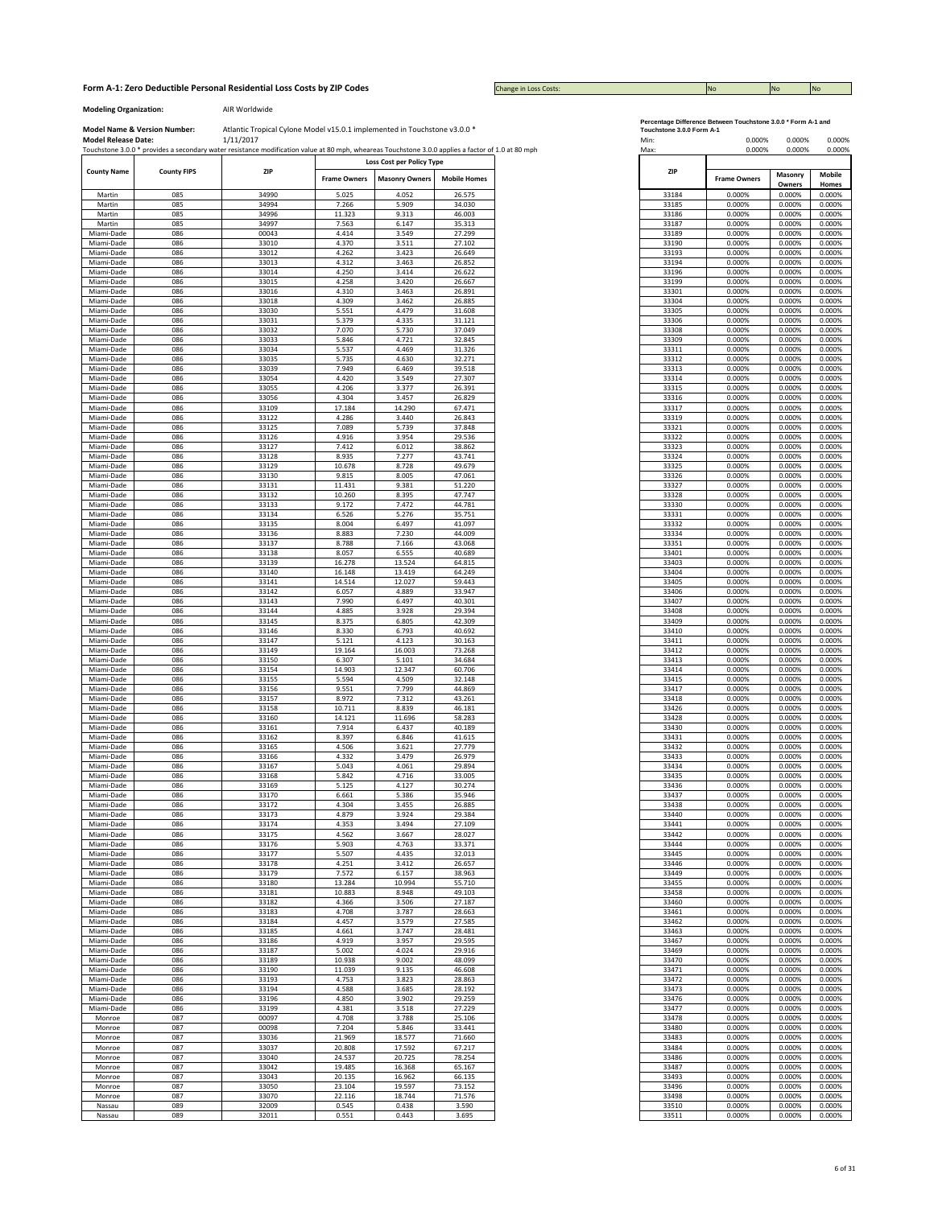# Form A-1: Zero Deductible Personal Residential Loss Costs by ZIP Codes

Change in Loss Costs: No | No | No

**Modeling Organization:** AIR Worldwide

**Model Name & Version Number:** Atlantic Tropical Cyclone Model v15.0.1 implemented in Touchstone v3.0.0 *

**Model Release Date:** 1/11/2017

Touchstone 3.0.0 * provides a secondary water resistance modification value at 80 mph, wheareas Touchstone 3.0.0 applies a factor of 1.0 at 80 mph

| County Name | County FIPS | ZIP | Loss Cost per Policy Type | | |
|---|---|---|---|---|---|
| | | | Frame Owners | Masonry Owners | Mobile Homes |
| Martin | 085 | 34990 | 5.025 | 4.052 | 26.575 |
| Martin | 085 | 34994 | 7.266 | 5.909 | 34.030 |
| Martin | 085 | 34996 | 11.323 | 9.313 | 46.003 |
| Martin | 085 | 34997 | 7.563 | 6.147 | 35.313 |
| Miami-Dade | 086 | 00043 | 4.414 | 3.549 | 27.299 |
| Miami-Dade | 086 | 33010 | 4.370 | 3.511 | 27.102 |
| Miami-Dade | 086 | 33012 | 4.262 | 3.423 | 26.649 |
| Miami-Dade | 086 | 33013 | 4.312 | 3.463 | 26.852 |
| Miami-Dade | 086 | 33014 | 4.250 | 3.414 | 26.622 |
| Miami-Dade | 086 | 33015 | 4.258 | 3.420 | 26.667 |
| Miami-Dade | 086 | 33016 | 4.310 | 3.463 | 26.891 |
| Miami-Dade | 086 | 33018 | 4.309 | 3.462 | 26.885 |
| Miami-Dade | 086 | 33030 | 5.551 | 4.479 | 31.608 |
| Miami-Dade | 086 | 33031 | 5.379 | 4.335 | 31.121 |
| Miami-Dade | 086 | 33032 | 7.070 | 5.730 | 37.049 |
| Miami-Dade | 086 | 33033 | 5.846 | 4.721 | 32.845 |
| Miami-Dade | 086 | 33034 | 5.537 | 4.469 | 31.326 |
| Miami-Dade | 086 | 33035 | 5.735 | 4.630 | 32.271 |
| Miami-Dade | 086 | 33039 | 7.949 | 6.469 | 39.518 |
| Miami-Dade | 086 | 33054 | 4.420 | 3.549 | 27.307 |
| Miami-Dade | 086 | 33055 | 4.206 | 3.377 | 26.391 |
| Miami-Dade | 086 | 33056 | 4.304 | 3.457 | 26.829 |
| Miami-Dade | 086 | 33109 | 17.184 | 14.290 | 67.471 |
| Miami-Dade | 086 | 33122 | 4.286 | 3.440 | 26.843 |
| Miami-Dade | 086 | 33125 | 7.089 | 5.739 | 37.848 |
| Miami-Dade | 086 | 33126 | 4.916 | 3.954 | 29.536 |
| Miami-Dade | 086 | 33127 | 7.412 | 6.012 | 38.862 |
| Miami-Dade | 086 | 33128 | 8.935 | 7.277 | 43.741 |
| Miami-Dade | 086 | 33129 | 10.678 | 8.728 | 49.679 |
| Miami-Dade | 086 | 33130 | 9.815 | 8.005 | 47.061 |
| Miami-Dade | 086 | 33131 | 11.431 | 9.381 | 51.220 |
| Miami-Dade | 086 | 33132 | 10.260 | 8.395 | 47.747 |
| Miami-Dade | 086 | 33133 | 9.172 | 7.472 | 44.781 |
| Miami-Dade | 086 | 33134 | 6.526 | 5.276 | 35.751 |
| Miami-Dade | 086 | 33135 | 8.004 | 6.497 | 41.097 |
| Miami-Dade | 086 | 33136 | 8.883 | 7.230 | 44.009 |
| Miami-Dade | 086 | 33137 | 8.788 | 7.166 | 43.068 |
| Miami-Dade | 086 | 33138 | 8.057 | 6.555 | 40.689 |
| Miami-Dade | 086 | 33139 | 16.278 | 13.524 | 64.815 |
| Miami-Dade | 086 | 33140 | 16.148 | 13.419 | 64.249 |
| Miami-Dade | 086 | 33141 | 14.514 | 12.027 | 59.443 |
| Miami-Dade | 086 | 33142 | 6.057 | 4.889 | 33.947 |
| Miami-Dade | 086 | 33143 | 7.990 | 6.497 | 40.301 |
| Miami-Dade | 086 | 33144 | 4.885 | 3.928 | 29.394 |
| Miami-Dade | 086 | 33145 | 8.375 | 6.805 | 42.309 |
| Miami-Dade | 086 | 33146 | 8.330 | 6.793 | 40.692 |
| Miami-Dade | 086 | 33147 | 5.121 | 4.123 | 30.163 |
| Miami-Dade | 086 | 33149 | 19.164 | 16.003 | 73.268 |
| Miami-Dade | 086 | 33150 | 6.307 | 5.101 | 34.684 |
| Miami-Dade | 086 | 33154 | 14.903 | 12.347 | 60.706 |
| Miami-Dade | 086 | 33155 | 5.594 | 4.509 | 32.148 |
| Miami-Dade | 086 | 33156 | 9.551 | 7.799 | 44.869 |
| Miami-Dade | 086 | 33157 | 8.972 | 7.312 | 43.261 |
| Miami-Dade | 086 | 33158 | 10.711 | 8.839 | 46.181 |
| Miami-Dade | 086 | 33160 | 14.121 | 11.696 | 58.283 |
| Miami-Dade | 086 | 33161 | 7.914 | 6.437 | 40.189 |
| Miami-Dade | 086 | 33162 | 8.397 | 6.846 | 41.615 |
| Miami-Dade | 086 | 33165 | 4.506 | 3.621 | 27.779 |
| Miami-Dade | 086 | 33166 | 4.332 | 3.479 | 26.979 |
| Miami-Dade | 086 | 33167 | 5.043 | 4.061 | 29.894 |
| Miami-Dade | 086 | 33168 | 5.842 | 4.716 | 33.005 |
| Miami-Dade | 086 | 33169 | 5.125 | 4.127 | 30.274 |
| Miami-Dade | 086 | 33170 | 6.661 | 5.386 | 35.946 |
| Miami-Dade | 086 | 33172 | 4.304 | 3.455 | 26.885 |
| Miami-Dade | 086 | 33173 | 4.879 | 3.924 | 29.384 |
| Miami-Dade | 086 | 33174 | 4.353 | 3.494 | 27.109 |
| Miami-Dade | 086 | 33175 | 4.562 | 3.667 | 28.027 |
| Miami-Dade | 086 | 33176 | 5.903 | 4.763 | 33.371 |
| Miami-Dade | 086 | 33177 | 5.507 | 4.435 | 32.013 |
| Miami-Dade | 086 | 33178 | 4.251 | 3.412 | 26.657 |
| Miami-Dade | 086 | 33179 | 7.572 | 6.157 | 38.963 |
| Miami-Dade | 086 | 33180 | 13.284 | 10.994 | 55.710 |
| Miami-Dade | 086 | 33181 | 10.883 | 8.948 | 49.103 |
| Miami-Dade | 086 | 33182 | 4.366 | 3.506 | 27.187 |
| Miami-Dade | 086 | 33183 | 4.708 | 3.787 | 28.663 |
| Miami-Dade | 086 | 33184 | 4.457 | 3.579 | 27.585 |
| Miami-Dade | 086 | 33185 | 4.661 | 3.747 | 28.481 |
| Miami-Dade | 086 | 33186 | 4.919 | 3.957 | 29.595 |
| Miami-Dade | 086 | 33187 | 5.002 | 4.024 | 29.916 |
| Miami-Dade | 086 | 33189 | 10.938 | 9.002 | 48.099 |
| Miami-Dade | 086 | 33190 | 11.039 | 9.135 | 46.608 |
| Miami-Dade | 086 | 33193 | 4.753 | 3.823 | 28.863 |
| Miami-Dade | 086 | 33194 | 4.588 | 3.685 | 28.192 |
| Miami-Dade | 086 | 33196 | 4.850 | 3.902 | 29.259 |
| Miami-Dade | 086 | 33199 | 4.381 | 3.518 | 27.229 |
| Monroe | 087 | 00097 | 4.708 | 3.788 | 25.106 |
| Monroe | 087 | 00098 | 7.204 | 5.846 | 33.441 |
| Monroe | 087 | 33036 | 21.969 | 18.577 | 71.660 |
| Monroe | 087 | 33037 | 20.808 | 17.592 | 67.217 |
| Monroe | 087 | 33040 | 24.537 | 20.725 | 78.254 |
| Monroe | 087 | 33042 | 19.485 | 16.368 | 65.167 |
| Monroe | 087 | 33043 | 20.135 | 16.962 | 66.135 |
| Monroe | 087 | 33050 | 23.104 | 19.597 | 73.152 |
| Monroe | 087 | 33070 | 22.116 | 18.744 | 71.576 |
| Nassau | 089 | 32009 | 0.545 | 0.438 | 3.590 |
| Nassau | 089 | 32011 | 0.551 | 0.443 | 3.695 |

**Percentage Difference Between Touchstone 3.0.0 * Form A-1 and Touchstone 3.0.0 Form A-1**

| | Frame Owners | Masonry Owners | Mobile Homes |
|---|---|---|---|
| Min: | 0.000% | 0.000% | 0.000% |
| Max: | 0.000% | 0.000% | 0.000% |

| ZIP | Frame Owners | Masonry Owners | Mobile Homes |
|---|---|---|---|
| 33184 | 0.000% | 0.000% | 0.000% |
| 33185 | 0.000% | 0.000% | 0.000% |
| 33186 | 0.000% | 0.000% | 0.000% |
| 33187 | 0.000% | 0.000% | 0.000% |
| 33189 | 0.000% | 0.000% | 0.000% |
| 33190 | 0.000% | 0.000% | 0.000% |
| 33193 | 0.000% | 0.000% | 0.000% |
| 33194 | 0.000% | 0.000% | 0.000% |
| 33196 | 0.000% | 0.000% | 0.000% |
| 33199 | 0.000% | 0.000% | 0.000% |
| 33301 | 0.000% | 0.000% | 0.000% |
| 33304 | 0.000% | 0.000% | 0.000% |
| 33305 | 0.000% | 0.000% | 0.000% |
| 33306 | 0.000% | 0.000% | 0.000% |
| 33308 | 0.000% | 0.000% | 0.000% |
| 33309 | 0.000% | 0.000% | 0.000% |
| 33311 | 0.000% | 0.000% | 0.000% |
| 33312 | 0.000% | 0.000% | 0.000% |
| 33313 | 0.000% | 0.000% | 0.000% |
| 33314 | 0.000% | 0.000% | 0.000% |
| 33315 | 0.000% | 0.000% | 0.000% |
| 33316 | 0.000% | 0.000% | 0.000% |
| 33317 | 0.000% | 0.000% | 0.000% |
| 33319 | 0.000% | 0.000% | 0.000% |
| 33321 | 0.000% | 0.000% | 0.000% |
| 33322 | 0.000% | 0.000% | 0.000% |
| 33323 | 0.000% | 0.000% | 0.000% |
| 33324 | 0.000% | 0.000% | 0.000% |
| 33325 | 0.000% | 0.000% | 0.000% |
| 33326 | 0.000% | 0.000% | 0.000% |
| 33327 | 0.000% | 0.000% | 0.000% |
| 33328 | 0.000% | 0.000% | 0.000% |
| 33330 | 0.000% | 0.000% | 0.000% |
| 33331 | 0.000% | 0.000% | 0.000% |
| 33332 | 0.000% | 0.000% | 0.000% |
| 33334 | 0.000% | 0.000% | 0.000% |
| 33351 | 0.000% | 0.000% | 0.000% |
| 33401 | 0.000% | 0.000% | 0.000% |
| 33403 | 0.000% | 0.000% | 0.000% |
| 33404 | 0.000% | 0.000% | 0.000% |
| 33405 | 0.000% | 0.000% | 0.000% |
| 33406 | 0.000% | 0.000% | 0.000% |
| 33407 | 0.000% | 0.000% | 0.000% |
| 33408 | 0.000% | 0.000% | 0.000% |
| 33409 | 0.000% | 0.000% | 0.000% |
| 33410 | 0.000% | 0.000% | 0.000% |
| 33411 | 0.000% | 0.000% | 0.000% |
| 33412 | 0.000% | 0.000% | 0.000% |
| 33413 | 0.000% | 0.000% | 0.000% |
| 33414 | 0.000% | 0.000% | 0.000% |
| 33415 | 0.000% | 0.000% | 0.000% |
| 33417 | 0.000% | 0.000% | 0.000% |
| 33418 | 0.000% | 0.000% | 0.000% |
| 33426 | 0.000% | 0.000% | 0.000% |
| 33428 | 0.000% | 0.000% | 0.000% |
| 33430 | 0.000% | 0.000% | 0.000% |
| 33431 | 0.000% | 0.000% | 0.000% |
| 33432 | 0.000% | 0.000% | 0.000% |
| 33433 | 0.000% | 0.000% | 0.000% |
| 33434 | 0.000% | 0.000% | 0.000% |
| 33435 | 0.000% | 0.000% | 0.000% |
| 33436 | 0.000% | 0.000% | 0.000% |
| 33437 | 0.000% | 0.000% | 0.000% |
| 33438 | 0.000% | 0.000% | 0.000% |
| 33440 | 0.000% | 0.000% | 0.000% |
| 33441 | 0.000% | 0.000% | 0.000% |
| 33442 | 0.000% | 0.000% | 0.000% |
| 33444 | 0.000% | 0.000% | 0.000% |
| 33445 | 0.000% | 0.000% | 0.000% |
| 33446 | 0.000% | 0.000% | 0.000% |
| 33449 | 0.000% | 0.000% | 0.000% |
| 33455 | 0.000% | 0.000% | 0.000% |
| 33458 | 0.000% | 0.000% | 0.000% |
| 33460 | 0.000% | 0.000% | 0.000% |
| 33461 | 0.000% | 0.000% | 0.000% |
| 33462 | 0.000% | 0.000% | 0.000% |
| 33463 | 0.000% | 0.000% | 0.000% |
| 33467 | 0.000% | 0.000% | 0.000% |
| 33469 | 0.000% | 0.000% | 0.000% |
| 33470 | 0.000% | 0.000% | 0.000% |
| 33471 | 0.000% | 0.000% | 0.000% |
| 33472 | 0.000% | 0.000% | 0.000% |
| 33473 | 0.000% | 0.000% | 0.000% |
| 33476 | 0.000% | 0.000% | 0.000% |
| 33477 | 0.000% | 0.000% | 0.000% |
| 33478 | 0.000% | 0.000% | 0.000% |
| 33480 | 0.000% | 0.000% | 0.000% |
| 33483 | 0.000% | 0.000% | 0.000% |
| 33484 | 0.000% | 0.000% | 0.000% |
| 33486 | 0.000% | 0.000% | 0.000% |
| 33487 | 0.000% | 0.000% | 0.000% |
| 33493 | 0.000% | 0.000% | 0.000% |
| 33496 | 0.000% | 0.000% | 0.000% |
| 33498 | 0.000% | 0.000% | 0.000% |
| 33510 | 0.000% | 0.000% | 0.000% |
| 33511 | 0.000% | 0.000% | 0.000% |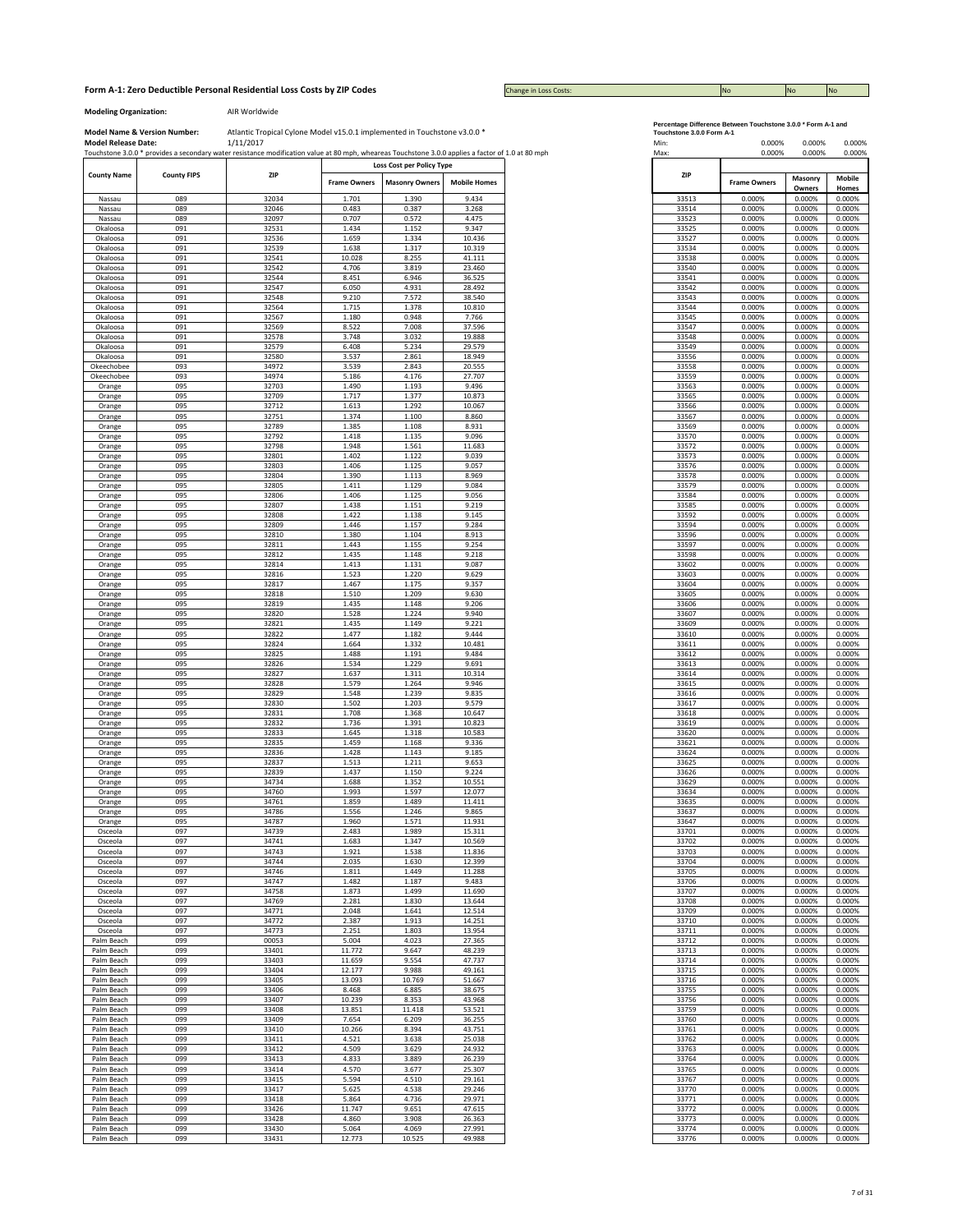**Form A-1: Zero Deductible Personal Residential Loss Costs by ZIP Codes**

Change in Loss Costs: No | No | No

**Modeling Organization:** AIR Worldwide

**Model Name & Version Number:** Atlantic Tropical Cyclone Model v15.1.1 implemented in Touchstone v3.0.0 *

**Model Release Date:** 1/11/2017

Touchstone 3.0.0 * provides a secondary water resistance modification value at 80 mph, wheareas Touchstone 3.0.0 applies a factor of 1.0 at 80 mph

| County Name | County FIPS | ZIP | Loss Cost per Policy Type | | |
|---|---|---|---|---|---|
| | | | Frame Owners | Masonry Owners | Mobile Homes |
| Nassau | 089 | 32034 | 1.701 | 1.390 | 9.434 |
| Nassau | 089 | 32046 | 0.483 | 0.387 | 3.268 |
| Nassau | 089 | 32097 | 0.707 | 0.572 | 4.475 |
| Okaloosa | 091 | 32531 | 1.434 | 1.152 | 9.347 |
| Okaloosa | 091 | 32536 | 1.659 | 1.334 | 10.436 |
| Okaloosa | 091 | 32539 | 1.638 | 1.317 | 10.319 |
| Okaloosa | 091 | 32541 | 10.028 | 8.255 | 41.111 |
| Okaloosa | 091 | 32542 | 4.706 | 3.819 | 23.460 |
| Okaloosa | 091 | 32544 | 8.451 | 6.946 | 36.525 |
| Okaloosa | 091 | 32547 | 6.050 | 4.931 | 28.492 |
| Okaloosa | 091 | 32548 | 9.210 | 7.572 | 38.540 |
| Okaloosa | 091 | 32564 | 1.715 | 1.378 | 10.810 |
| Okaloosa | 091 | 32567 | 1.180 | 0.948 | 7.766 |
| Okaloosa | 091 | 32569 | 8.522 | 7.008 | 37.596 |
| Okaloosa | 091 | 32578 | 3.748 | 3.032 | 19.888 |
| Okaloosa | 091 | 32579 | 6.408 | 5.234 | 29.579 |
| Okaloosa | 091 | 32580 | 3.537 | 2.861 | 18.949 |
| Okeechobee | 093 | 34972 | 3.539 | 2.843 | 20.555 |
| Okeechobee | 093 | 34974 | 5.186 | 4.176 | 27.707 |
| Orange | 095 | 32703 | 1.490 | 1.193 | 9.496 |
| Orange | 095 | 32709 | 1.717 | 1.377 | 10.873 |
| Orange | 095 | 32712 | 1.613 | 1.292 | 10.067 |
| Orange | 095 | 32751 | 1.374 | 1.100 | 8.860 |
| Orange | 095 | 32789 | 1.385 | 1.108 | 8.931 |
| Orange | 095 | 32792 | 1.418 | 1.135 | 9.096 |
| Orange | 095 | 32798 | 1.948 | 1.561 | 11.683 |
| Orange | 095 | 32801 | 1.402 | 1.122 | 9.039 |
| Orange | 095 | 32803 | 1.406 | 1.125 | 9.057 |
| Orange | 095 | 32804 | 1.390 | 1.113 | 8.969 |
| Orange | 095 | 32805 | 1.411 | 1.129 | 9.084 |
| Orange | 095 | 32806 | 1.406 | 1.125 | 9.056 |
| Orange | 095 | 32807 | 1.438 | 1.151 | 9.219 |
| Orange | 095 | 32808 | 1.422 | 1.138 | 9.145 |
| Orange | 095 | 32809 | 1.446 | 1.157 | 9.284 |
| Orange | 095 | 32810 | 1.380 | 1.104 | 8.913 |
| Orange | 095 | 32811 | 1.443 | 1.155 | 9.254 |
| Orange | 095 | 32812 | 1.435 | 1.148 | 9.218 |
| Orange | 095 | 32814 | 1.413 | 1.131 | 9.087 |
| Orange | 095 | 32816 | 1.523 | 1.220 | 9.629 |
| Orange | 095 | 32817 | 1.467 | 1.175 | 9.357 |
| Orange | 095 | 32818 | 1.510 | 1.209 | 9.630 |
| Orange | 095 | 32819 | 1.435 | 1.148 | 9.206 |
| Orange | 095 | 32820 | 1.528 | 1.224 | 9.940 |
| Orange | 095 | 32821 | 1.435 | 1.149 | 9.221 |
| Orange | 095 | 32822 | 1.477 | 1.182 | 9.444 |
| Orange | 095 | 32824 | 1.664 | 1.332 | 10.481 |
| Orange | 095 | 32825 | 1.488 | 1.191 | 9.484 |
| Orange | 095 | 32826 | 1.534 | 1.229 | 9.691 |
| Orange | 095 | 32827 | 1.637 | 1.311 | 10.314 |
| Orange | 095 | 32828 | 1.579 | 1.264 | 9.946 |
| Orange | 095 | 32829 | 1.548 | 1.239 | 9.835 |
| Orange | 095 | 32830 | 1.502 | 1.203 | 9.579 |
| Orange | 095 | 32831 | 1.708 | 1.368 | 10.647 |
| Orange | 095 | 32832 | 1.736 | 1.391 | 10.823 |
| Orange | 095 | 32833 | 1.645 | 1.318 | 10.583 |
| Orange | 095 | 32835 | 1.459 | 1.168 | 9.336 |
| Orange | 095 | 32836 | 1.428 | 1.143 | 9.185 |
| Orange | 095 | 32837 | 1.513 | 1.211 | 9.653 |
| Orange | 095 | 32839 | 1.437 | 1.150 | 9.224 |
| Orange | 095 | 34734 | 1.688 | 1.352 | 10.551 |
| Orange | 095 | 34760 | 1.993 | 1.597 | 12.077 |
| Orange | 095 | 34761 | 1.859 | 1.489 | 11.411 |
| Orange | 095 | 34786 | 1.556 | 1.246 | 9.865 |
| Orange | 095 | 34787 | 1.960 | 1.571 | 11.931 |
| Osceola | 097 | 34739 | 2.483 | 1.989 | 15.311 |
| Osceola | 097 | 34741 | 1.683 | 1.347 | 10.569 |
| Osceola | 097 | 34743 | 1.921 | 1.538 | 11.836 |
| Osceola | 097 | 34744 | 2.035 | 1.630 | 12.399 |
| Osceola | 097 | 34746 | 1.811 | 1.449 | 11.288 |
| Osceola | 097 | 34747 | 1.482 | 1.187 | 9.483 |
| Osceola | 097 | 34758 | 1.873 | 1.499 | 11.690 |
| Osceola | 097 | 34769 | 2.281 | 1.830 | 13.644 |
| Osceola | 097 | 34771 | 2.048 | 1.641 | 12.514 |
| Osceola | 097 | 34772 | 2.387 | 1.913 | 14.251 |
| Osceola | 097 | 34773 | 2.251 | 1.803 | 13.954 |
| Palm Beach | 099 | 00053 | 5.004 | 4.023 | 27.365 |
| Palm Beach | 099 | 33401 | 11.772 | 9.647 | 48.239 |
| Palm Beach | 099 | 33403 | 11.659 | 9.554 | 47.737 |
| Palm Beach | 099 | 33404 | 12.177 | 9.988 | 49.161 |
| Palm Beach | 099 | 33405 | 13.093 | 10.769 | 51.667 |
| Palm Beach | 099 | 33406 | 8.468 | 6.885 | 38.675 |
| Palm Beach | 099 | 33407 | 10.239 | 8.353 | 43.968 |
| Palm Beach | 099 | 33408 | 13.851 | 11.418 | 53.521 |
| Palm Beach | 099 | 33409 | 7.654 | 6.209 | 36.255 |
| Palm Beach | 099 | 33410 | 10.266 | 8.394 | 43.751 |
| Palm Beach | 099 | 33411 | 4.521 | 3.638 | 25.038 |
| Palm Beach | 099 | 33412 | 4.509 | 3.629 | 24.932 |
| Palm Beach | 099 | 33413 | 4.833 | 3.889 | 26.239 |
| Palm Beach | 099 | 33414 | 4.570 | 3.677 | 25.307 |
| Palm Beach | 099 | 33415 | 5.594 | 4.510 | 29.161 |
| Palm Beach | 099 | 33417 | 5.625 | 4.538 | 29.246 |
| Palm Beach | 099 | 33418 | 5.864 | 4.736 | 29.971 |
| Palm Beach | 099 | 33426 | 11.747 | 9.651 | 47.615 |
| Palm Beach | 099 | 33428 | 4.860 | 3.908 | 26.363 |
| Palm Beach | 099 | 33430 | 5.064 | 4.069 | 27.991 |
| Palm Beach | 099 | 33431 | 12.773 | 10.525 | 49.988 |

**Percentage Difference Between Touchstone 3.0.0 * Form A-1 and Touchstone 3.0.0 Form A-1**

| ZIP | Frame Owners | Masonry Owners | Mobile Homes |
|---|---|---|---|
| Min: | 0.000% | 0.000% | 0.000% |
| Max: | 0.000% | 0.000% | 0.000% |
| 33513 | 0.000% | 0.000% | 0.000% |
| 33514 | 0.000% | 0.000% | 0.000% |
| 33523 | 0.000% | 0.000% | 0.000% |
| 33525 | 0.000% | 0.000% | 0.000% |
| 33527 | 0.000% | 0.000% | 0.000% |
| 33534 | 0.000% | 0.000% | 0.000% |
| 33538 | 0.000% | 0.000% | 0.000% |
| 33540 | 0.000% | 0.000% | 0.000% |
| 33541 | 0.000% | 0.000% | 0.000% |
| 33542 | 0.000% | 0.000% | 0.000% |
| 33543 | 0.000% | 0.000% | 0.000% |
| 33544 | 0.000% | 0.000% | 0.000% |
| 33545 | 0.000% | 0.000% | 0.000% |
| 33547 | 0.000% | 0.000% | 0.000% |
| 33548 | 0.000% | 0.000% | 0.000% |
| 33549 | 0.000% | 0.000% | 0.000% |
| 33556 | 0.000% | 0.000% | 0.000% |
| 33558 | 0.000% | 0.000% | 0.000% |
| 33559 | 0.000% | 0.000% | 0.000% |
| 33563 | 0.000% | 0.000% | 0.000% |
| 33565 | 0.000% | 0.000% | 0.000% |
| 33566 | 0.000% | 0.000% | 0.000% |
| 33567 | 0.000% | 0.000% | 0.000% |
| 33569 | 0.000% | 0.000% | 0.000% |
| 33570 | 0.000% | 0.000% | 0.000% |
| 33572 | 0.000% | 0.000% | 0.000% |
| 33573 | 0.000% | 0.000% | 0.000% |
| 33576 | 0.000% | 0.000% | 0.000% |
| 33578 | 0.000% | 0.000% | 0.000% |
| 33579 | 0.000% | 0.000% | 0.000% |
| 33584 | 0.000% | 0.000% | 0.000% |
| 33585 | 0.000% | 0.000% | 0.000% |
| 33592 | 0.000% | 0.000% | 0.000% |
| 33594 | 0.000% | 0.000% | 0.000% |
| 33596 | 0.000% | 0.000% | 0.000% |
| 33597 | 0.000% | 0.000% | 0.000% |
| 33598 | 0.000% | 0.000% | 0.000% |
| 33602 | 0.000% | 0.000% | 0.000% |
| 33603 | 0.000% | 0.000% | 0.000% |
| 33604 | 0.000% | 0.000% | 0.000% |
| 33605 | 0.000% | 0.000% | 0.000% |
| 33606 | 0.000% | 0.000% | 0.000% |
| 33607 | 0.000% | 0.000% | 0.000% |
| 33609 | 0.000% | 0.000% | 0.000% |
| 33610 | 0.000% | 0.000% | 0.000% |
| 33611 | 0.000% | 0.000% | 0.000% |
| 33612 | 0.000% | 0.000% | 0.000% |
| 33613 | 0.000% | 0.000% | 0.000% |
| 33614 | 0.000% | 0.000% | 0.000% |
| 33615 | 0.000% | 0.000% | 0.000% |
| 33616 | 0.000% | 0.000% | 0.000% |
| 33617 | 0.000% | 0.000% | 0.000% |
| 33618 | 0.000% | 0.000% | 0.000% |
| 33619 | 0.000% | 0.000% | 0.000% |
| 33620 | 0.000% | 0.000% | 0.000% |
| 33621 | 0.000% | 0.000% | 0.000% |
| 33624 | 0.000% | 0.000% | 0.000% |
| 33625 | 0.000% | 0.000% | 0.000% |
| 33626 | 0.000% | 0.000% | 0.000% |
| 33629 | 0.000% | 0.000% | 0.000% |
| 33634 | 0.000% | 0.000% | 0.000% |
| 33635 | 0.000% | 0.000% | 0.000% |
| 33637 | 0.000% | 0.000% | 0.000% |
| 33647 | 0.000% | 0.000% | 0.000% |
| 33701 | 0.000% | 0.000% | 0.000% |
| 33702 | 0.000% | 0.000% | 0.000% |
| 33703 | 0.000% | 0.000% | 0.000% |
| 33704 | 0.000% | 0.000% | 0.000% |
| 33705 | 0.000% | 0.000% | 0.000% |
| 33706 | 0.000% | 0.000% | 0.000% |
| 33707 | 0.000% | 0.000% | 0.000% |
| 33708 | 0.000% | 0.000% | 0.000% |
| 33709 | 0.000% | 0.000% | 0.000% |
| 33710 | 0.000% | 0.000% | 0.000% |
| 33711 | 0.000% | 0.000% | 0.000% |
| 33712 | 0.000% | 0.000% | 0.000% |
| 33713 | 0.000% | 0.000% | 0.000% |
| 33714 | 0.000% | 0.000% | 0.000% |
| 33715 | 0.000% | 0.000% | 0.000% |
| 33716 | 0.000% | 0.000% | 0.000% |
| 33755 | 0.000% | 0.000% | 0.000% |
| 33756 | 0.000% | 0.000% | 0.000% |
| 33759 | 0.000% | 0.000% | 0.000% |
| 33760 | 0.000% | 0.000% | 0.000% |
| 33761 | 0.000% | 0.000% | 0.000% |
| 33762 | 0.000% | 0.000% | 0.000% |
| 33763 | 0.000% | 0.000% | 0.000% |
| 33764 | 0.000% | 0.000% | 0.000% |
| 33765 | 0.000% | 0.000% | 0.000% |
| 33767 | 0.000% | 0.000% | 0.000% |
| 33770 | 0.000% | 0.000% | 0.000% |
| 33771 | 0.000% | 0.000% | 0.000% |
| 33772 | 0.000% | 0.000% | 0.000% |
| 33773 | 0.000% | 0.000% | 0.000% |
| 33774 | 0.000% | 0.000% | 0.000% |
| 33776 | 0.000% | 0.000% | 0.000% |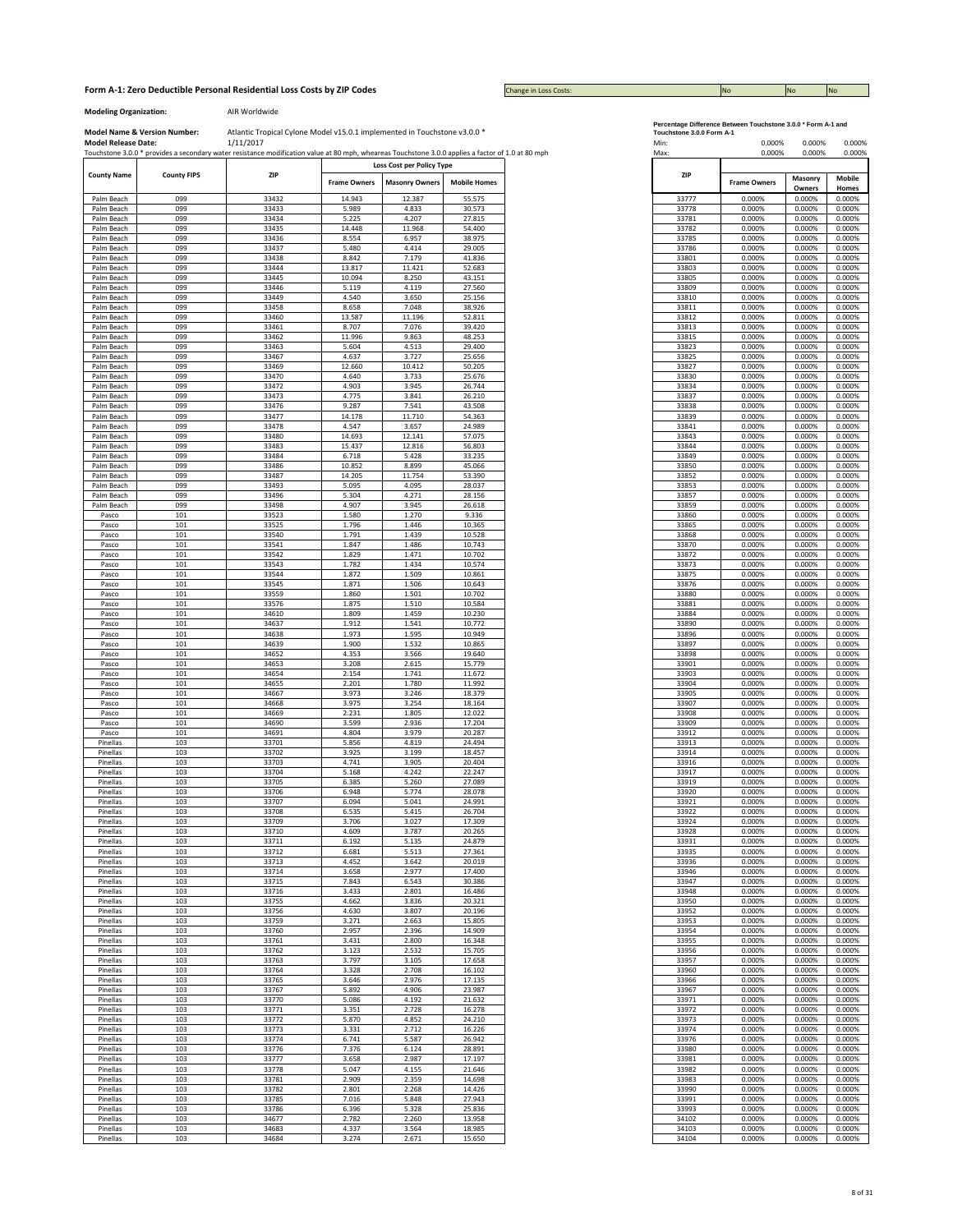## Form A-1: Zero Deductible Personal Residential Loss Costs by ZIP Codes

Change in Loss Costs: No No No

**Modeling Organization:** AIR Worldwide

**Model Name & Version Number:** Atlantic Tropical Cyclone Model v15.0.1 implemented in Touchstone v3.0.0 *

**Model Release Date:** 1/11/2017

Touchstone 3.0.0 * provides a secondary water resistance modification value at 80 mph, wheareas Touchstone 3.0.0 applies a factor of 1.0 at 80 mph

| County Name | County FIPS | ZIP | Loss Cost per Policy Type | | |
|---|---|---|---|---|---|
| | | | Frame Owners | Masonry Owners | Mobile Homes |
| Palm Beach | 099 | 33432 | 14.943 | 12.387 | 55.575 |
| Palm Beach | 099 | 33433 | 5.989 | 4.833 | 30.573 |
| Palm Beach | 099 | 33434 | 5.225 | 4.207 | 27.815 |
| Palm Beach | 099 | 33435 | 14.448 | 11.968 | 54.400 |
| Palm Beach | 099 | 33436 | 8.554 | 6.957 | 38.975 |
| Palm Beach | 099 | 33437 | 5.480 | 4.414 | 29.005 |
| Palm Beach | 099 | 33438 | 8.842 | 7.179 | 41.836 |
| Palm Beach | 099 | 33444 | 13.817 | 11.421 | 52.683 |
| Palm Beach | 099 | 33445 | 10.094 | 8.250 | 43.151 |
| Palm Beach | 099 | 33446 | 5.119 | 4.119 | 27.560 |
| Palm Beach | 099 | 33449 | 4.540 | 3.650 | 25.156 |
| Palm Beach | 099 | 33458 | 8.658 | 7.048 | 38.926 |
| Palm Beach | 099 | 33460 | 13.587 | 11.196 | 52.811 |
| Palm Beach | 099 | 33461 | 8.707 | 7.076 | 39.420 |
| Palm Beach | 099 | 33462 | 11.996 | 9.863 | 48.253 |
| Palm Beach | 099 | 33463 | 5.604 | 4.513 | 29.400 |
| Palm Beach | 099 | 33467 | 4.637 | 3.727 | 25.656 |
| Palm Beach | 099 | 33469 | 12.660 | 10.412 | 50.205 |
| Palm Beach | 099 | 33470 | 4.640 | 3.733 | 25.676 |
| Palm Beach | 099 | 33472 | 4.903 | 3.945 | 26.744 |
| Palm Beach | 099 | 33473 | 4.775 | 3.841 | 26.210 |
| Palm Beach | 099 | 33476 | 9.287 | 7.541 | 43.508 |
| Palm Beach | 099 | 33477 | 14.178 | 11.710 | 54.363 |
| Palm Beach | 099 | 33478 | 4.547 | 3.657 | 24.989 |
| Palm Beach | 099 | 33480 | 14.693 | 12.141 | 57.075 |
| Palm Beach | 099 | 33483 | 15.437 | 12.816 | 56.803 |
| Palm Beach | 099 | 33484 | 6.718 | 5.428 | 33.235 |
| Palm Beach | 099 | 33486 | 10.852 | 8.899 | 45.066 |
| Palm Beach | 099 | 33487 | 14.205 | 11.754 | 53.390 |
| Palm Beach | 099 | 33493 | 5.095 | 4.095 | 28.037 |
| Palm Beach | 099 | 33496 | 5.304 | 4.271 | 28.156 |
| Palm Beach | 099 | 33498 | 4.907 | 3.945 | 26.618 |
| Pasco | 101 | 33523 | 1.580 | 1.270 | 9.336 |
| Pasco | 101 | 33525 | 1.796 | 1.446 | 10.365 |
| Pasco | 101 | 33540 | 1.791 | 1.439 | 10.528 |
| Pasco | 101 | 33541 | 1.847 | 1.486 | 10.743 |
| Pasco | 101 | 33542 | 1.829 | 1.471 | 10.702 |
| Pasco | 101 | 33543 | 1.782 | 1.434 | 10.574 |
| Pasco | 101 | 33544 | 1.872 | 1.509 | 10.861 |
| Pasco | 101 | 33545 | 1.871 | 1.506 | 10.643 |
| Pasco | 101 | 33559 | 1.860 | 1.501 | 10.702 |
| Pasco | 101 | 33576 | 1.875 | 1.510 | 10.584 |
| Pasco | 101 | 34610 | 1.809 | 1.459 | 10.230 |
| Pasco | 101 | 34637 | 1.912 | 1.541 | 10.772 |
| Pasco | 101 | 34638 | 1.973 | 1.595 | 10.949 |
| Pasco | 101 | 34639 | 1.900 | 1.532 | 10.865 |
| Pasco | 101 | 34652 | 4.353 | 3.566 | 19.640 |
| Pasco | 101 | 34653 | 3.208 | 2.615 | 15.779 |
| Pasco | 101 | 34654 | 2.154 | 1.741 | 11.672 |
| Pasco | 101 | 34655 | 2.201 | 1.780 | 11.992 |
| Pasco | 101 | 34667 | 3.973 | 3.246 | 18.379 |
| Pasco | 101 | 34668 | 3.975 | 3.254 | 18.164 |
| Pasco | 101 | 34669 | 2.231 | 1.805 | 12.022 |
| Pasco | 101 | 34690 | 3.599 | 2.936 | 17.204 |
| Pasco | 101 | 34691 | 4.804 | 3.979 | 20.287 |
| Pinellas | 103 | 33701 | 5.856 | 4.819 | 24.494 |
| Pinellas | 103 | 33702 | 3.925 | 3.199 | 18.457 |
| Pinellas | 103 | 33703 | 4.741 | 3.905 | 20.404 |
| Pinellas | 103 | 33704 | 5.168 | 4.242 | 22.247 |
| Pinellas | 103 | 33705 | 6.385 | 5.260 | 27.089 |
| Pinellas | 103 | 33706 | 6.948 | 5.774 | 28.078 |
| Pinellas | 103 | 33707 | 6.094 | 5.041 | 24.991 |
| Pinellas | 103 | 33708 | 6.535 | 5.415 | 26.704 |
| Pinellas | 103 | 33709 | 3.706 | 3.027 | 17.309 |
| Pinellas | 103 | 33710 | 4.609 | 3.787 | 20.265 |
| Pinellas | 103 | 33711 | 6.192 | 5.135 | 24.879 |
| Pinellas | 103 | 33712 | 6.681 | 5.513 | 27.361 |
| Pinellas | 103 | 33713 | 4.452 | 3.642 | 20.019 |
| Pinellas | 103 | 33714 | 3.658 | 2.977 | 17.400 |
| Pinellas | 103 | 33715 | 7.843 | 6.543 | 30.386 |
| Pinellas | 103 | 33716 | 3.433 | 2.801 | 16.486 |
| Pinellas | 103 | 33755 | 4.662 | 3.836 | 20.321 |
| Pinellas | 103 | 33756 | 4.630 | 3.807 | 20.196 |
| Pinellas | 103 | 33759 | 3.271 | 2.663 | 15.805 |
| Pinellas | 103 | 33760 | 2.957 | 2.396 | 14.909 |
| Pinellas | 103 | 33761 | 3.431 | 2.800 | 16.348 |
| Pinellas | 103 | 33762 | 3.123 | 2.532 | 15.705 |
| Pinellas | 103 | 33763 | 3.797 | 3.105 | 17.658 |
| Pinellas | 103 | 33764 | 3.328 | 2.708 | 16.102 |
| Pinellas | 103 | 33765 | 3.646 | 2.976 | 17.135 |
| Pinellas | 103 | 33767 | 5.892 | 4.906 | 23.987 |
| Pinellas | 103 | 33770 | 5.086 | 4.192 | 21.632 |
| Pinellas | 103 | 33771 | 3.351 | 2.728 | 16.278 |
| Pinellas | 103 | 33772 | 5.870 | 4.852 | 24.210 |
| Pinellas | 103 | 33773 | 3.331 | 2.712 | 16.226 |
| Pinellas | 103 | 33774 | 6.741 | 5.587 | 26.942 |
| Pinellas | 103 | 33776 | 7.376 | 6.124 | 28.891 |
| Pinellas | 103 | 33777 | 3.658 | 2.987 | 17.197 |
| Pinellas | 103 | 33778 | 5.047 | 4.155 | 21.646 |
| Pinellas | 103 | 33781 | 2.909 | 2.359 | 14.698 |
| Pinellas | 103 | 33782 | 2.801 | 2.268 | 14.426 |
| Pinellas | 103 | 33785 | 7.016 | 5.848 | 27.943 |
| Pinellas | 103 | 33786 | 6.396 | 5.328 | 25.836 |
| Pinellas | 103 | 34677 | 2.782 | 2.260 | 13.958 |
| Pinellas | 103 | 34683 | 4.337 | 3.564 | 18.985 |
| Pinellas | 103 | 34684 | 3.274 | 2.671 | 15.650 |

**Percentage Difference Between Touchstone 3.0.0 * Form A-1 and Touchstone 3.0.0 Form A-1**

| | Frame Owners | Masonry Owners | Mobile Homes |
|---|---|---|---|
| Min: | 0.000% | 0.000% | 0.000% |
| Max: | 0.000% | 0.000% | 0.000% |

| ZIP | Frame Owners | Masonry Owners | Mobile Homes |
|---|---|---|---|
| 33777 | 0.000% | 0.000% | 0.000% |
| 33778 | 0.000% | 0.000% | 0.000% |
| 33781 | 0.000% | 0.000% | 0.000% |
| 33782 | 0.000% | 0.000% | 0.000% |
| 33785 | 0.000% | 0.000% | 0.000% |
| 33786 | 0.000% | 0.000% | 0.000% |
| 33801 | 0.000% | 0.000% | 0.000% |
| 33803 | 0.000% | 0.000% | 0.000% |
| 33805 | 0.000% | 0.000% | 0.000% |
| 33809 | 0.000% | 0.000% | 0.000% |
| 33810 | 0.000% | 0.000% | 0.000% |
| 33811 | 0.000% | 0.000% | 0.000% |
| 33812 | 0.000% | 0.000% | 0.000% |
| 33813 | 0.000% | 0.000% | 0.000% |
| 33815 | 0.000% | 0.000% | 0.000% |
| 33823 | 0.000% | 0.000% | 0.000% |
| 33825 | 0.000% | 0.000% | 0.000% |
| 33827 | 0.000% | 0.000% | 0.000% |
| 33830 | 0.000% | 0.000% | 0.000% |
| 33834 | 0.000% | 0.000% | 0.000% |
| 33837 | 0.000% | 0.000% | 0.000% |
| 33838 | 0.000% | 0.000% | 0.000% |
| 33839 | 0.000% | 0.000% | 0.000% |
| 33841 | 0.000% | 0.000% | 0.000% |
| 33843 | 0.000% | 0.000% | 0.000% |
| 33844 | 0.000% | 0.000% | 0.000% |
| 33849 | 0.000% | 0.000% | 0.000% |
| 33850 | 0.000% | 0.000% | 0.000% |
| 33852 | 0.000% | 0.000% | 0.000% |
| 33853 | 0.000% | 0.000% | 0.000% |
| 33857 | 0.000% | 0.000% | 0.000% |
| 33859 | 0.000% | 0.000% | 0.000% |
| 33860 | 0.000% | 0.000% | 0.000% |
| 33865 | 0.000% | 0.000% | 0.000% |
| 33868 | 0.000% | 0.000% | 0.000% |
| 33870 | 0.000% | 0.000% | 0.000% |
| 33872 | 0.000% | 0.000% | 0.000% |
| 33873 | 0.000% | 0.000% | 0.000% |
| 33875 | 0.000% | 0.000% | 0.000% |
| 33876 | 0.000% | 0.000% | 0.000% |
| 33880 | 0.000% | 0.000% | 0.000% |
| 33881 | 0.000% | 0.000% | 0.000% |
| 33884 | 0.000% | 0.000% | 0.000% |
| 33890 | 0.000% | 0.000% | 0.000% |
| 33896 | 0.000% | 0.000% | 0.000% |
| 33897 | 0.000% | 0.000% | 0.000% |
| 33898 | 0.000% | 0.000% | 0.000% |
| 33901 | 0.000% | 0.000% | 0.000% |
| 33903 | 0.000% | 0.000% | 0.000% |
| 33904 | 0.000% | 0.000% | 0.000% |
| 33905 | 0.000% | 0.000% | 0.000% |
| 33907 | 0.000% | 0.000% | 0.000% |
| 33908 | 0.000% | 0.000% | 0.000% |
| 33909 | 0.000% | 0.000% | 0.000% |
| 33912 | 0.000% | 0.000% | 0.000% |
| 33913 | 0.000% | 0.000% | 0.000% |
| 33914 | 0.000% | 0.000% | 0.000% |
| 33916 | 0.000% | 0.000% | 0.000% |
| 33917 | 0.000% | 0.000% | 0.000% |
| 33919 | 0.000% | 0.000% | 0.000% |
| 33920 | 0.000% | 0.000% | 0.000% |
| 33921 | 0.000% | 0.000% | 0.000% |
| 33922 | 0.000% | 0.000% | 0.000% |
| 33924 | 0.000% | 0.000% | 0.000% |
| 33928 | 0.000% | 0.000% | 0.000% |
| 33931 | 0.000% | 0.000% | 0.000% |
| 33935 | 0.000% | 0.000% | 0.000% |
| 33936 | 0.000% | 0.000% | 0.000% |
| 33946 | 0.000% | 0.000% | 0.000% |
| 33947 | 0.000% | 0.000% | 0.000% |
| 33948 | 0.000% | 0.000% | 0.000% |
| 33950 | 0.000% | 0.000% | 0.000% |
| 33952 | 0.000% | 0.000% | 0.000% |
| 33953 | 0.000% | 0.000% | 0.000% |
| 33954 | 0.000% | 0.000% | 0.000% |
| 33955 | 0.000% | 0.000% | 0.000% |
| 33956 | 0.000% | 0.000% | 0.000% |
| 33957 | 0.000% | 0.000% | 0.000% |
| 33960 | 0.000% | 0.000% | 0.000% |
| 33966 | 0.000% | 0.000% | 0.000% |
| 33967 | 0.000% | 0.000% | 0.000% |
| 33971 | 0.000% | 0.000% | 0.000% |
| 33972 | 0.000% | 0.000% | 0.000% |
| 33973 | 0.000% | 0.000% | 0.000% |
| 33974 | 0.000% | 0.000% | 0.000% |
| 33976 | 0.000% | 0.000% | 0.000% |
| 33980 | 0.000% | 0.000% | 0.000% |
| 33981 | 0.000% | 0.000% | 0.000% |
| 33982 | 0.000% | 0.000% | 0.000% |
| 33983 | 0.000% | 0.000% | 0.000% |
| 33990 | 0.000% | 0.000% | 0.000% |
| 33991 | 0.000% | 0.000% | 0.000% |
| 33993 | 0.000% | 0.000% | 0.000% |
| 34102 | 0.000% | 0.000% | 0.000% |
| 34103 | 0.000% | 0.000% | 0.000% |
| 34104 | 0.000% | 0.000% | 0.000% |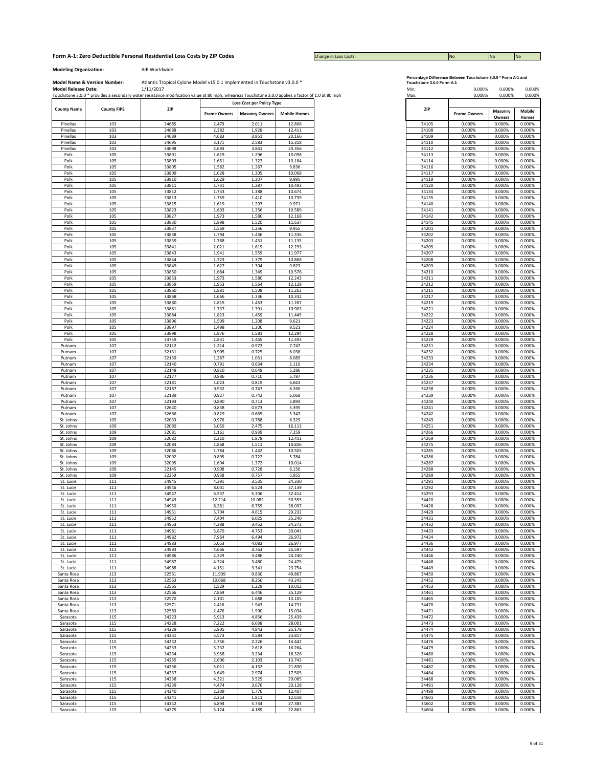## Form A-1: Zero Deductible Personal Residential Loss Costs by ZIP Codes

Change in Loss Costs: No | No | No

**Modeling Organization:** AIR Worldwide

**Model Name & Version Number:** Atlantic Tropical Cyclone Model v15.0.1 implemented in Touchstone v3.0.0 *

**Model Release Date:** 1/11/2017

Touchstone 3.0.0 * provides a secondary water resistance modification value at 80 mph, wheareas Touchstone 3.0.0 applies a factor of 1.0 at 80 mph

| County Name | County FIPS | ZIP | Loss Cost per Policy Type | | |
|---|---|---|---|---|---|
| | | | Frame Owners | Masonry Owners | Mobile Homes |
| Pinellas | 103 | 34685 | 2.479 | 2.011 | 12.808 |
| Pinellas | 103 | 34688 | 2.382 | 1.928 | 12.411 |
| Pinellas | 103 | 34689 | 4.683 | 3.851 | 20.166 |
| Pinellas | 103 | 34695 | 3.171 | 2.583 | 15.318 |
| Pinellas | 103 | 34698 | 4.693 | 3.861 | 20.356 |
| Polk | 105 | 33801 | 1.619 | 1.296 | 10.098 |
| Polk | 105 | 33803 | 1.651 | 1.322 | 10.184 |
| Polk | 105 | 33805 | 1.582 | 1.267 | 9.836 |
| Polk | 105 | 33809 | 1.628 | 1.305 | 10.068 |
| Polk | 105 | 33810 | 1.629 | 1.307 | 9.995 |
| Polk | 105 | 33811 | 1.731 | 1.387 | 10.493 |
| Polk | 105 | 33812 | 1.733 | 1.388 | 10.674 |
| Polk | 105 | 33813 | 1.759 | 1.410 | 10.739 |
| Polk | 105 | 33815 | 1.619 | 1.297 | 9.971 |
| Polk | 105 | 33823 | 1.693 | 1.356 | 10.589 |
| Polk | 105 | 33827 | 1.973 | 1.580 | 12.168 |
| Polk | 105 | 33830 | 1.898 | 1.520 | 11.637 |
| Polk | 105 | 33837 | 1.569 | 1.256 | 9.955 |
| Polk | 105 | 33838 | 1.794 | 1.436 | 11.336 |
| Polk | 105 | 33839 | 1.788 | 1.431 | 11.135 |
| Polk | 105 | 33841 | 2.021 | 1.619 | 12.293 |
| Polk | 105 | 33843 | 1.941 | 1.555 | 11.977 |
| Polk | 105 | 33844 | 1.723 | 1.379 | 10.868 |
| Polk | 105 | 33849 | 1.627 | 1.304 | 9.823 |
| Polk | 105 | 33850 | 1.684 | 1.349 | 10.576 |
| Polk | 105 | 33853 | 1.973 | 1.580 | 12.243 |
| Polk | 105 | 33859 | 1.953 | 1.564 | 12.128 |
| Polk | 105 | 33860 | 1.881 | 1.508 | 11.262 |
| Polk | 105 | 33868 | 1.666 | 1.336 | 10.332 |
| Polk | 105 | 33880 | 1.815 | 1.453 | 11.287 |
| Polk | 105 | 33881 | 1.737 | 1.391 | 10.903 |
| Polk | 105 | 33884 | 1.823 | 1.459 | 11.445 |
| Polk | 105 | 33896 | 1.509 | 1.208 | 9.621 |
| Polk | 105 | 33897 | 1.498 | 1.200 | 9.521 |
| Polk | 105 | 33898 | 1.976 | 1.581 | 12.294 |
| Polk | 105 | 34759 | 1.831 | 1.465 | 11.493 |
| Putnam | 107 | 32112 | 1.214 | 0.972 | 7.747 |
| Putnam | 107 | 32131 | 0.905 | 0.725 | 6.038 |
| Putnam | 107 | 32139 | 1.287 | 1.031 | 8.089 |
| Putnam | 107 | 32140 | 0.791 | 0.634 | 5.110 |
| Putnam | 107 | 32148 | 0.810 | 0.649 | 5.286 |
| Putnam | 107 | 32177 | 0.886 | 0.710 | 5.787 |
| Putnam | 107 | 32181 | 1.023 | 0.819 | 6.663 |
| Putnam | 107 | 32187 | 0.932 | 0.747 | 6.260 |
| Putnam | 107 | 32189 | 0.927 | 0.742 | 6.068 |
| Putnam | 107 | 32193 | 0.890 | 0.713 | 5.894 |
| Putnam | 107 | 32640 | 0.838 | 0.673 | 5.395 |
| Putnam | 107 | 32666 | 0.829 | 0.665 | 5.347 |
| St. Johns | 109 | 32033 | 0.976 | 0.788 | 6.329 |
| St. Johns | 109 | 32080 | 3.050 | 2.475 | 16.113 |
| St. Johns | 109 | 32081 | 1.161 | 0.939 | 7.259 |
| St. Johns | 109 | 32082 | 2.310 | 1.878 | 12.411 |
| St. Johns | 109 | 32084 | 1.868 | 1.511 | 10.826 |
| St. Johns | 109 | 32086 | 1.784 | 1.442 | 10.505 |
| St. Johns | 109 | 32092 | 0.895 | 0.722 | 5.784 |
| St. Johns | 109 | 32095 | 1.694 | 1.372 | 10.014 |
| St. Johns | 109 | 32145 | 0.908 | 0.728 | 6.150 |
| St. Johns | 109 | 32259 | 0.938 | 0.757 | 5.955 |
| St. Lucie | 111 | 34945 | 4.391 | 3.535 | 24.330 |
| St. Lucie | 111 | 34946 | 8.001 | 6.524 | 37.139 |
| St. Lucie | 111 | 34947 | 6.537 | 5.306 | 32.414 |
| St. Lucie | 111 | 34949 | 12.214 | 10.082 | 50.555 |
| St. Lucie | 111 | 34950 | 8.281 | 6.755 | 38.097 |
| St. Lucie | 111 | 34951 | 5.704 | 4.615 | 29.232 |
| St. Lucie | 111 | 34952 | 7.404 | 6.025 | 35.240 |
| St. Lucie | 111 | 34953 | 4.288 | 3.452 | 24.272 |
| St. Lucie | 111 | 34981 | 5.870 | 4.753 | 30.041 |
| St. Lucie | 111 | 34982 | 7.964 | 6.494 | 36.972 |
| St. Lucie | 111 | 34983 | 5.053 | 4.083 | 26.977 |
| St. Lucie | 111 | 34984 | 4.666 | 3.763 | 25.597 |
| St. Lucie | 111 | 34986 | 4.329 | 3.486 | 24.240 |
| St. Lucie | 111 | 34987 | 4.324 | 3.480 | 24.475 |
| St. Lucie | 111 | 34988 | 4.151 | 3.341 | 23.754 |
| Santa Rosa | 113 | 32561 | 11.939 | 9.830 | 49.867 |
| Santa Rosa | 113 | 32563 | 10.068 | 8.256 | 43.243 |
| Santa Rosa | 113 | 32565 | 1.529 | 1.229 | 10.012 |
| Santa Rosa | 113 | 32566 | 7.869 | 6.446 | 35.129 |
| Santa Rosa | 113 | 32570 | 2.101 | 1.688 | 13.105 |
| Santa Rosa | 113 | 32571 | 2.416 | 1.943 | 14.731 |
| Santa Rosa | 113 | 32583 | 2.476 | 1.990 | 15.034 |
| Sarasota | 115 | 34223 | 5.913 | 4.856 | 25.439 |
| Sarasota | 115 | 34228 | 7.222 | 6.038 | 28.001 |
| Sarasota | 115 | 34229 | 5.905 | 4.843 | 25.178 |
| Sarasota | 115 | 34231 | 5.573 | 4.584 | 23.817 |
| Sarasota | 115 | 34232 | 2.756 | 2.226 | 14.442 |
| Sarasota | 115 | 34233 | 3.232 | 2.618 | 16.264 |
| Sarasota | 115 | 34234 | 3.958 | 3.234 | 18.326 |
| Sarasota | 115 | 34235 | 2.606 | 2.103 | 13.743 |
| Sarasota | 115 | 34236 | 5.011 | 4.132 | 21.830 |
| Sarasota | 115 | 34237 | 3.649 | 2.974 | 17.505 |
| Sarasota | 115 | 34238 | 4.321 | 3.525 | 20.085 |
| Sarasota | 115 | 34239 | 4.474 | 3.676 | 20.128 |
| Sarasota | 115 | 34240 | 2.209 | 1.776 | 12.407 |
| Sarasota | 115 | 34241 | 2.253 | 1.811 | 12.618 |
| Sarasota | 115 | 34242 | 6.894 | 5.734 | 27.383 |
| Sarasota | 115 | 34275 | 5.124 | 4.189 | 22.863 |

**Percentage Difference Between Touchstone 3.0.0 * Form A-1 and Touchstone 3.0.0 Form A-1**

| | Frame Owners | Masonry Owners | Mobile Homes |
|---|---|---|---|
| Min: | 0.000% | 0.000% | 0.000% |
| Max: | 0.000% | 0.000% | 0.000% |

| ZIP | Frame Owners | Masonry Owners | Mobile Homes |
|---|---|---|---|
| 34105 | 0.000% | 0.000% | 0.000% |
| 34108 | 0.000% | 0.000% | 0.000% |
| 34109 | 0.000% | 0.000% | 0.000% |
| 34110 | 0.000% | 0.000% | 0.000% |
| 34112 | 0.000% | 0.000% | 0.000% |
| 34113 | 0.000% | 0.000% | 0.000% |
| 34114 | 0.000% | 0.000% | 0.000% |
| 34116 | 0.000% | 0.000% | 0.000% |
| 34117 | 0.000% | 0.000% | 0.000% |
| 34119 | 0.000% | 0.000% | 0.000% |
| 34120 | 0.000% | 0.000% | 0.000% |
| 34134 | 0.000% | 0.000% | 0.000% |
| 34135 | 0.000% | 0.000% | 0.000% |
| 34140 | 0.000% | 0.000% | 0.000% |
| 34141 | 0.000% | 0.000% | 0.000% |
| 34142 | 0.000% | 0.000% | 0.000% |
| 34145 | 0.000% | 0.000% | 0.000% |
| 34201 | 0.000% | 0.000% | 0.000% |
| 34202 | 0.000% | 0.000% | 0.000% |
| 34203 | 0.000% | 0.000% | 0.000% |
| 34205 | 0.000% | 0.000% | 0.000% |
| 34207 | 0.000% | 0.000% | 0.000% |
| 34208 | 0.000% | 0.000% | 0.000% |
| 34209 | 0.000% | 0.000% | 0.000% |
| 34210 | 0.000% | 0.000% | 0.000% |
| 34211 | 0.000% | 0.000% | 0.000% |
| 34212 | 0.000% | 0.000% | 0.000% |
| 34215 | 0.000% | 0.000% | 0.000% |
| 34217 | 0.000% | 0.000% | 0.000% |
| 34219 | 0.000% | 0.000% | 0.000% |
| 34221 | 0.000% | 0.000% | 0.000% |
| 34222 | 0.000% | 0.000% | 0.000% |
| 34223 | 0.000% | 0.000% | 0.000% |
| 34224 | 0.000% | 0.000% | 0.000% |
| 34228 | 0.000% | 0.000% | 0.000% |
| 34229 | 0.000% | 0.000% | 0.000% |
| 34231 | 0.000% | 0.000% | 0.000% |
| 34232 | 0.000% | 0.000% | 0.000% |
| 34233 | 0.000% | 0.000% | 0.000% |
| 34234 | 0.000% | 0.000% | 0.000% |
| 34235 | 0.000% | 0.000% | 0.000% |
| 34236 | 0.000% | 0.000% | 0.000% |
| 34237 | 0.000% | 0.000% | 0.000% |
| 34238 | 0.000% | 0.000% | 0.000% |
| 34239 | 0.000% | 0.000% | 0.000% |
| 34240 | 0.000% | 0.000% | 0.000% |
| 34241 | 0.000% | 0.000% | 0.000% |
| 34242 | 0.000% | 0.000% | 0.000% |
| 34243 | 0.000% | 0.000% | 0.000% |
| 34251 | 0.000% | 0.000% | 0.000% |
| 34266 | 0.000% | 0.000% | 0.000% |
| 34269 | 0.000% | 0.000% | 0.000% |
| 34275 | 0.000% | 0.000% | 0.000% |
| 34285 | 0.000% | 0.000% | 0.000% |
| 34286 | 0.000% | 0.000% | 0.000% |
| 34287 | 0.000% | 0.000% | 0.000% |
| 34288 | 0.000% | 0.000% | 0.000% |
| 34289 | 0.000% | 0.000% | 0.000% |
| 34291 | 0.000% | 0.000% | 0.000% |
| 34292 | 0.000% | 0.000% | 0.000% |
| 34293 | 0.000% | 0.000% | 0.000% |
| 34420 | 0.000% | 0.000% | 0.000% |
| 34428 | 0.000% | 0.000% | 0.000% |
| 34429 | 0.000% | 0.000% | 0.000% |
| 34431 | 0.000% | 0.000% | 0.000% |
| 34432 | 0.000% | 0.000% | 0.000% |
| 34433 | 0.000% | 0.000% | 0.000% |
| 34434 | 0.000% | 0.000% | 0.000% |
| 34436 | 0.000% | 0.000% | 0.000% |
| 34442 | 0.000% | 0.000% | 0.000% |
| 34446 | 0.000% | 0.000% | 0.000% |
| 34448 | 0.000% | 0.000% | 0.000% |
| 34449 | 0.000% | 0.000% | 0.000% |
| 34450 | 0.000% | 0.000% | 0.000% |
| 34452 | 0.000% | 0.000% | 0.000% |
| 34453 | 0.000% | 0.000% | 0.000% |
| 34461 | 0.000% | 0.000% | 0.000% |
| 34465 | 0.000% | 0.000% | 0.000% |
| 34470 | 0.000% | 0.000% | 0.000% |
| 34471 | 0.000% | 0.000% | 0.000% |
| 34472 | 0.000% | 0.000% | 0.000% |
| 34473 | 0.000% | 0.000% | 0.000% |
| 34474 | 0.000% | 0.000% | 0.000% |
| 34475 | 0.000% | 0.000% | 0.000% |
| 34476 | 0.000% | 0.000% | 0.000% |
| 34479 | 0.000% | 0.000% | 0.000% |
| 34480 | 0.000% | 0.000% | 0.000% |
| 34481 | 0.000% | 0.000% | 0.000% |
| 34482 | 0.000% | 0.000% | 0.000% |
| 34484 | 0.000% | 0.000% | 0.000% |
| 34488 | 0.000% | 0.000% | 0.000% |
| 34491 | 0.000% | 0.000% | 0.000% |
| 34498 | 0.000% | 0.000% | 0.000% |
| 34601 | 0.000% | 0.000% | 0.000% |
| 34602 | 0.000% | 0.000% | 0.000% |
| 34604 | 0.000% | 0.000% | 0.000% |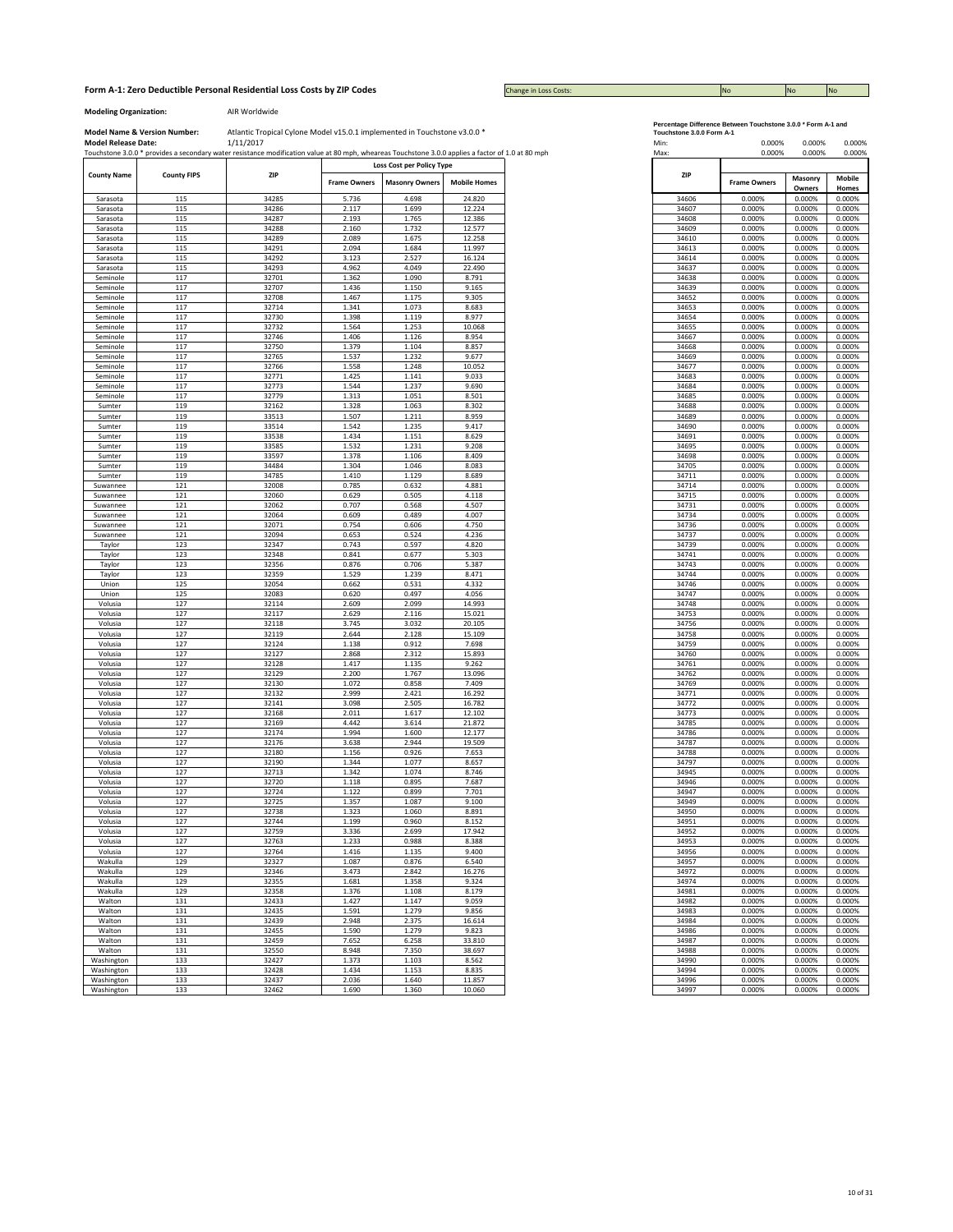**Form A-1: Zero Deductible Personal Residential Loss Costs by ZIP Codes**

Change in Loss Costs: No | No | No

**Modeling Organization:** AIR Worldwide

**Model Name & Version Number:** Atlantic Tropical Cyclone Model v15.0.1 implemented in Touchstone v3.0.0 *

**Model Release Date:** 1/11/2017

Touchstone 3.0.0 * provides a secondary water resistance modification value at 80 mph, wheareas Touchstone 3.0.0 applies a factor of 1.0 at 80 mph

| County Name | County FIPS | ZIP | Loss Cost per Policy Type | | |
|---|---|---|---|---|---|
| | | | Frame Owners | Masonry Owners | Mobile Homes |
| Sarasota | 115 | 34285 | 5.736 | 4.698 | 24.820 |
| Sarasota | 115 | 34286 | 2.117 | 1.699 | 12.224 |
| Sarasota | 115 | 34287 | 2.193 | 1.765 | 12.386 |
| Sarasota | 115 | 34288 | 2.160 | 1.732 | 12.577 |
| Sarasota | 115 | 34289 | 2.089 | 1.675 | 12.258 |
| Sarasota | 115 | 34291 | 2.094 | 1.684 | 11.997 |
| Sarasota | 115 | 34292 | 3.123 | 2.527 | 16.124 |
| Sarasota | 115 | 34293 | 4.962 | 4.049 | 22.490 |
| Seminole | 117 | 32701 | 1.362 | 1.090 | 8.791 |
| Seminole | 117 | 32707 | 1.436 | 1.150 | 9.165 |
| Seminole | 117 | 32708 | 1.467 | 1.175 | 9.305 |
| Seminole | 117 | 32714 | 1.341 | 1.073 | 8.683 |
| Seminole | 117 | 32730 | 1.398 | 1.119 | 8.977 |
| Seminole | 117 | 32732 | 1.564 | 1.253 | 10.068 |
| Seminole | 117 | 32746 | 1.406 | 1.126 | 8.954 |
| Seminole | 117 | 32750 | 1.379 | 1.104 | 8.857 |
| Seminole | 117 | 32765 | 1.537 | 1.232 | 9.677 |
| Seminole | 117 | 32766 | 1.558 | 1.248 | 10.052 |
| Seminole | 117 | 32771 | 1.425 | 1.141 | 9.033 |
| Seminole | 117 | 32773 | 1.544 | 1.237 | 9.690 |
| Seminole | 117 | 32779 | 1.313 | 1.051 | 8.501 |
| Sumter | 119 | 32162 | 1.328 | 1.063 | 8.302 |
| Sumter | 119 | 33513 | 1.507 | 1.211 | 8.959 |
| Sumter | 119 | 33514 | 1.542 | 1.235 | 9.417 |
| Sumter | 119 | 33538 | 1.434 | 1.151 | 8.629 |
| Sumter | 119 | 33585 | 1.532 | 1.231 | 9.208 |
| Sumter | 119 | 33597 | 1.378 | 1.106 | 8.409 |
| Sumter | 119 | 34484 | 1.304 | 1.046 | 8.083 |
| Sumter | 119 | 34785 | 1.410 | 1.129 | 8.689 |
| Suwannee | 121 | 32008 | 0.785 | 0.632 | 4.881 |
| Suwannee | 121 | 32060 | 0.629 | 0.505 | 4.118 |
| Suwannee | 121 | 32062 | 0.707 | 0.568 | 4.507 |
| Suwannee | 121 | 32064 | 0.609 | 0.489 | 4.007 |
| Suwannee | 121 | 32071 | 0.754 | 0.606 | 4.750 |
| Suwannee | 121 | 32094 | 0.653 | 0.524 | 4.236 |
| Taylor | 123 | 32347 | 0.743 | 0.597 | 4.820 |
| Taylor | 123 | 32348 | 0.841 | 0.677 | 5.303 |
| Taylor | 123 | 32356 | 0.876 | 0.706 | 5.387 |
| Taylor | 123 | 32359 | 1.529 | 1.239 | 8.471 |
| Union | 125 | 32054 | 0.662 | 0.531 | 4.332 |
| Union | 125 | 32083 | 0.620 | 0.497 | 4.056 |
| Volusia | 127 | 32114 | 2.609 | 2.099 | 14.993 |
| Volusia | 127 | 32117 | 2.629 | 2.116 | 15.021 |
| Volusia | 127 | 32118 | 3.745 | 3.032 | 20.105 |
| Volusia | 127 | 32119 | 2.644 | 2.128 | 15.109 |
| Volusia | 127 | 32124 | 1.138 | 0.912 | 7.698 |
| Volusia | 127 | 32127 | 2.868 | 2.312 | 15.893 |
| Volusia | 127 | 32128 | 1.417 | 1.135 | 9.262 |
| Volusia | 127 | 32129 | 2.200 | 1.767 | 13.096 |
| Volusia | 127 | 32130 | 1.072 | 0.858 | 7.409 |
| Volusia | 127 | 32132 | 2.999 | 2.421 | 16.292 |
| Volusia | 127 | 32141 | 3.098 | 2.505 | 16.782 |
| Volusia | 127 | 32168 | 2.011 | 1.617 | 12.102 |
| Volusia | 127 | 32169 | 4.442 | 3.614 | 21.872 |
| Volusia | 127 | 32174 | 1.994 | 1.600 | 12.177 |
| Volusia | 127 | 32176 | 3.638 | 2.944 | 19.509 |
| Volusia | 127 | 32180 | 1.156 | 0.926 | 7.653 |
| Volusia | 127 | 32190 | 1.344 | 1.077 | 8.657 |
| Volusia | 127 | 32713 | 1.342 | 1.074 | 8.746 |
| Volusia | 127 | 32720 | 1.118 | 0.895 | 7.687 |
| Volusia | 127 | 32724 | 1.122 | 0.899 | 7.701 |
| Volusia | 127 | 32725 | 1.357 | 1.087 | 9.100 |
| Volusia | 127 | 32738 | 1.323 | 1.060 | 8.891 |
| Volusia | 127 | 32744 | 1.199 | 0.960 | 8.152 |
| Volusia | 127 | 32759 | 3.336 | 2.699 | 17.942 |
| Volusia | 127 | 32763 | 1.233 | 0.988 | 8.388 |
| Volusia | 127 | 32764 | 1.416 | 1.135 | 9.400 |
| Wakulla | 129 | 32327 | 1.087 | 0.876 | 6.540 |
| Wakulla | 129 | 32346 | 3.473 | 2.842 | 16.276 |
| Wakulla | 129 | 32355 | 1.681 | 1.358 | 9.324 |
| Wakulla | 129 | 32358 | 1.376 | 1.108 | 8.179 |
| Walton | 131 | 32433 | 1.427 | 1.147 | 9.059 |
| Walton | 131 | 32435 | 1.591 | 1.279 | 9.856 |
| Walton | 131 | 32439 | 2.948 | 2.375 | 16.614 |
| Walton | 131 | 32455 | 1.590 | 1.279 | 9.823 |
| Walton | 131 | 32459 | 7.652 | 6.258 | 33.810 |
| Walton | 131 | 32550 | 8.948 | 7.350 | 38.697 |
| Washington | 133 | 32427 | 1.373 | 1.103 | 8.562 |
| Washington | 133 | 32428 | 1.434 | 1.153 | 8.835 |
| Washington | 133 | 32437 | 2.036 | 1.640 | 11.857 |
| Washington | 133 | 32462 | 1.690 | 1.360 | 10.060 |

**Percentage Difference Between Touchstone 3.0.0 * Form A-1 and Touchstone 3.0.0 Form A-1**

| | Frame Owners | Masonry Owners | Mobile Homes |
|---|---|---|---|
| Min: | 0.000% | 0.000% | 0.000% |
| Max: | 0.000% | 0.000% | 0.000% |

| ZIP | Frame Owners | Masonry Owners | Mobile Homes |
|---|---|---|---|
| 34606 | 0.000% | 0.000% | 0.000% |
| 34607 | 0.000% | 0.000% | 0.000% |
| 34608 | 0.000% | 0.000% | 0.000% |
| 34609 | 0.000% | 0.000% | 0.000% |
| 34610 | 0.000% | 0.000% | 0.000% |
| 34613 | 0.000% | 0.000% | 0.000% |
| 34614 | 0.000% | 0.000% | 0.000% |
| 34637 | 0.000% | 0.000% | 0.000% |
| 34638 | 0.000% | 0.000% | 0.000% |
| 34639 | 0.000% | 0.000% | 0.000% |
| 34652 | 0.000% | 0.000% | 0.000% |
| 34653 | 0.000% | 0.000% | 0.000% |
| 34654 | 0.000% | 0.000% | 0.000% |
| 34655 | 0.000% | 0.000% | 0.000% |
| 34667 | 0.000% | 0.000% | 0.000% |
| 34668 | 0.000% | 0.000% | 0.000% |
| 34669 | 0.000% | 0.000% | 0.000% |
| 34677 | 0.000% | 0.000% | 0.000% |
| 34683 | 0.000% | 0.000% | 0.000% |
| 34684 | 0.000% | 0.000% | 0.000% |
| 34685 | 0.000% | 0.000% | 0.000% |
| 34688 | 0.000% | 0.000% | 0.000% |
| 34689 | 0.000% | 0.000% | 0.000% |
| 34690 | 0.000% | 0.000% | 0.000% |
| 34691 | 0.000% | 0.000% | 0.000% |
| 34695 | 0.000% | 0.000% | 0.000% |
| 34698 | 0.000% | 0.000% | 0.000% |
| 34705 | 0.000% | 0.000% | 0.000% |
| 34711 | 0.000% | 0.000% | 0.000% |
| 34714 | 0.000% | 0.000% | 0.000% |
| 34715 | 0.000% | 0.000% | 0.000% |
| 34731 | 0.000% | 0.000% | 0.000% |
| 34734 | 0.000% | 0.000% | 0.000% |
| 34736 | 0.000% | 0.000% | 0.000% |
| 34737 | 0.000% | 0.000% | 0.000% |
| 34739 | 0.000% | 0.000% | 0.000% |
| 34741 | 0.000% | 0.000% | 0.000% |
| 34743 | 0.000% | 0.000% | 0.000% |
| 34744 | 0.000% | 0.000% | 0.000% |
| 34746 | 0.000% | 0.000% | 0.000% |
| 34747 | 0.000% | 0.000% | 0.000% |
| 34748 | 0.000% | 0.000% | 0.000% |
| 34753 | 0.000% | 0.000% | 0.000% |
| 34756 | 0.000% | 0.000% | 0.000% |
| 34758 | 0.000% | 0.000% | 0.000% |
| 34759 | 0.000% | 0.000% | 0.000% |
| 34760 | 0.000% | 0.000% | 0.000% |
| 34761 | 0.000% | 0.000% | 0.000% |
| 34762 | 0.000% | 0.000% | 0.000% |
| 34769 | 0.000% | 0.000% | 0.000% |
| 34771 | 0.000% | 0.000% | 0.000% |
| 34772 | 0.000% | 0.000% | 0.000% |
| 34773 | 0.000% | 0.000% | 0.000% |
| 34785 | 0.000% | 0.000% | 0.000% |
| 34786 | 0.000% | 0.000% | 0.000% |
| 34787 | 0.000% | 0.000% | 0.000% |
| 34788 | 0.000% | 0.000% | 0.000% |
| 34797 | 0.000% | 0.000% | 0.000% |
| 34945 | 0.000% | 0.000% | 0.000% |
| 34946 | 0.000% | 0.000% | 0.000% |
| 34947 | 0.000% | 0.000% | 0.000% |
| 34949 | 0.000% | 0.000% | 0.000% |
| 34950 | 0.000% | 0.000% | 0.000% |
| 34951 | 0.000% | 0.000% | 0.000% |
| 34952 | 0.000% | 0.000% | 0.000% |
| 34953 | 0.000% | 0.000% | 0.000% |
| 34956 | 0.000% | 0.000% | 0.000% |
| 34957 | 0.000% | 0.000% | 0.000% |
| 34972 | 0.000% | 0.000% | 0.000% |
| 34974 | 0.000% | 0.000% | 0.000% |
| 34981 | 0.000% | 0.000% | 0.000% |
| 34982 | 0.000% | 0.000% | 0.000% |
| 34983 | 0.000% | 0.000% | 0.000% |
| 34984 | 0.000% | 0.000% | 0.000% |
| 34986 | 0.000% | 0.000% | 0.000% |
| 34987 | 0.000% | 0.000% | 0.000% |
| 34988 | 0.000% | 0.000% | 0.000% |
| 34990 | 0.000% | 0.000% | 0.000% |
| 34994 | 0.000% | 0.000% | 0.000% |
| 34996 | 0.000% | 0.000% | 0.000% |
| 34997 | 0.000% | 0.000% | 0.000% |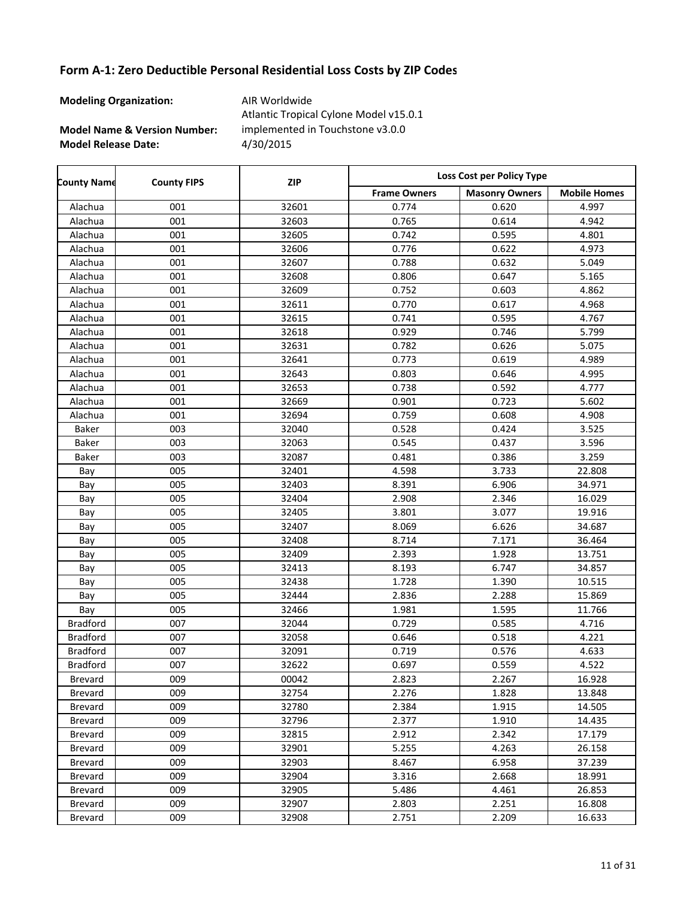## Form A-1: Zero Deductible Personal Residential Loss Costs by ZIP Codes

**Modeling Organization:** AIR Worldwide

**Model Name & Version Number:** Atlantic Tropical Cyclone Model v15.0.1 implemented in Touchstone v3.0.0

**Model Release Date:** 4/30/2015

| County Name | County FIPS | ZIP | Loss Cost per Policy Type | | |
|---|---|---|---|---|---|
| | | | Frame Owners | Masonry Owners | Mobile Homes |
| Alachua | 001 | 32601 | 0.774 | 0.620 | 4.997 |
| Alachua | 001 | 32603 | 0.765 | 0.614 | 4.942 |
| Alachua | 001 | 32605 | 0.742 | 0.595 | 4.801 |
| Alachua | 001 | 32606 | 0.776 | 0.622 | 4.973 |
| Alachua | 001 | 32607 | 0.788 | 0.632 | 5.049 |
| Alachua | 001 | 32608 | 0.806 | 0.647 | 5.165 |
| Alachua | 001 | 32609 | 0.752 | 0.603 | 4.862 |
| Alachua | 001 | 32611 | 0.770 | 0.617 | 4.968 |
| Alachua | 001 | 32615 | 0.741 | 0.595 | 4.767 |
| Alachua | 001 | 32618 | 0.929 | 0.746 | 5.799 |
| Alachua | 001 | 32631 | 0.782 | 0.626 | 5.075 |
| Alachua | 001 | 32641 | 0.773 | 0.619 | 4.989 |
| Alachua | 001 | 32643 | 0.803 | 0.646 | 4.995 |
| Alachua | 001 | 32653 | 0.738 | 0.592 | 4.777 |
| Alachua | 001 | 32669 | 0.901 | 0.723 | 5.602 |
| Alachua | 001 | 32694 | 0.759 | 0.608 | 4.908 |
| Baker | 003 | 32040 | 0.528 | 0.424 | 3.525 |
| Baker | 003 | 32063 | 0.545 | 0.437 | 3.596 |
| Baker | 003 | 32087 | 0.481 | 0.386 | 3.259 |
| Bay | 005 | 32401 | 4.598 | 3.733 | 22.808 |
| Bay | 005 | 32403 | 8.391 | 6.906 | 34.971 |
| Bay | 005 | 32404 | 2.908 | 2.346 | 16.029 |
| Bay | 005 | 32405 | 3.801 | 3.077 | 19.916 |
| Bay | 005 | 32407 | 8.069 | 6.626 | 34.687 |
| Bay | 005 | 32408 | 8.714 | 7.171 | 36.464 |
| Bay | 005 | 32409 | 2.393 | 1.928 | 13.751 |
| Bay | 005 | 32413 | 8.193 | 6.747 | 34.857 |
| Bay | 005 | 32438 | 1.728 | 1.390 | 10.515 |
| Bay | 005 | 32444 | 2.836 | 2.288 | 15.869 |
| Bay | 005 | 32466 | 1.981 | 1.595 | 11.766 |
| Bradford | 007 | 32044 | 0.729 | 0.585 | 4.716 |
| Bradford | 007 | 32058 | 0.646 | 0.518 | 4.221 |
| Bradford | 007 | 32091 | 0.719 | 0.576 | 4.633 |
| Bradford | 007 | 32622 | 0.697 | 0.559 | 4.522 |
| Brevard | 009 | 00042 | 2.823 | 2.267 | 16.928 |
| Brevard | 009 | 32754 | 2.276 | 1.828 | 13.848 |
| Brevard | 009 | 32780 | 2.384 | 1.915 | 14.505 |
| Brevard | 009 | 32796 | 2.377 | 1.910 | 14.435 |
| Brevard | 009 | 32815 | 2.912 | 2.342 | 17.179 |
| Brevard | 009 | 32901 | 5.255 | 4.263 | 26.158 |
| Brevard | 009 | 32903 | 8.467 | 6.958 | 37.239 |
| Brevard | 009 | 32904 | 3.316 | 2.668 | 18.991 |
| Brevard | 009 | 32905 | 5.486 | 4.461 | 26.853 |
| Brevard | 009 | 32907 | 2.803 | 2.251 | 16.808 |
| Brevard | 009 | 32908 | 2.751 | 2.209 | 16.633 |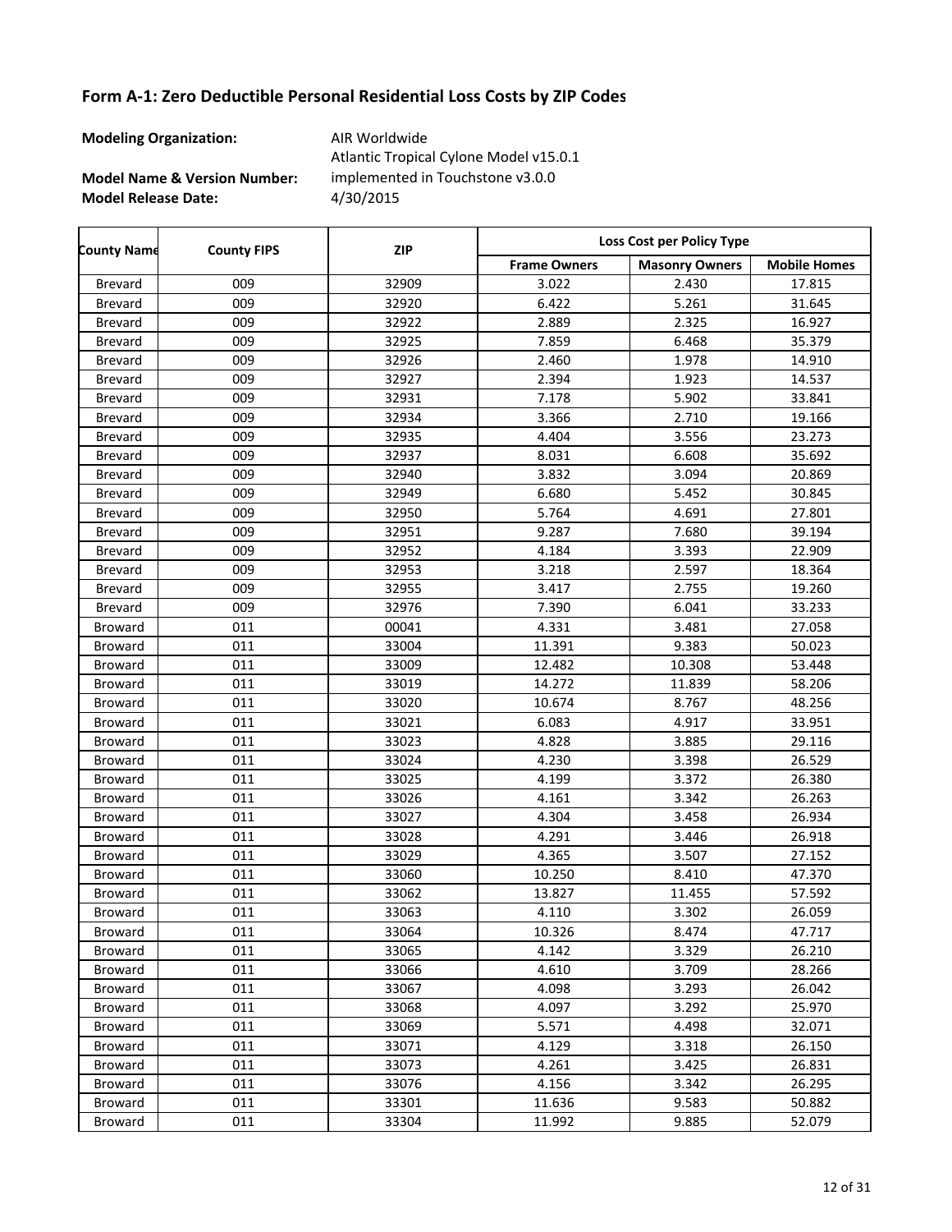## Form A-1: Zero Deductible Personal Residential Loss Costs by ZIP Codes

**Modeling Organization:** AIR Worldwide

**Model Name & Version Number:** Atlantic Tropical Cylone Model v15.0.1 implemented in Touchstone v3.0.0

**Model Release Date:** 4/30/2015

| County Name | County FIPS | ZIP | Loss Cost per Policy Type | | |
|---|---|---|---|---|---|
| | | | Frame Owners | Masonry Owners | Mobile Homes |
| Brevard | 009 | 32909 | 3.022 | 2.430 | 17.815 |
| Brevard | 009 | 32920 | 6.422 | 5.261 | 31.645 |
| Brevard | 009 | 32922 | 2.889 | 2.325 | 16.927 |
| Brevard | 009 | 32925 | 7.859 | 6.468 | 35.379 |
| Brevard | 009 | 32926 | 2.460 | 1.978 | 14.910 |
| Brevard | 009 | 32927 | 2.394 | 1.923 | 14.537 |
| Brevard | 009 | 32931 | 7.178 | 5.902 | 33.841 |
| Brevard | 009 | 32934 | 3.366 | 2.710 | 19.166 |
| Brevard | 009 | 32935 | 4.404 | 3.556 | 23.273 |
| Brevard | 009 | 32937 | 8.031 | 6.608 | 35.692 |
| Brevard | 009 | 32940 | 3.832 | 3.094 | 20.869 |
| Brevard | 009 | 32949 | 6.680 | 5.452 | 30.845 |
| Brevard | 009 | 32950 | 5.764 | 4.691 | 27.801 |
| Brevard | 009 | 32951 | 9.287 | 7.680 | 39.194 |
| Brevard | 009 | 32952 | 4.184 | 3.393 | 22.909 |
| Brevard | 009 | 32953 | 3.218 | 2.597 | 18.364 |
| Brevard | 009 | 32955 | 3.417 | 2.755 | 19.260 |
| Brevard | 009 | 32976 | 7.390 | 6.041 | 33.233 |
| Broward | 011 | 00041 | 4.331 | 3.481 | 27.058 |
| Broward | 011 | 33004 | 11.391 | 9.383 | 50.023 |
| Broward | 011 | 33009 | 12.482 | 10.308 | 53.448 |
| Broward | 011 | 33019 | 14.272 | 11.839 | 58.206 |
| Broward | 011 | 33020 | 10.674 | 8.767 | 48.256 |
| Broward | 011 | 33021 | 6.083 | 4.917 | 33.951 |
| Broward | 011 | 33023 | 4.828 | 3.885 | 29.116 |
| Broward | 011 | 33024 | 4.230 | 3.398 | 26.529 |
| Broward | 011 | 33025 | 4.199 | 3.372 | 26.380 |
| Broward | 011 | 33026 | 4.161 | 3.342 | 26.263 |
| Broward | 011 | 33027 | 4.304 | 3.458 | 26.934 |
| Broward | 011 | 33028 | 4.291 | 3.446 | 26.918 |
| Broward | 011 | 33029 | 4.365 | 3.507 | 27.152 |
| Broward | 011 | 33060 | 10.250 | 8.410 | 47.370 |
| Broward | 011 | 33062 | 13.827 | 11.455 | 57.592 |
| Broward | 011 | 33063 | 4.110 | 3.302 | 26.059 |
| Broward | 011 | 33064 | 10.326 | 8.474 | 47.717 |
| Broward | 011 | 33065 | 4.142 | 3.329 | 26.210 |
| Broward | 011 | 33066 | 4.610 | 3.709 | 28.266 |
| Broward | 011 | 33067 | 4.098 | 3.293 | 26.042 |
| Broward | 011 | 33068 | 4.097 | 3.292 | 25.970 |
| Broward | 011 | 33069 | 5.571 | 4.498 | 32.071 |
| Broward | 011 | 33071 | 4.129 | 3.318 | 26.150 |
| Broward | 011 | 33073 | 4.261 | 3.425 | 26.831 |
| Broward | 011 | 33076 | 4.156 | 3.342 | 26.295 |
| Broward | 011 | 33301 | 11.636 | 9.583 | 50.882 |
| Broward | 011 | 33304 | 11.992 | 9.885 | 52.079 |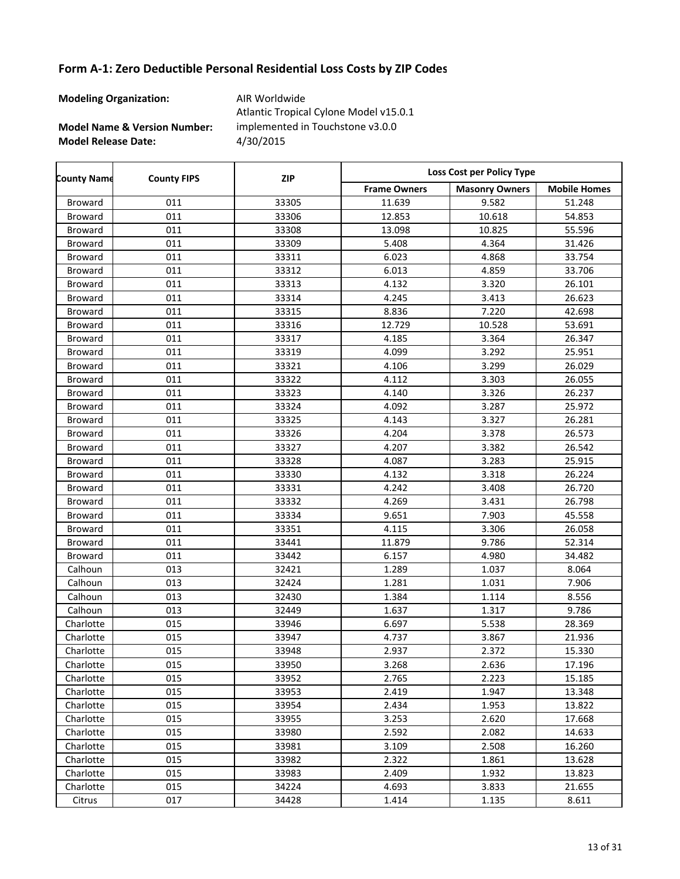## Form A-1: Zero Deductible Personal Residential Loss Costs by ZIP Codes

**Modeling Organization:** AIR Worldwide

**Model Name & Version Number:** Atlantic Tropical Cylone Model v15.0.1 implemented in Touchstone v3.0.0

**Model Release Date:** 4/30/2015

| County Name | County FIPS | ZIP | Loss Cost per Policy Type | | |
|---|---|---|---|---|---|
| | | | Frame Owners | Masonry Owners | Mobile Homes |
| Broward | 011 | 33305 | 11.639 | 9.582 | 51.248 |
| Broward | 011 | 33306 | 12.853 | 10.618 | 54.853 |
| Broward | 011 | 33308 | 13.098 | 10.825 | 55.596 |
| Broward | 011 | 33309 | 5.408 | 4.364 | 31.426 |
| Broward | 011 | 33311 | 6.023 | 4.868 | 33.754 |
| Broward | 011 | 33312 | 6.013 | 4.859 | 33.706 |
| Broward | 011 | 33313 | 4.132 | 3.320 | 26.101 |
| Broward | 011 | 33314 | 4.245 | 3.413 | 26.623 |
| Broward | 011 | 33315 | 8.836 | 7.220 | 42.698 |
| Broward | 011 | 33316 | 12.729 | 10.528 | 53.691 |
| Broward | 011 | 33317 | 4.185 | 3.364 | 26.347 |
| Broward | 011 | 33319 | 4.099 | 3.292 | 25.951 |
| Broward | 011 | 33321 | 4.106 | 3.299 | 26.029 |
| Broward | 011 | 33322 | 4.112 | 3.303 | 26.055 |
| Broward | 011 | 33323 | 4.140 | 3.326 | 26.237 |
| Broward | 011 | 33324 | 4.092 | 3.287 | 25.972 |
| Broward | 011 | 33325 | 4.143 | 3.327 | 26.281 |
| Broward | 011 | 33326 | 4.204 | 3.378 | 26.573 |
| Broward | 011 | 33327 | 4.207 | 3.382 | 26.542 |
| Broward | 011 | 33328 | 4.087 | 3.283 | 25.915 |
| Broward | 011 | 33330 | 4.132 | 3.318 | 26.224 |
| Broward | 011 | 33331 | 4.242 | 3.408 | 26.720 |
| Broward | 011 | 33332 | 4.269 | 3.431 | 26.798 |
| Broward | 011 | 33334 | 9.651 | 7.903 | 45.558 |
| Broward | 011 | 33351 | 4.115 | 3.306 | 26.058 |
| Broward | 011 | 33441 | 11.879 | 9.786 | 52.314 |
| Broward | 011 | 33442 | 6.157 | 4.980 | 34.482 |
| Calhoun | 013 | 32421 | 1.289 | 1.037 | 8.064 |
| Calhoun | 013 | 32424 | 1.281 | 1.031 | 7.906 |
| Calhoun | 013 | 32430 | 1.384 | 1.114 | 8.556 |
| Calhoun | 013 | 32449 | 1.637 | 1.317 | 9.786 |
| Charlotte | 015 | 33946 | 6.697 | 5.538 | 28.369 |
| Charlotte | 015 | 33947 | 4.737 | 3.867 | 21.936 |
| Charlotte | 015 | 33948 | 2.937 | 2.372 | 15.330 |
| Charlotte | 015 | 33950 | 3.268 | 2.636 | 17.196 |
| Charlotte | 015 | 33952 | 2.765 | 2.223 | 15.185 |
| Charlotte | 015 | 33953 | 2.419 | 1.947 | 13.348 |
| Charlotte | 015 | 33954 | 2.434 | 1.953 | 13.822 |
| Charlotte | 015 | 33955 | 3.253 | 2.620 | 17.668 |
| Charlotte | 015 | 33980 | 2.592 | 2.082 | 14.633 |
| Charlotte | 015 | 33981 | 3.109 | 2.508 | 16.260 |
| Charlotte | 015 | 33982 | 2.322 | 1.861 | 13.628 |
| Charlotte | 015 | 33983 | 2.409 | 1.932 | 13.823 |
| Charlotte | 015 | 34224 | 4.693 | 3.833 | 21.655 |
| Citrus | 017 | 34428 | 1.414 | 1.135 | 8.611 |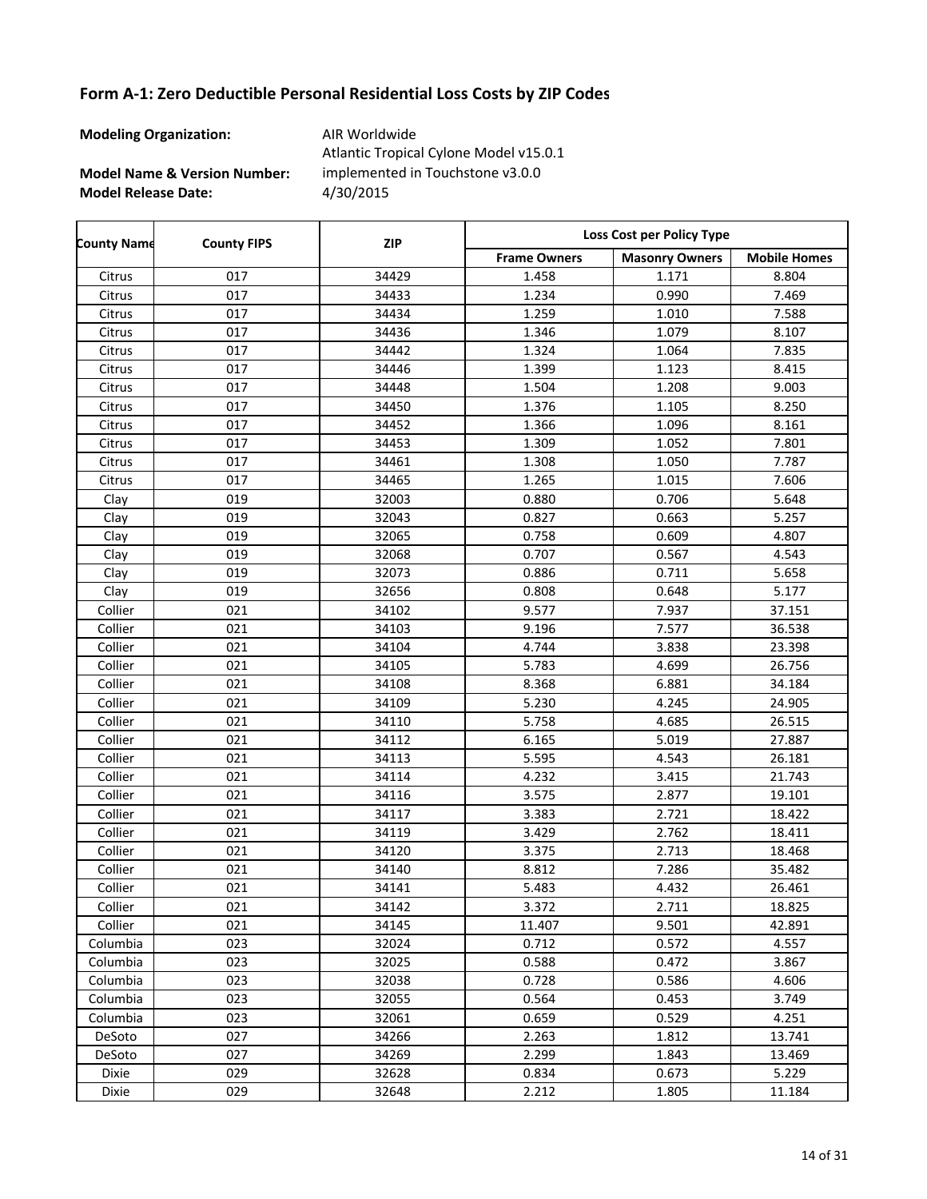## Form A-1: Zero Deductible Personal Residential Loss Costs by ZIP Codes

**Modeling Organization:** AIR Worldwide

**Model Name & Version Number:** Atlantic Tropical Cylone Model v15.0.1 implemented in Touchstone v3.0.0

**Model Release Date:** 4/30/2015

| County Name | County FIPS | ZIP | Loss Cost per Policy Type | | |
|---|---|---|---|---|---|
| | | | Frame Owners | Masonry Owners | Mobile Homes |
| Citrus | 017 | 34429 | 1.458 | 1.171 | 8.804 |
| Citrus | 017 | 34433 | 1.234 | 0.990 | 7.469 |
| Citrus | 017 | 34434 | 1.259 | 1.010 | 7.588 |
| Citrus | 017 | 34436 | 1.346 | 1.079 | 8.107 |
| Citrus | 017 | 34442 | 1.324 | 1.064 | 7.835 |
| Citrus | 017 | 34446 | 1.399 | 1.123 | 8.415 |
| Citrus | 017 | 34448 | 1.504 | 1.208 | 9.003 |
| Citrus | 017 | 34450 | 1.376 | 1.105 | 8.250 |
| Citrus | 017 | 34452 | 1.366 | 1.096 | 8.161 |
| Citrus | 017 | 34453 | 1.309 | 1.052 | 7.801 |
| Citrus | 017 | 34461 | 1.308 | 1.050 | 7.787 |
| Citrus | 017 | 34465 | 1.265 | 1.015 | 7.606 |
| Clay | 019 | 32003 | 0.880 | 0.706 | 5.648 |
| Clay | 019 | 32043 | 0.827 | 0.663 | 5.257 |
| Clay | 019 | 32065 | 0.758 | 0.609 | 4.807 |
| Clay | 019 | 32068 | 0.707 | 0.567 | 4.543 |
| Clay | 019 | 32073 | 0.886 | 0.711 | 5.658 |
| Clay | 019 | 32656 | 0.808 | 0.648 | 5.177 |
| Collier | 021 | 34102 | 9.577 | 7.937 | 37.151 |
| Collier | 021 | 34103 | 9.196 | 7.577 | 36.538 |
| Collier | 021 | 34104 | 4.744 | 3.838 | 23.398 |
| Collier | 021 | 34105 | 5.783 | 4.699 | 26.756 |
| Collier | 021 | 34108 | 8.368 | 6.881 | 34.184 |
| Collier | 021 | 34109 | 5.230 | 4.245 | 24.905 |
| Collier | 021 | 34110 | 5.758 | 4.685 | 26.515 |
| Collier | 021 | 34112 | 6.165 | 5.019 | 27.887 |
| Collier | 021 | 34113 | 5.595 | 4.543 | 26.181 |
| Collier | 021 | 34114 | 4.232 | 3.415 | 21.743 |
| Collier | 021 | 34116 | 3.575 | 2.877 | 19.101 |
| Collier | 021 | 34117 | 3.383 | 2.721 | 18.422 |
| Collier | 021 | 34119 | 3.429 | 2.762 | 18.411 |
| Collier | 021 | 34120 | 3.375 | 2.713 | 18.468 |
| Collier | 021 | 34140 | 8.812 | 7.286 | 35.482 |
| Collier | 021 | 34141 | 5.483 | 4.432 | 26.461 |
| Collier | 021 | 34142 | 3.372 | 2.711 | 18.825 |
| Collier | 021 | 34145 | 11.407 | 9.501 | 42.891 |
| Columbia | 023 | 32024 | 0.712 | 0.572 | 4.557 |
| Columbia | 023 | 32025 | 0.588 | 0.472 | 3.867 |
| Columbia | 023 | 32038 | 0.728 | 0.586 | 4.606 |
| Columbia | 023 | 32055 | 0.564 | 0.453 | 3.749 |
| Columbia | 023 | 32061 | 0.659 | 0.529 | 4.251 |
| DeSoto | 027 | 34266 | 2.263 | 1.812 | 13.741 |
| DeSoto | 027 | 34269 | 2.299 | 1.843 | 13.469 |
| Dixie | 029 | 32628 | 0.834 | 0.673 | 5.229 |
| Dixie | 029 | 32648 | 2.212 | 1.805 | 11.184 |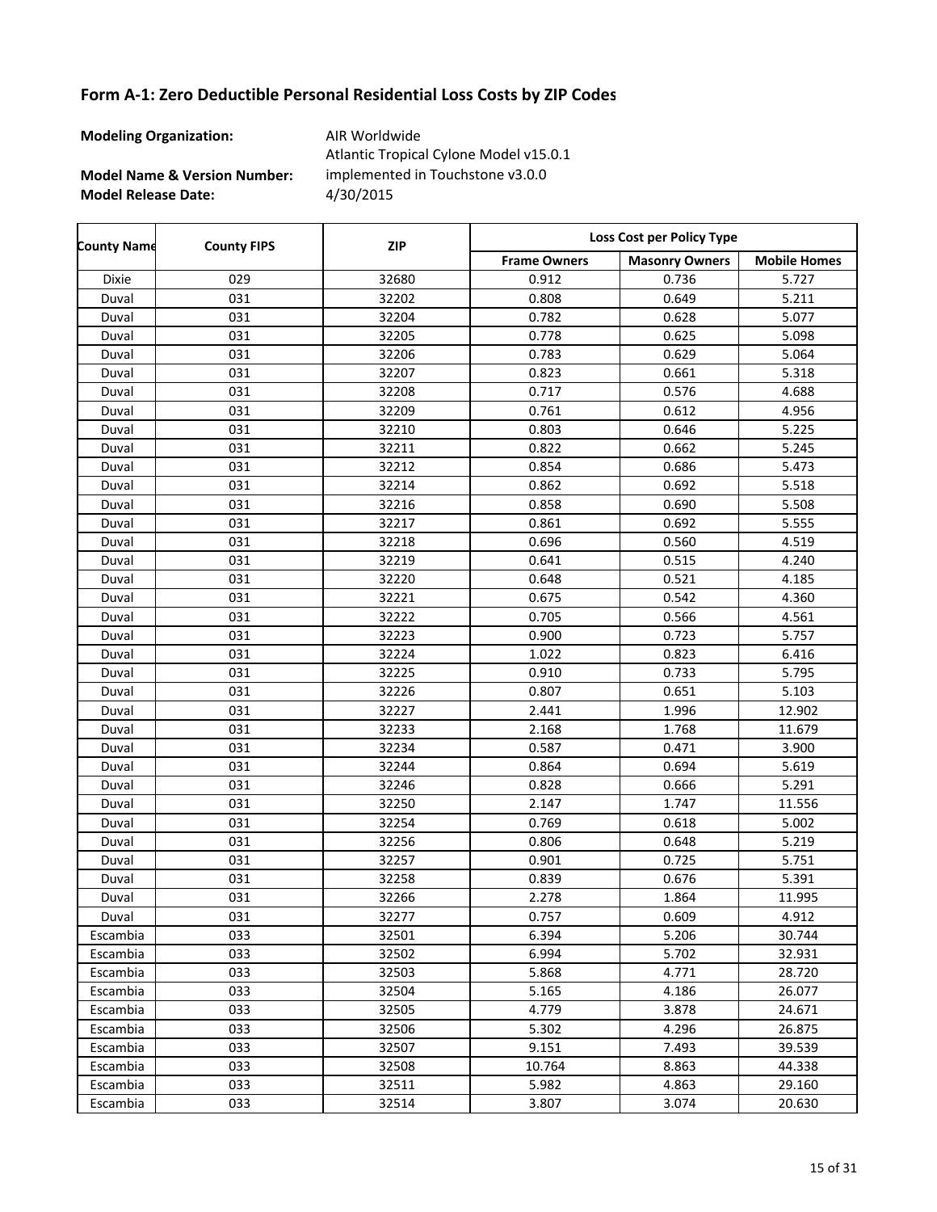## Form A-1: Zero Deductible Personal Residential Loss Costs by ZIP Codes

**Modeling Organization:** AIR Worldwide

**Model Name & Version Number:** Atlantic Tropical Cyclone Model v15.0.1 implemented in Touchstone v3.0.0

**Model Release Date:** 4/30/2015

| County Name | County FIPS | ZIP | Loss Cost per Policy Type | | |
|---|---|---|---|---|---|
| | | | Frame Owners | Masonry Owners | Mobile Homes |
| Dixie | 029 | 32680 | 0.912 | 0.736 | 5.727 |
| Duval | 031 | 32202 | 0.808 | 0.649 | 5.211 |
| Duval | 031 | 32204 | 0.782 | 0.628 | 5.077 |
| Duval | 031 | 32205 | 0.778 | 0.625 | 5.098 |
| Duval | 031 | 32206 | 0.783 | 0.629 | 5.064 |
| Duval | 031 | 32207 | 0.823 | 0.661 | 5.318 |
| Duval | 031 | 32208 | 0.717 | 0.576 | 4.688 |
| Duval | 031 | 32209 | 0.761 | 0.612 | 4.956 |
| Duval | 031 | 32210 | 0.803 | 0.646 | 5.225 |
| Duval | 031 | 32211 | 0.822 | 0.662 | 5.245 |
| Duval | 031 | 32212 | 0.854 | 0.686 | 5.473 |
| Duval | 031 | 32214 | 0.862 | 0.692 | 5.518 |
| Duval | 031 | 32216 | 0.858 | 0.690 | 5.508 |
| Duval | 031 | 32217 | 0.861 | 0.692 | 5.555 |
| Duval | 031 | 32218 | 0.696 | 0.560 | 4.519 |
| Duval | 031 | 32219 | 0.641 | 0.515 | 4.240 |
| Duval | 031 | 32220 | 0.648 | 0.521 | 4.185 |
| Duval | 031 | 32221 | 0.675 | 0.542 | 4.360 |
| Duval | 031 | 32222 | 0.705 | 0.566 | 4.561 |
| Duval | 031 | 32223 | 0.900 | 0.723 | 5.757 |
| Duval | 031 | 32224 | 1.022 | 0.823 | 6.416 |
| Duval | 031 | 32225 | 0.910 | 0.733 | 5.795 |
| Duval | 031 | 32226 | 0.807 | 0.651 | 5.103 |
| Duval | 031 | 32227 | 2.441 | 1.996 | 12.902 |
| Duval | 031 | 32233 | 2.168 | 1.768 | 11.679 |
| Duval | 031 | 32234 | 0.587 | 0.471 | 3.900 |
| Duval | 031 | 32244 | 0.864 | 0.694 | 5.619 |
| Duval | 031 | 32246 | 0.828 | 0.666 | 5.291 |
| Duval | 031 | 32250 | 2.147 | 1.747 | 11.556 |
| Duval | 031 | 32254 | 0.769 | 0.618 | 5.002 |
| Duval | 031 | 32256 | 0.806 | 0.648 | 5.219 |
| Duval | 031 | 32257 | 0.901 | 0.725 | 5.751 |
| Duval | 031 | 32258 | 0.839 | 0.676 | 5.391 |
| Duval | 031 | 32266 | 2.278 | 1.864 | 11.995 |
| Duval | 031 | 32277 | 0.757 | 0.609 | 4.912 |
| Escambia | 033 | 32501 | 6.394 | 5.206 | 30.744 |
| Escambia | 033 | 32502 | 6.994 | 5.702 | 32.931 |
| Escambia | 033 | 32503 | 5.868 | 4.771 | 28.720 |
| Escambia | 033 | 32504 | 5.165 | 4.186 | 26.077 |
| Escambia | 033 | 32505 | 4.779 | 3.878 | 24.671 |
| Escambia | 033 | 32506 | 5.302 | 4.296 | 26.875 |
| Escambia | 033 | 32507 | 9.151 | 7.493 | 39.539 |
| Escambia | 033 | 32508 | 10.764 | 8.863 | 44.338 |
| Escambia | 033 | 32511 | 5.982 | 4.863 | 29.160 |
| Escambia | 033 | 32514 | 3.807 | 3.074 | 20.630 |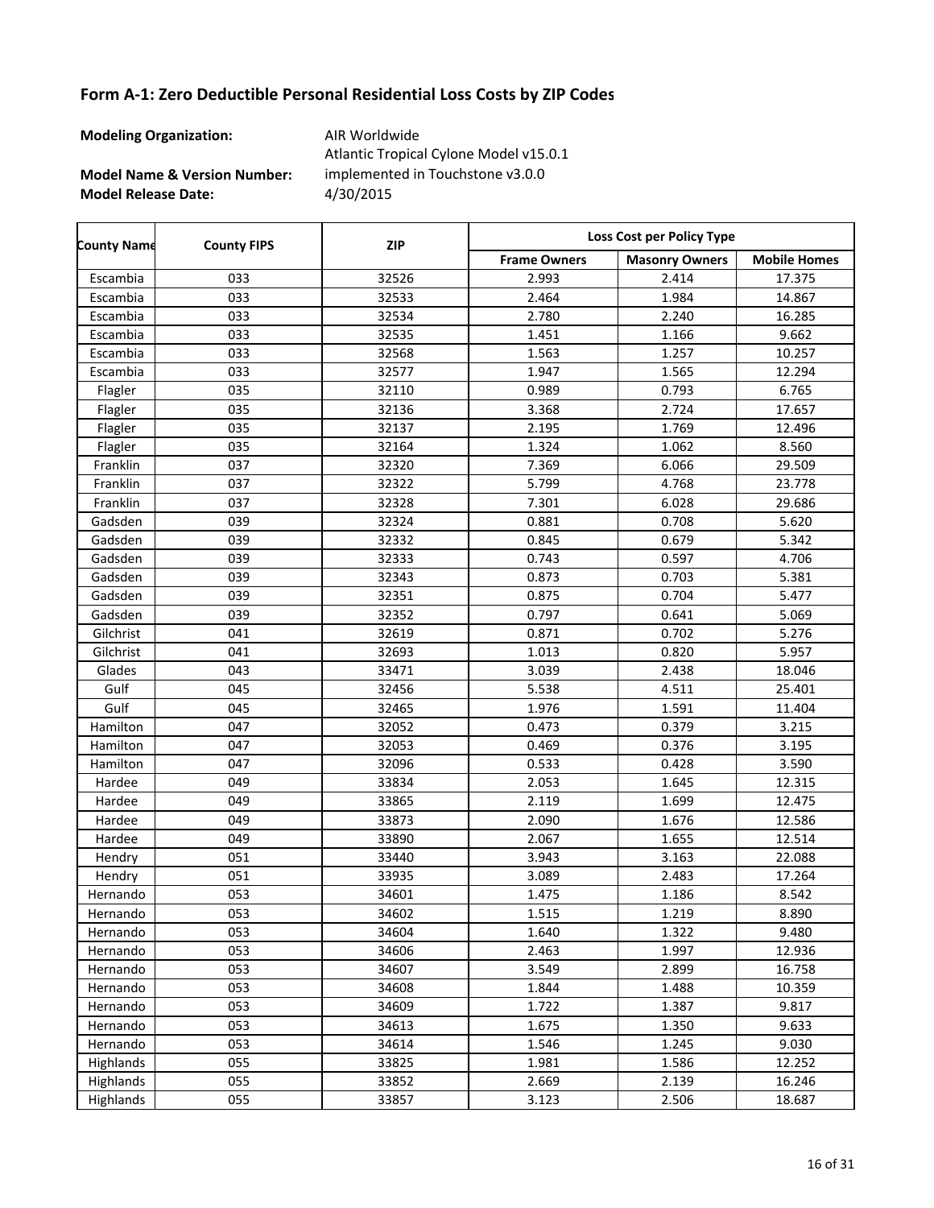## Form A-1: Zero Deductible Personal Residential Loss Costs by ZIP Codes

**Modeling Organization:** AIR Worldwide

**Model Name & Version Number:** Atlantic Tropical Cylone Model v15.0.1 implemented in Touchstone v3.0.0

**Model Release Date:** 4/30/2015

| County Name | County FIPS | ZIP | Loss Cost per Policy Type | | |
|---|---|---|---|---|---|
| | | | Frame Owners | Masonry Owners | Mobile Homes |
| Escambia | 033 | 32526 | 2.993 | 2.414 | 17.375 |
| Escambia | 033 | 32533 | 2.464 | 1.984 | 14.867 |
| Escambia | 033 | 32534 | 2.780 | 2.240 | 16.285 |
| Escambia | 033 | 32535 | 1.451 | 1.166 | 9.662 |
| Escambia | 033 | 32568 | 1.563 | 1.257 | 10.257 |
| Escambia | 033 | 32577 | 1.947 | 1.565 | 12.294 |
| Flagler | 035 | 32110 | 0.989 | 0.793 | 6.765 |
| Flagler | 035 | 32136 | 3.368 | 2.724 | 17.657 |
| Flagler | 035 | 32137 | 2.195 | 1.769 | 12.496 |
| Flagler | 035 | 32164 | 1.324 | 1.062 | 8.560 |
| Franklin | 037 | 32320 | 7.369 | 6.066 | 29.509 |
| Franklin | 037 | 32322 | 5.799 | 4.768 | 23.778 |
| Franklin | 037 | 32328 | 7.301 | 6.028 | 29.686 |
| Gadsden | 039 | 32324 | 0.881 | 0.708 | 5.620 |
| Gadsden | 039 | 32332 | 0.845 | 0.679 | 5.342 |
| Gadsden | 039 | 32333 | 0.743 | 0.597 | 4.706 |
| Gadsden | 039 | 32343 | 0.873 | 0.703 | 5.381 |
| Gadsden | 039 | 32351 | 0.875 | 0.704 | 5.477 |
| Gadsden | 039 | 32352 | 0.797 | 0.641 | 5.069 |
| Gilchrist | 041 | 32619 | 0.871 | 0.702 | 5.276 |
| Gilchrist | 041 | 32693 | 1.013 | 0.820 | 5.957 |
| Glades | 043 | 33471 | 3.039 | 2.438 | 18.046 |
| Gulf | 045 | 32456 | 5.538 | 4.511 | 25.401 |
| Gulf | 045 | 32465 | 1.976 | 1.591 | 11.404 |
| Hamilton | 047 | 32052 | 0.473 | 0.379 | 3.215 |
| Hamilton | 047 | 32053 | 0.469 | 0.376 | 3.195 |
| Hamilton | 047 | 32096 | 0.533 | 0.428 | 3.590 |
| Hardee | 049 | 33834 | 2.053 | 1.645 | 12.315 |
| Hardee | 049 | 33865 | 2.119 | 1.699 | 12.475 |
| Hardee | 049 | 33873 | 2.090 | 1.676 | 12.586 |
| Hardee | 049 | 33890 | 2.067 | 1.655 | 12.514 |
| Hendry | 051 | 33440 | 3.943 | 3.163 | 22.088 |
| Hendry | 051 | 33935 | 3.089 | 2.483 | 17.264 |
| Hernando | 053 | 34601 | 1.475 | 1.186 | 8.542 |
| Hernando | 053 | 34602 | 1.515 | 1.219 | 8.890 |
| Hernando | 053 | 34604 | 1.640 | 1.322 | 9.480 |
| Hernando | 053 | 34606 | 2.463 | 1.997 | 12.936 |
| Hernando | 053 | 34607 | 3.549 | 2.899 | 16.758 |
| Hernando | 053 | 34608 | 1.844 | 1.488 | 10.359 |
| Hernando | 053 | 34609 | 1.722 | 1.387 | 9.817 |
| Hernando | 053 | 34613 | 1.675 | 1.350 | 9.633 |
| Hernando | 053 | 34614 | 1.546 | 1.245 | 9.030 |
| Highlands | 055 | 33825 | 1.981 | 1.586 | 12.252 |
| Highlands | 055 | 33852 | 2.669 | 2.139 | 16.246 |
| Highlands | 055 | 33857 | 3.123 | 2.506 | 18.687 |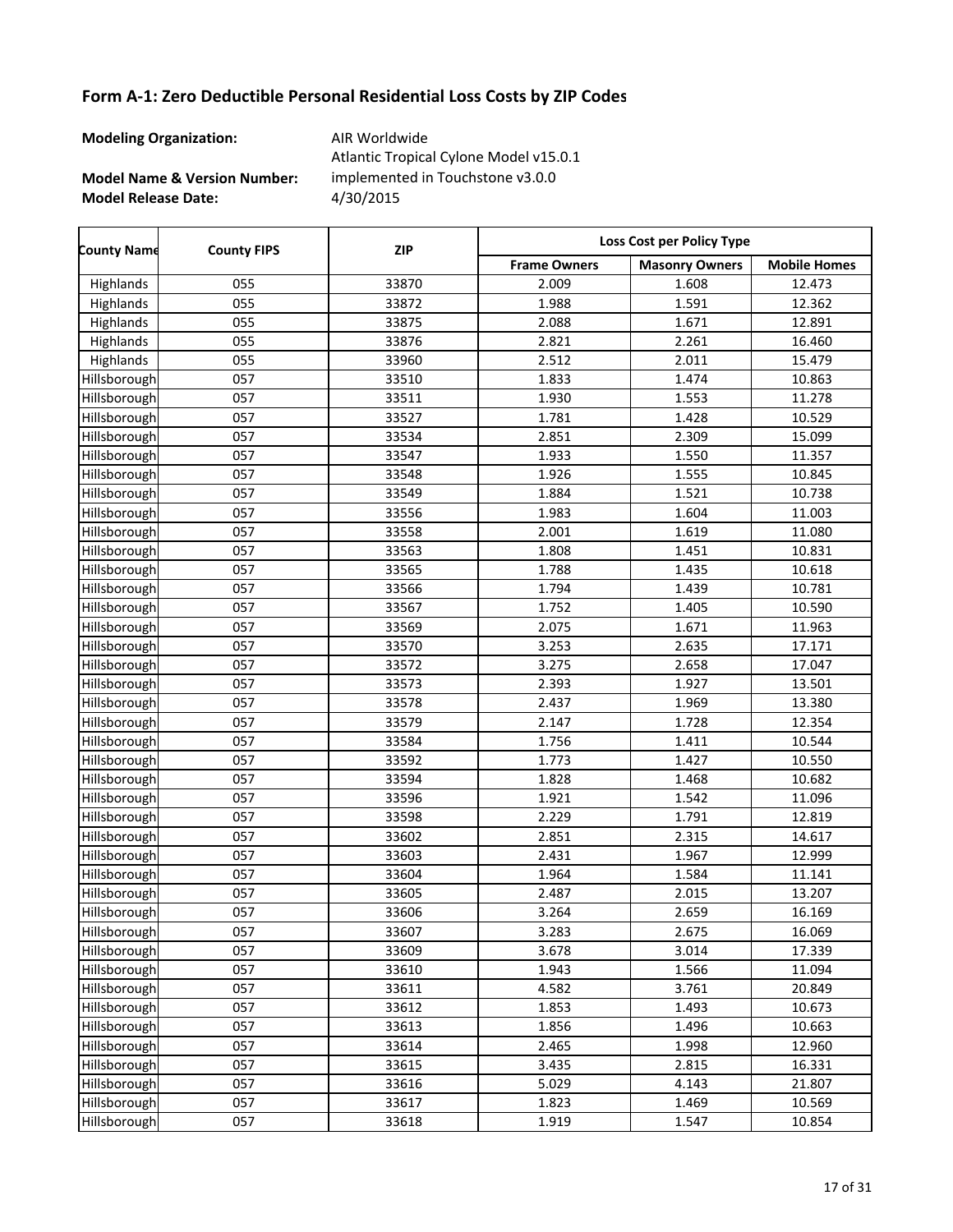## Form A-1: Zero Deductible Personal Residential Loss Costs by ZIP Codes

**Modeling Organization:** AIR Worldwide

**Model Name & Version Number:** Atlantic Tropical Cyclone Model v15.0.1 implemented in Touchstone v3.0.0

**Model Release Date:** 4/30/2015

| County Name | County FIPS | ZIP | Loss Cost per Policy Type | | |
|---|---|---|---|---|---|
| | | | Frame Owners | Masonry Owners | Mobile Homes |
| Highlands | 055 | 33870 | 2.009 | 1.608 | 12.473 |
| Highlands | 055 | 33872 | 1.988 | 1.591 | 12.362 |
| Highlands | 055 | 33875 | 2.088 | 1.671 | 12.891 |
| Highlands | 055 | 33876 | 2.821 | 2.261 | 16.460 |
| Highlands | 055 | 33960 | 2.512 | 2.011 | 15.479 |
| Hillsborough | 057 | 33510 | 1.833 | 1.474 | 10.863 |
| Hillsborough | 057 | 33511 | 1.930 | 1.553 | 11.278 |
| Hillsborough | 057 | 33527 | 1.781 | 1.428 | 10.529 |
| Hillsborough | 057 | 33534 | 2.851 | 2.309 | 15.099 |
| Hillsborough | 057 | 33547 | 1.933 | 1.550 | 11.357 |
| Hillsborough | 057 | 33548 | 1.926 | 1.555 | 10.845 |
| Hillsborough | 057 | 33549 | 1.884 | 1.521 | 10.738 |
| Hillsborough | 057 | 33556 | 1.983 | 1.604 | 11.003 |
| Hillsborough | 057 | 33558 | 2.001 | 1.619 | 11.080 |
| Hillsborough | 057 | 33563 | 1.808 | 1.451 | 10.831 |
| Hillsborough | 057 | 33565 | 1.788 | 1.435 | 10.618 |
| Hillsborough | 057 | 33566 | 1.794 | 1.439 | 10.781 |
| Hillsborough | 057 | 33567 | 1.752 | 1.405 | 10.590 |
| Hillsborough | 057 | 33569 | 2.075 | 1.671 | 11.963 |
| Hillsborough | 057 | 33570 | 3.253 | 2.635 | 17.171 |
| Hillsborough | 057 | 33572 | 3.275 | 2.658 | 17.047 |
| Hillsborough | 057 | 33573 | 2.393 | 1.927 | 13.501 |
| Hillsborough | 057 | 33578 | 2.437 | 1.969 | 13.380 |
| Hillsborough | 057 | 33579 | 2.147 | 1.728 | 12.354 |
| Hillsborough | 057 | 33584 | 1.756 | 1.411 | 10.544 |
| Hillsborough | 057 | 33592 | 1.773 | 1.427 | 10.550 |
| Hillsborough | 057 | 33594 | 1.828 | 1.468 | 10.682 |
| Hillsborough | 057 | 33596 | 1.921 | 1.542 | 11.096 |
| Hillsborough | 057 | 33598 | 2.229 | 1.791 | 12.819 |
| Hillsborough | 057 | 33602 | 2.851 | 2.315 | 14.617 |
| Hillsborough | 057 | 33603 | 2.431 | 1.967 | 12.999 |
| Hillsborough | 057 | 33604 | 1.964 | 1.584 | 11.141 |
| Hillsborough | 057 | 33605 | 2.487 | 2.015 | 13.207 |
| Hillsborough | 057 | 33606 | 3.264 | 2.659 | 16.169 |
| Hillsborough | 057 | 33607 | 3.283 | 2.675 | 16.069 |
| Hillsborough | 057 | 33609 | 3.678 | 3.014 | 17.339 |
| Hillsborough | 057 | 33610 | 1.943 | 1.566 | 11.094 |
| Hillsborough | 057 | 33611 | 4.582 | 3.761 | 20.849 |
| Hillsborough | 057 | 33612 | 1.853 | 1.493 | 10.673 |
| Hillsborough | 057 | 33613 | 1.856 | 1.496 | 10.663 |
| Hillsborough | 057 | 33614 | 2.465 | 1.998 | 12.960 |
| Hillsborough | 057 | 33615 | 3.435 | 2.815 | 16.331 |
| Hillsborough | 057 | 33616 | 5.029 | 4.143 | 21.807 |
| Hillsborough | 057 | 33617 | 1.823 | 1.469 | 10.569 |
| Hillsborough | 057 | 33618 | 1.919 | 1.547 | 10.854 |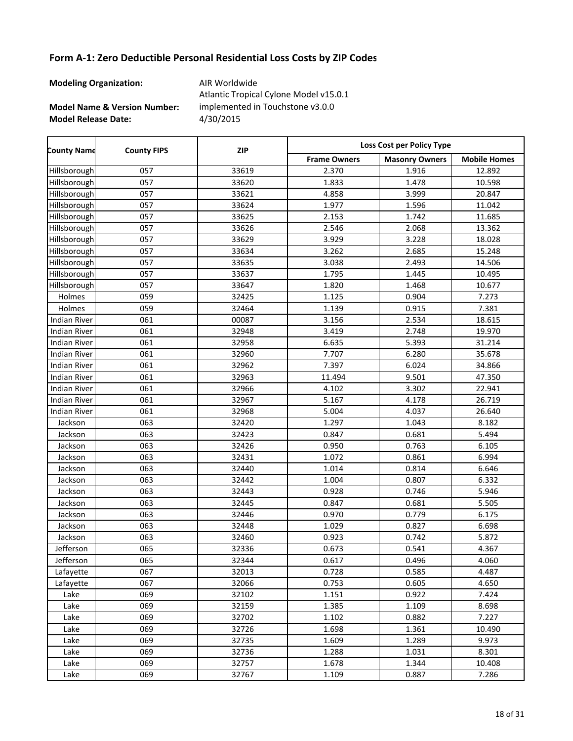## Form A-1: Zero Deductible Personal Residential Loss Costs by ZIP Codes

**Modeling Organization:** AIR Worldwide

**Model Name & Version Number:** Atlantic Tropical Cylone Model v15.0.1 implemented in Touchstone v3.0.0

**Model Release Date:** 4/30/2015

| County Name | County FIPS | ZIP | Loss Cost per Policy Type | | |
|---|---|---|---|---|---|
| | | | Frame Owners | Masonry Owners | Mobile Homes |
| Hillsborough | 057 | 33619 | 2.370 | 1.916 | 12.892 |
| Hillsborough | 057 | 33620 | 1.833 | 1.478 | 10.598 |
| Hillsborough | 057 | 33621 | 4.858 | 3.999 | 20.847 |
| Hillsborough | 057 | 33624 | 1.977 | 1.596 | 11.042 |
| Hillsborough | 057 | 33625 | 2.153 | 1.742 | 11.685 |
| Hillsborough | 057 | 33626 | 2.546 | 2.068 | 13.362 |
| Hillsborough | 057 | 33629 | 3.929 | 3.228 | 18.028 |
| Hillsborough | 057 | 33634 | 3.262 | 2.685 | 15.248 |
| Hillsborough | 057 | 33635 | 3.038 | 2.493 | 14.506 |
| Hillsborough | 057 | 33637 | 1.795 | 1.445 | 10.495 |
| Hillsborough | 057 | 33647 | 1.820 | 1.468 | 10.677 |
| Holmes | 059 | 32425 | 1.125 | 0.904 | 7.273 |
| Holmes | 059 | 32464 | 1.139 | 0.915 | 7.381 |
| Indian River | 061 | 00087 | 3.156 | 2.534 | 18.615 |
| Indian River | 061 | 32948 | 3.419 | 2.748 | 19.970 |
| Indian River | 061 | 32958 | 6.635 | 5.393 | 31.214 |
| Indian River | 061 | 32960 | 7.707 | 6.280 | 35.678 |
| Indian River | 061 | 32962 | 7.397 | 6.024 | 34.866 |
| Indian River | 061 | 32963 | 11.494 | 9.501 | 47.350 |
| Indian River | 061 | 32966 | 4.102 | 3.302 | 22.941 |
| Indian River | 061 | 32967 | 5.167 | 4.178 | 26.719 |
| Indian River | 061 | 32968 | 5.004 | 4.037 | 26.640 |
| Jackson | 063 | 32420 | 1.297 | 1.043 | 8.182 |
| Jackson | 063 | 32423 | 0.847 | 0.681 | 5.494 |
| Jackson | 063 | 32426 | 0.950 | 0.763 | 6.105 |
| Jackson | 063 | 32431 | 1.072 | 0.861 | 6.994 |
| Jackson | 063 | 32440 | 1.014 | 0.814 | 6.646 |
| Jackson | 063 | 32442 | 1.004 | 0.807 | 6.332 |
| Jackson | 063 | 32443 | 0.928 | 0.746 | 5.946 |
| Jackson | 063 | 32445 | 0.847 | 0.681 | 5.505 |
| Jackson | 063 | 32446 | 0.970 | 0.779 | 6.175 |
| Jackson | 063 | 32448 | 1.029 | 0.827 | 6.698 |
| Jackson | 063 | 32460 | 0.923 | 0.742 | 5.872 |
| Jefferson | 065 | 32336 | 0.673 | 0.541 | 4.367 |
| Jefferson | 065 | 32344 | 0.617 | 0.496 | 4.060 |
| Lafayette | 067 | 32013 | 0.728 | 0.585 | 4.487 |
| Lafayette | 067 | 32066 | 0.753 | 0.605 | 4.650 |
| Lake | 069 | 32102 | 1.151 | 0.922 | 7.424 |
| Lake | 069 | 32159 | 1.385 | 1.109 | 8.698 |
| Lake | 069 | 32702 | 1.102 | 0.882 | 7.227 |
| Lake | 069 | 32726 | 1.698 | 1.361 | 10.490 |
| Lake | 069 | 32735 | 1.609 | 1.289 | 9.973 |
| Lake | 069 | 32736 | 1.288 | 1.031 | 8.301 |
| Lake | 069 | 32757 | 1.678 | 1.344 | 10.408 |
| Lake | 069 | 32767 | 1.109 | 0.887 | 7.286 |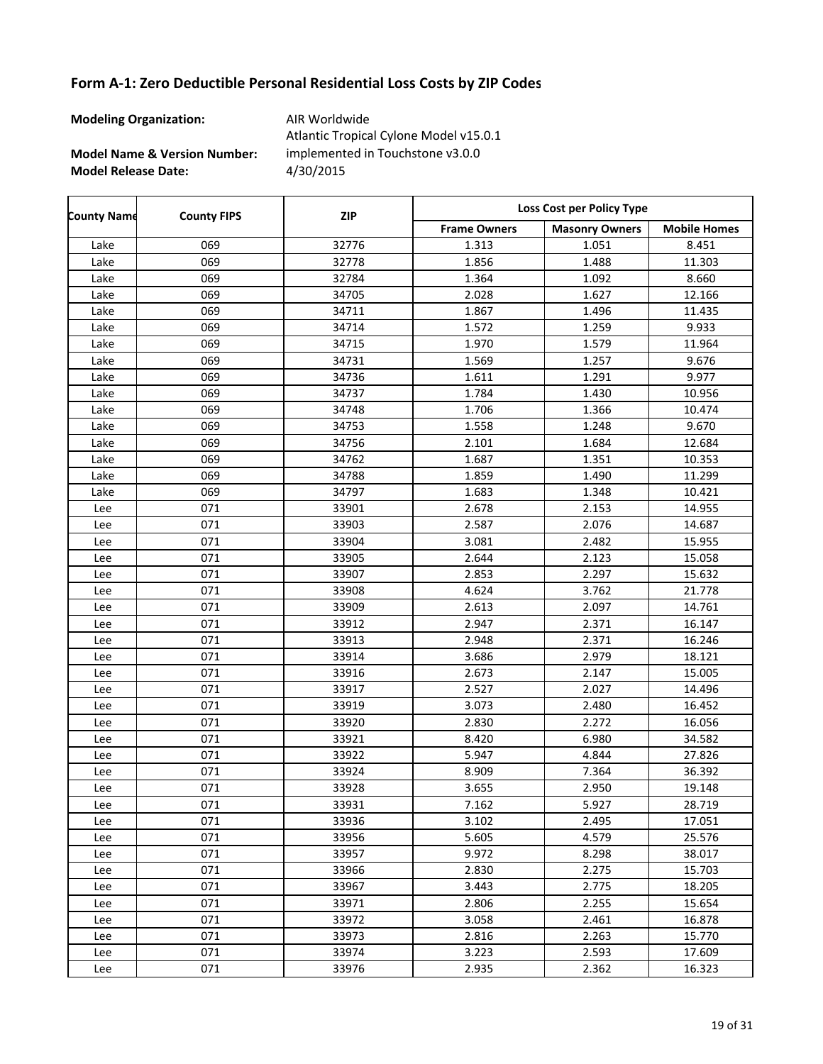# Form A-1: Zero Deductible Personal Residential Loss Costs by ZIP Codes

**Modeling Organization:** AIR Worldwide

**Model Name & Version Number:** Atlantic Tropical Cylone Model v15.0.1 implemented in Touchstone v3.0.0

**Model Release Date:** 4/30/2015

| County Name | County FIPS | ZIP | Loss Cost per Policy Type | | |
|---|---|---|---|---|---|
| | | | Frame Owners | Masonry Owners | Mobile Homes |
| Lake | 069 | 32776 | 1.313 | 1.051 | 8.451 |
| Lake | 069 | 32778 | 1.856 | 1.488 | 11.303 |
| Lake | 069 | 32784 | 1.364 | 1.092 | 8.660 |
| Lake | 069 | 34705 | 2.028 | 1.627 | 12.166 |
| Lake | 069 | 34711 | 1.867 | 1.496 | 11.435 |
| Lake | 069 | 34714 | 1.572 | 1.259 | 9.933 |
| Lake | 069 | 34715 | 1.970 | 1.579 | 11.964 |
| Lake | 069 | 34731 | 1.569 | 1.257 | 9.676 |
| Lake | 069 | 34736 | 1.611 | 1.291 | 9.977 |
| Lake | 069 | 34737 | 1.784 | 1.430 | 10.956 |
| Lake | 069 | 34748 | 1.706 | 1.366 | 10.474 |
| Lake | 069 | 34753 | 1.558 | 1.248 | 9.670 |
| Lake | 069 | 34756 | 2.101 | 1.684 | 12.684 |
| Lake | 069 | 34762 | 1.687 | 1.351 | 10.353 |
| Lake | 069 | 34788 | 1.859 | 1.490 | 11.299 |
| Lake | 069 | 34797 | 1.683 | 1.348 | 10.421 |
| Lee | 071 | 33901 | 2.678 | 2.153 | 14.955 |
| Lee | 071 | 33903 | 2.587 | 2.076 | 14.687 |
| Lee | 071 | 33904 | 3.081 | 2.482 | 15.955 |
| Lee | 071 | 33905 | 2.644 | 2.123 | 15.058 |
| Lee | 071 | 33907 | 2.853 | 2.297 | 15.632 |
| Lee | 071 | 33908 | 4.624 | 3.762 | 21.778 |
| Lee | 071 | 33909 | 2.613 | 2.097 | 14.761 |
| Lee | 071 | 33912 | 2.947 | 2.371 | 16.147 |
| Lee | 071 | 33913 | 2.948 | 2.371 | 16.246 |
| Lee | 071 | 33914 | 3.686 | 2.979 | 18.121 |
| Lee | 071 | 33916 | 2.673 | 2.147 | 15.005 |
| Lee | 071 | 33917 | 2.527 | 2.027 | 14.496 |
| Lee | 071 | 33919 | 3.073 | 2.480 | 16.452 |
| Lee | 071 | 33920 | 2.830 | 2.272 | 16.056 |
| Lee | 071 | 33921 | 8.420 | 6.980 | 34.582 |
| Lee | 071 | 33922 | 5.947 | 4.844 | 27.826 |
| Lee | 071 | 33924 | 8.909 | 7.364 | 36.392 |
| Lee | 071 | 33928 | 3.655 | 2.950 | 19.148 |
| Lee | 071 | 33931 | 7.162 | 5.927 | 28.719 |
| Lee | 071 | 33936 | 3.102 | 2.495 | 17.051 |
| Lee | 071 | 33956 | 5.605 | 4.579 | 25.576 |
| Lee | 071 | 33957 | 9.972 | 8.298 | 38.017 |
| Lee | 071 | 33966 | 2.830 | 2.275 | 15.703 |
| Lee | 071 | 33967 | 3.443 | 2.775 | 18.205 |
| Lee | 071 | 33971 | 2.806 | 2.255 | 15.654 |
| Lee | 071 | 33972 | 3.058 | 2.461 | 16.878 |
| Lee | 071 | 33973 | 2.816 | 2.263 | 15.770 |
| Lee | 071 | 33974 | 3.223 | 2.593 | 17.609 |
| Lee | 071 | 33976 | 2.935 | 2.362 | 16.323 |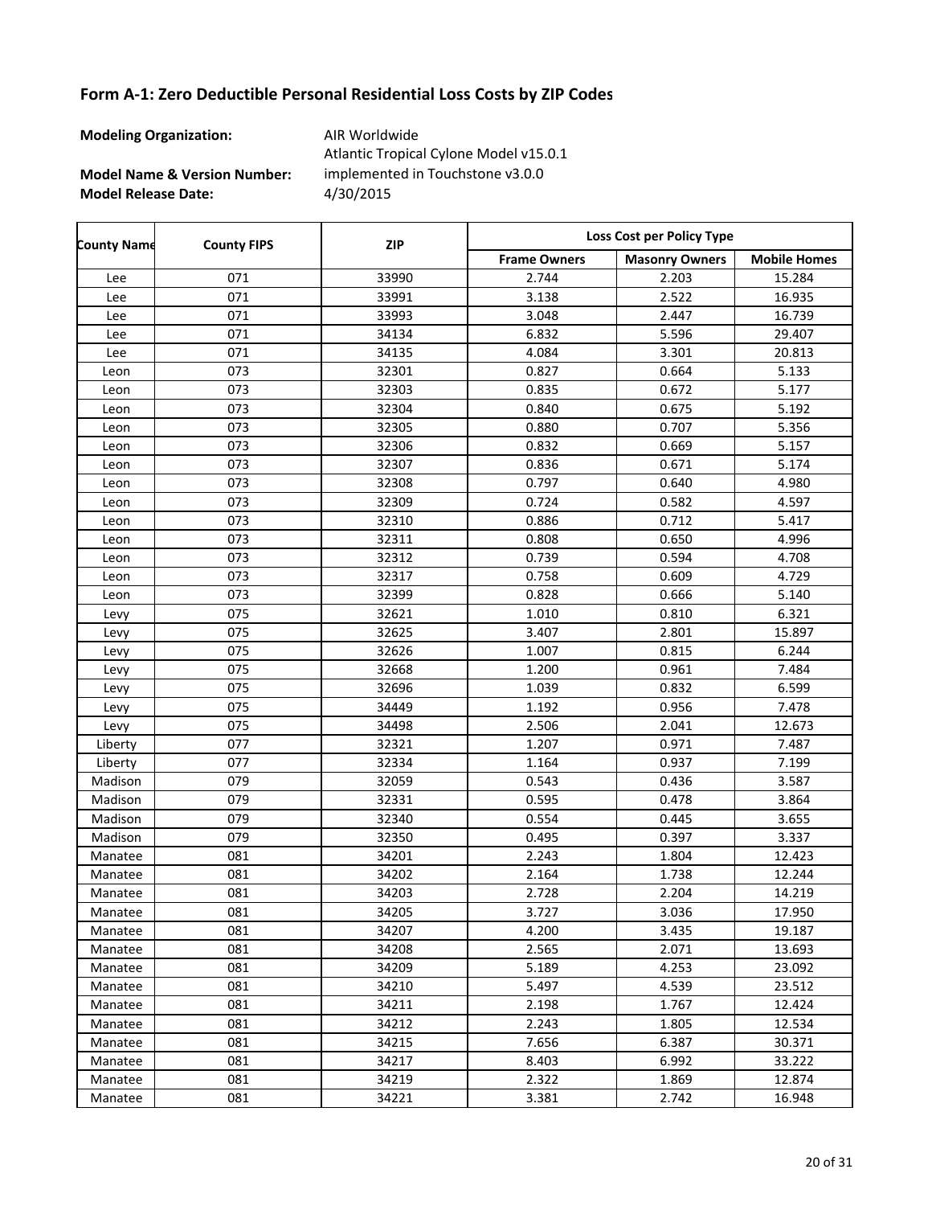## Form A-1: Zero Deductible Personal Residential Loss Costs by ZIP Codes

**Modeling Organization:** AIR Worldwide

**Model Name & Version Number:** Atlantic Tropical Cyclone Model v15.0.1 implemented in Touchstone v3.0.0

**Model Release Date:** 4/30/2015

| County Name | County FIPS | ZIP | Loss Cost per Policy Type | | |
|---|---|---|---|---|---|
| | | | Frame Owners | Masonry Owners | Mobile Homes |
| Lee | 071 | 33990 | 2.744 | 2.203 | 15.284 |
| Lee | 071 | 33991 | 3.138 | 2.522 | 16.935 |
| Lee | 071 | 33993 | 3.048 | 2.447 | 16.739 |
| Lee | 071 | 34134 | 6.832 | 5.596 | 29.407 |
| Lee | 071 | 34135 | 4.084 | 3.301 | 20.813 |
| Leon | 073 | 32301 | 0.827 | 0.664 | 5.133 |
| Leon | 073 | 32303 | 0.835 | 0.672 | 5.177 |
| Leon | 073 | 32304 | 0.840 | 0.675 | 5.192 |
| Leon | 073 | 32305 | 0.880 | 0.707 | 5.356 |
| Leon | 073 | 32306 | 0.832 | 0.669 | 5.157 |
| Leon | 073 | 32307 | 0.836 | 0.671 | 5.174 |
| Leon | 073 | 32308 | 0.797 | 0.640 | 4.980 |
| Leon | 073 | 32309 | 0.724 | 0.582 | 4.597 |
| Leon | 073 | 32310 | 0.886 | 0.712 | 5.417 |
| Leon | 073 | 32311 | 0.808 | 0.650 | 4.996 |
| Leon | 073 | 32312 | 0.739 | 0.594 | 4.708 |
| Leon | 073 | 32317 | 0.758 | 0.609 | 4.729 |
| Leon | 073 | 32399 | 0.828 | 0.666 | 5.140 |
| Levy | 075 | 32621 | 1.010 | 0.810 | 6.321 |
| Levy | 075 | 32625 | 3.407 | 2.801 | 15.897 |
| Levy | 075 | 32626 | 1.007 | 0.815 | 6.244 |
| Levy | 075 | 32668 | 1.200 | 0.961 | 7.484 |
| Levy | 075 | 32696 | 1.039 | 0.832 | 6.599 |
| Levy | 075 | 34449 | 1.192 | 0.956 | 7.478 |
| Levy | 075 | 34498 | 2.506 | 2.041 | 12.673 |
| Liberty | 077 | 32321 | 1.207 | 0.971 | 7.487 |
| Liberty | 077 | 32334 | 1.164 | 0.937 | 7.199 |
| Madison | 079 | 32059 | 0.543 | 0.436 | 3.587 |
| Madison | 079 | 32331 | 0.595 | 0.478 | 3.864 |
| Madison | 079 | 32340 | 0.554 | 0.445 | 3.655 |
| Madison | 079 | 32350 | 0.495 | 0.397 | 3.337 |
| Manatee | 081 | 34201 | 2.243 | 1.804 | 12.423 |
| Manatee | 081 | 34202 | 2.164 | 1.738 | 12.244 |
| Manatee | 081 | 34203 | 2.728 | 2.204 | 14.219 |
| Manatee | 081 | 34205 | 3.727 | 3.036 | 17.950 |
| Manatee | 081 | 34207 | 4.200 | 3.435 | 19.187 |
| Manatee | 081 | 34208 | 2.565 | 2.071 | 13.693 |
| Manatee | 081 | 34209 | 5.189 | 4.253 | 23.092 |
| Manatee | 081 | 34210 | 5.497 | 4.539 | 23.512 |
| Manatee | 081 | 34211 | 2.198 | 1.767 | 12.424 |
| Manatee | 081 | 34212 | 2.243 | 1.805 | 12.534 |
| Manatee | 081 | 34215 | 7.656 | 6.387 | 30.371 |
| Manatee | 081 | 34217 | 8.403 | 6.992 | 33.222 |
| Manatee | 081 | 34219 | 2.322 | 1.869 | 12.874 |
| Manatee | 081 | 34221 | 3.381 | 2.742 | 16.948 |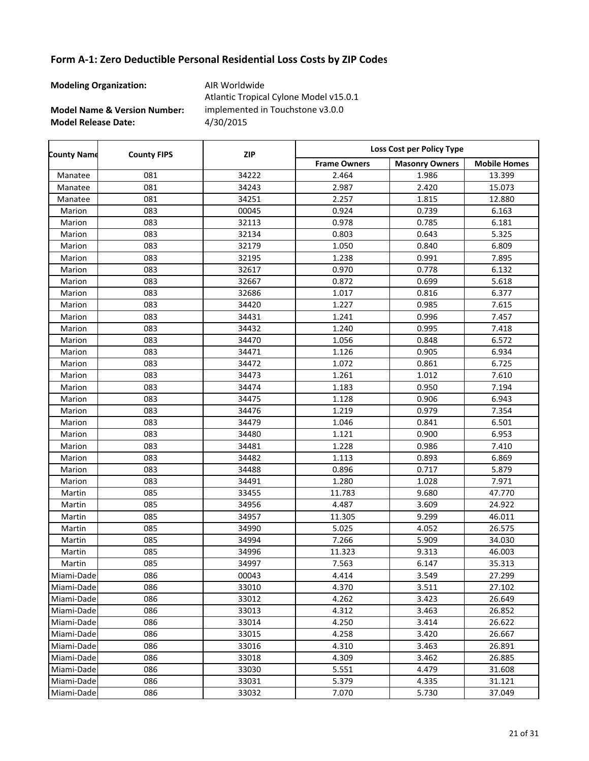## Form A-1: Zero Deductible Personal Residential Loss Costs by ZIP Codes

**Modeling Organization:** AIR Worldwide

**Model Name & Version Number:** Atlantic Tropical Cylone Model v15.0.1 implemented in Touchstone v3.0.0

**Model Release Date:** 4/30/2015

| County Name | County FIPS | ZIP | Loss Cost per Policy Type | | |
|---|---|---|---|---|---|
| | | | Frame Owners | Masonry Owners | Mobile Homes |
| Manatee | 081 | 34222 | 2.464 | 1.986 | 13.399 |
| Manatee | 081 | 34243 | 2.987 | 2.420 | 15.073 |
| Manatee | 081 | 34251 | 2.257 | 1.815 | 12.880 |
| Marion | 083 | 00045 | 0.924 | 0.739 | 6.163 |
| Marion | 083 | 32113 | 0.978 | 0.785 | 6.181 |
| Marion | 083 | 32134 | 0.803 | 0.643 | 5.325 |
| Marion | 083 | 32179 | 1.050 | 0.840 | 6.809 |
| Marion | 083 | 32195 | 1.238 | 0.991 | 7.895 |
| Marion | 083 | 32617 | 0.970 | 0.778 | 6.132 |
| Marion | 083 | 32667 | 0.872 | 0.699 | 5.618 |
| Marion | 083 | 32686 | 1.017 | 0.816 | 6.377 |
| Marion | 083 | 34420 | 1.227 | 0.985 | 7.615 |
| Marion | 083 | 34431 | 1.241 | 0.996 | 7.457 |
| Marion | 083 | 34432 | 1.240 | 0.995 | 7.418 |
| Marion | 083 | 34470 | 1.056 | 0.848 | 6.572 |
| Marion | 083 | 34471 | 1.126 | 0.905 | 6.934 |
| Marion | 083 | 34472 | 1.072 | 0.861 | 6.725 |
| Marion | 083 | 34473 | 1.261 | 1.012 | 7.610 |
| Marion | 083 | 34474 | 1.183 | 0.950 | 7.194 |
| Marion | 083 | 34475 | 1.128 | 0.906 | 6.943 |
| Marion | 083 | 34476 | 1.219 | 0.979 | 7.354 |
| Marion | 083 | 34479 | 1.046 | 0.841 | 6.501 |
| Marion | 083 | 34480 | 1.121 | 0.900 | 6.953 |
| Marion | 083 | 34481 | 1.228 | 0.986 | 7.410 |
| Marion | 083 | 34482 | 1.113 | 0.893 | 6.869 |
| Marion | 083 | 34488 | 0.896 | 0.717 | 5.879 |
| Marion | 083 | 34491 | 1.280 | 1.028 | 7.971 |
| Martin | 085 | 33455 | 11.783 | 9.680 | 47.770 |
| Martin | 085 | 34956 | 4.487 | 3.609 | 24.922 |
| Martin | 085 | 34957 | 11.305 | 9.299 | 46.011 |
| Martin | 085 | 34990 | 5.025 | 4.052 | 26.575 |
| Martin | 085 | 34994 | 7.266 | 5.909 | 34.030 |
| Martin | 085 | 34996 | 11.323 | 9.313 | 46.003 |
| Martin | 085 | 34997 | 7.563 | 6.147 | 35.313 |
| Miami-Dade | 086 | 00043 | 4.414 | 3.549 | 27.299 |
| Miami-Dade | 086 | 33010 | 4.370 | 3.511 | 27.102 |
| Miami-Dade | 086 | 33012 | 4.262 | 3.423 | 26.649 |
| Miami-Dade | 086 | 33013 | 4.312 | 3.463 | 26.852 |
| Miami-Dade | 086 | 33014 | 4.250 | 3.414 | 26.622 |
| Miami-Dade | 086 | 33015 | 4.258 | 3.420 | 26.667 |
| Miami-Dade | 086 | 33016 | 4.310 | 3.463 | 26.891 |
| Miami-Dade | 086 | 33018 | 4.309 | 3.462 | 26.885 |
| Miami-Dade | 086 | 33030 | 5.551 | 4.479 | 31.608 |
| Miami-Dade | 086 | 33031 | 5.379 | 4.335 | 31.121 |
| Miami-Dade | 086 | 33032 | 7.070 | 5.730 | 37.049 |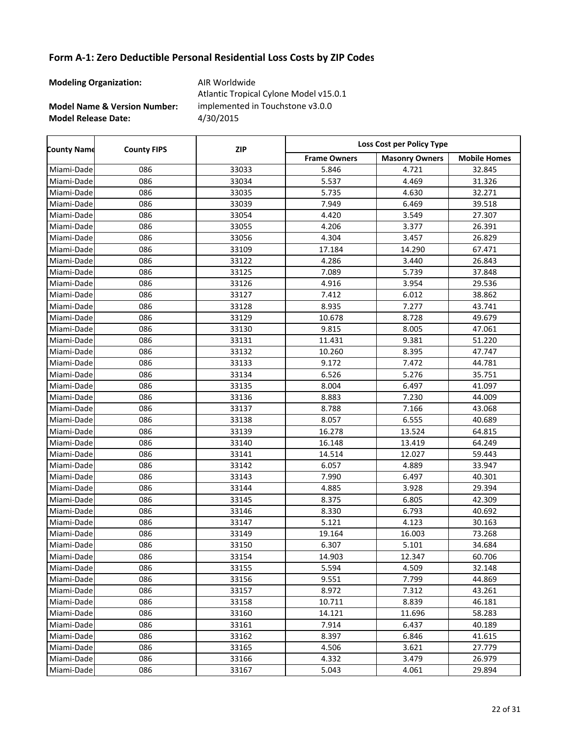## Form A-1: Zero Deductible Personal Residential Loss Costs by ZIP Codes

**Modeling Organization:** AIR Worldwide

**Model Name & Version Number:** Atlantic Tropical Cylone Model v15.0.1 implemented in Touchstone v3.0.0

**Model Release Date:** 4/30/2015

| County Name | County FIPS | ZIP | Loss Cost per Policy Type | | |
|---|---|---|---|---|---|
| | | | Frame Owners | Masonry Owners | Mobile Homes |
| Miami-Dade | 086 | 33033 | 5.846 | 4.721 | 32.845 |
| Miami-Dade | 086 | 33034 | 5.537 | 4.469 | 31.326 |
| Miami-Dade | 086 | 33035 | 5.735 | 4.630 | 32.271 |
| Miami-Dade | 086 | 33039 | 7.949 | 6.469 | 39.518 |
| Miami-Dade | 086 | 33054 | 4.420 | 3.549 | 27.307 |
| Miami-Dade | 086 | 33055 | 4.206 | 3.377 | 26.391 |
| Miami-Dade | 086 | 33056 | 4.304 | 3.457 | 26.829 |
| Miami-Dade | 086 | 33109 | 17.184 | 14.290 | 67.471 |
| Miami-Dade | 086 | 33122 | 4.286 | 3.440 | 26.843 |
| Miami-Dade | 086 | 33125 | 7.089 | 5.739 | 37.848 |
| Miami-Dade | 086 | 33126 | 4.916 | 3.954 | 29.536 |
| Miami-Dade | 086 | 33127 | 7.412 | 6.012 | 38.862 |
| Miami-Dade | 086 | 33128 | 8.935 | 7.277 | 43.741 |
| Miami-Dade | 086 | 33129 | 10.678 | 8.728 | 49.679 |
| Miami-Dade | 086 | 33130 | 9.815 | 8.005 | 47.061 |
| Miami-Dade | 086 | 33131 | 11.431 | 9.381 | 51.220 |
| Miami-Dade | 086 | 33132 | 10.260 | 8.395 | 47.747 |
| Miami-Dade | 086 | 33133 | 9.172 | 7.472 | 44.781 |
| Miami-Dade | 086 | 33134 | 6.526 | 5.276 | 35.751 |
| Miami-Dade | 086 | 33135 | 8.004 | 6.497 | 41.097 |
| Miami-Dade | 086 | 33136 | 8.883 | 7.230 | 44.009 |
| Miami-Dade | 086 | 33137 | 8.788 | 7.166 | 43.068 |
| Miami-Dade | 086 | 33138 | 8.057 | 6.555 | 40.689 |
| Miami-Dade | 086 | 33139 | 16.278 | 13.524 | 64.815 |
| Miami-Dade | 086 | 33140 | 16.148 | 13.419 | 64.249 |
| Miami-Dade | 086 | 33141 | 14.514 | 12.027 | 59.443 |
| Miami-Dade | 086 | 33142 | 6.057 | 4.889 | 33.947 |
| Miami-Dade | 086 | 33143 | 7.990 | 6.497 | 40.301 |
| Miami-Dade | 086 | 33144 | 4.885 | 3.928 | 29.394 |
| Miami-Dade | 086 | 33145 | 8.375 | 6.805 | 42.309 |
| Miami-Dade | 086 | 33146 | 8.330 | 6.793 | 40.692 |
| Miami-Dade | 086 | 33147 | 5.121 | 4.123 | 30.163 |
| Miami-Dade | 086 | 33149 | 19.164 | 16.003 | 73.268 |
| Miami-Dade | 086 | 33150 | 6.307 | 5.101 | 34.684 |
| Miami-Dade | 086 | 33154 | 14.903 | 12.347 | 60.706 |
| Miami-Dade | 086 | 33155 | 5.594 | 4.509 | 32.148 |
| Miami-Dade | 086 | 33156 | 9.551 | 7.799 | 44.869 |
| Miami-Dade | 086 | 33157 | 8.972 | 7.312 | 43.261 |
| Miami-Dade | 086 | 33158 | 10.711 | 8.839 | 46.181 |
| Miami-Dade | 086 | 33160 | 14.121 | 11.696 | 58.283 |
| Miami-Dade | 086 | 33161 | 7.914 | 6.437 | 40.189 |
| Miami-Dade | 086 | 33162 | 8.397 | 6.846 | 41.615 |
| Miami-Dade | 086 | 33165 | 4.506 | 3.621 | 27.779 |
| Miami-Dade | 086 | 33166 | 4.332 | 3.479 | 26.979 |
| Miami-Dade | 086 | 33167 | 5.043 | 4.061 | 29.894 |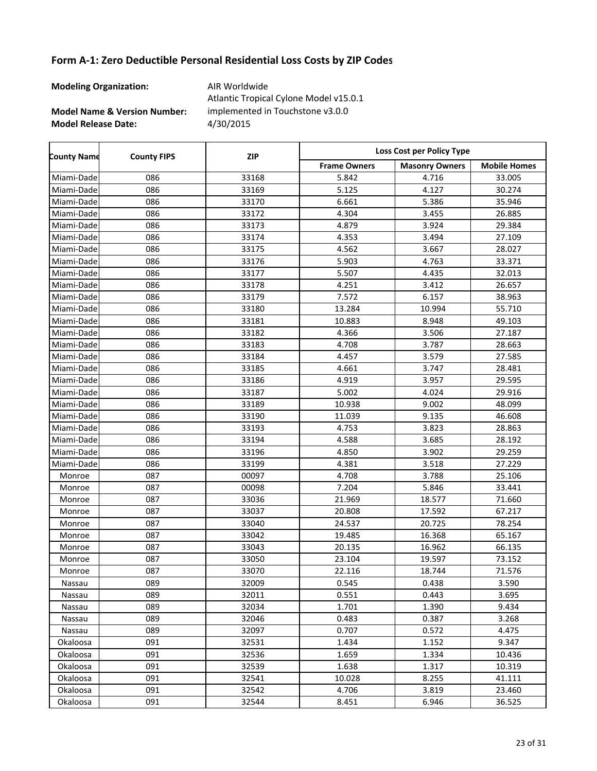## Form A-1: Zero Deductible Personal Residential Loss Costs by ZIP Codes

**Modeling Organization:** AIR Worldwide

**Model Name & Version Number:** Atlantic Tropical Cyclone Model v15.0.1 implemented in Touchstone v3.0.0

**Model Release Date:** 4/30/2015

| County Name | County FIPS | ZIP | Loss Cost per Policy Type | | |
|---|---|---|---|---|---|
| | | | Frame Owners | Masonry Owners | Mobile Homes |
| Miami-Dade | 086 | 33168 | 5.842 | 4.716 | 33.005 |
| Miami-Dade | 086 | 33169 | 5.125 | 4.127 | 30.274 |
| Miami-Dade | 086 | 33170 | 6.661 | 5.386 | 35.946 |
| Miami-Dade | 086 | 33172 | 4.304 | 3.455 | 26.885 |
| Miami-Dade | 086 | 33173 | 4.879 | 3.924 | 29.384 |
| Miami-Dade | 086 | 33174 | 4.353 | 3.494 | 27.109 |
| Miami-Dade | 086 | 33175 | 4.562 | 3.667 | 28.027 |
| Miami-Dade | 086 | 33176 | 5.903 | 4.763 | 33.371 |
| Miami-Dade | 086 | 33177 | 5.507 | 4.435 | 32.013 |
| Miami-Dade | 086 | 33178 | 4.251 | 3.412 | 26.657 |
| Miami-Dade | 086 | 33179 | 7.572 | 6.157 | 38.963 |
| Miami-Dade | 086 | 33180 | 13.284 | 10.994 | 55.710 |
| Miami-Dade | 086 | 33181 | 10.883 | 8.948 | 49.103 |
| Miami-Dade | 086 | 33182 | 4.366 | 3.506 | 27.187 |
| Miami-Dade | 086 | 33183 | 4.708 | 3.787 | 28.663 |
| Miami-Dade | 086 | 33184 | 4.457 | 3.579 | 27.585 |
| Miami-Dade | 086 | 33185 | 4.661 | 3.747 | 28.481 |
| Miami-Dade | 086 | 33186 | 4.919 | 3.957 | 29.595 |
| Miami-Dade | 086 | 33187 | 5.002 | 4.024 | 29.916 |
| Miami-Dade | 086 | 33189 | 10.938 | 9.002 | 48.099 |
| Miami-Dade | 086 | 33190 | 11.039 | 9.135 | 46.608 |
| Miami-Dade | 086 | 33193 | 4.753 | 3.823 | 28.863 |
| Miami-Dade | 086 | 33194 | 4.588 | 3.685 | 28.192 |
| Miami-Dade | 086 | 33196 | 4.850 | 3.902 | 29.259 |
| Miami-Dade | 086 | 33199 | 4.381 | 3.518 | 27.229 |
| Monroe | 087 | 00097 | 4.708 | 3.788 | 25.106 |
| Monroe | 087 | 00098 | 7.204 | 5.846 | 33.441 |
| Monroe | 087 | 33036 | 21.969 | 18.577 | 71.660 |
| Monroe | 087 | 33037 | 20.808 | 17.592 | 67.217 |
| Monroe | 087 | 33040 | 24.537 | 20.725 | 78.254 |
| Monroe | 087 | 33042 | 19.485 | 16.368 | 65.167 |
| Monroe | 087 | 33043 | 20.135 | 16.962 | 66.135 |
| Monroe | 087 | 33050 | 23.104 | 19.597 | 73.152 |
| Monroe | 087 | 33070 | 22.116 | 18.744 | 71.576 |
| Nassau | 089 | 32009 | 0.545 | 0.438 | 3.590 |
| Nassau | 089 | 32011 | 0.551 | 0.443 | 3.695 |
| Nassau | 089 | 32034 | 1.701 | 1.390 | 9.434 |
| Nassau | 089 | 32046 | 0.483 | 0.387 | 3.268 |
| Nassau | 089 | 32097 | 0.707 | 0.572 | 4.475 |
| Okaloosa | 091 | 32531 | 1.434 | 1.152 | 9.347 |
| Okaloosa | 091 | 32536 | 1.659 | 1.334 | 10.436 |
| Okaloosa | 091 | 32539 | 1.638 | 1.317 | 10.319 |
| Okaloosa | 091 | 32541 | 10.028 | 8.255 | 41.111 |
| Okaloosa | 091 | 32542 | 4.706 | 3.819 | 23.460 |
| Okaloosa | 091 | 32544 | 8.451 | 6.946 | 36.525 |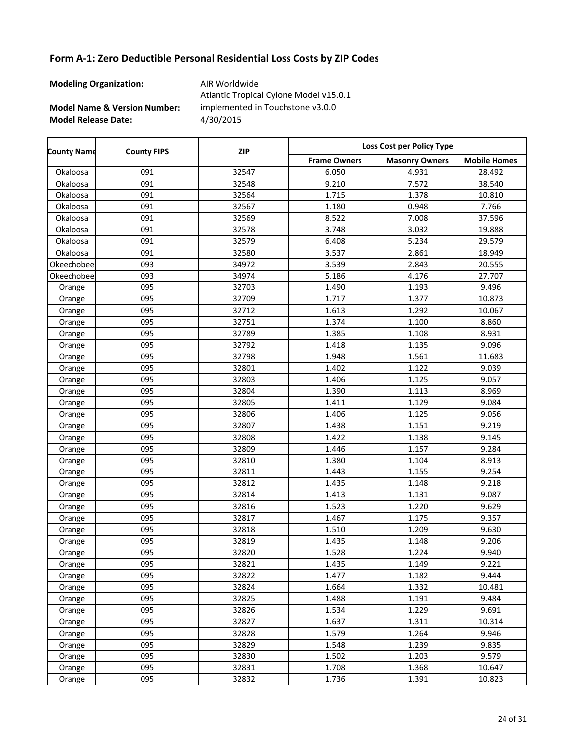## Form A-1: Zero Deductible Personal Residential Loss Costs by ZIP Codes

**Modeling Organization:** AIR Worldwide

**Model Name & Version Number:** Atlantic Tropical Cylone Model v15.0.1 implemented in Touchstone v3.0.0

**Model Release Date:** 4/30/2015

| County Name | County FIPS | ZIP | Loss Cost per Policy Type | | |
|---|---|---|---|---|---|
| | | | Frame Owners | Masonry Owners | Mobile Homes |
| Okaloosa | 091 | 32547 | 6.050 | 4.931 | 28.492 |
| Okaloosa | 091 | 32548 | 9.210 | 7.572 | 38.540 |
| Okaloosa | 091 | 32564 | 1.715 | 1.378 | 10.810 |
| Okaloosa | 091 | 32567 | 1.180 | 0.948 | 7.766 |
| Okaloosa | 091 | 32569 | 8.522 | 7.008 | 37.596 |
| Okaloosa | 091 | 32578 | 3.748 | 3.032 | 19.888 |
| Okaloosa | 091 | 32579 | 6.408 | 5.234 | 29.579 |
| Okaloosa | 091 | 32580 | 3.537 | 2.861 | 18.949 |
| Okeechobee | 093 | 34972 | 3.539 | 2.843 | 20.555 |
| Okeechobee | 093 | 34974 | 5.186 | 4.176 | 27.707 |
| Orange | 095 | 32703 | 1.490 | 1.193 | 9.496 |
| Orange | 095 | 32709 | 1.717 | 1.377 | 10.873 |
| Orange | 095 | 32712 | 1.613 | 1.292 | 10.067 |
| Orange | 095 | 32751 | 1.374 | 1.100 | 8.860 |
| Orange | 095 | 32789 | 1.385 | 1.108 | 8.931 |
| Orange | 095 | 32792 | 1.418 | 1.135 | 9.096 |
| Orange | 095 | 32798 | 1.948 | 1.561 | 11.683 |
| Orange | 095 | 32801 | 1.402 | 1.122 | 9.039 |
| Orange | 095 | 32803 | 1.406 | 1.125 | 9.057 |
| Orange | 095 | 32804 | 1.390 | 1.113 | 8.969 |
| Orange | 095 | 32805 | 1.411 | 1.129 | 9.084 |
| Orange | 095 | 32806 | 1.406 | 1.125 | 9.056 |
| Orange | 095 | 32807 | 1.438 | 1.151 | 9.219 |
| Orange | 095 | 32808 | 1.422 | 1.138 | 9.145 |
| Orange | 095 | 32809 | 1.446 | 1.157 | 9.284 |
| Orange | 095 | 32810 | 1.380 | 1.104 | 8.913 |
| Orange | 095 | 32811 | 1.443 | 1.155 | 9.254 |
| Orange | 095 | 32812 | 1.435 | 1.148 | 9.218 |
| Orange | 095 | 32814 | 1.413 | 1.131 | 9.087 |
| Orange | 095 | 32816 | 1.523 | 1.220 | 9.629 |
| Orange | 095 | 32817 | 1.467 | 1.175 | 9.357 |
| Orange | 095 | 32818 | 1.510 | 1.209 | 9.630 |
| Orange | 095 | 32819 | 1.435 | 1.148 | 9.206 |
| Orange | 095 | 32820 | 1.528 | 1.224 | 9.940 |
| Orange | 095 | 32821 | 1.435 | 1.149 | 9.221 |
| Orange | 095 | 32822 | 1.477 | 1.182 | 9.444 |
| Orange | 095 | 32824 | 1.664 | 1.332 | 10.481 |
| Orange | 095 | 32825 | 1.488 | 1.191 | 9.484 |
| Orange | 095 | 32826 | 1.534 | 1.229 | 9.691 |
| Orange | 095 | 32827 | 1.637 | 1.311 | 10.314 |
| Orange | 095 | 32828 | 1.579 | 1.264 | 9.946 |
| Orange | 095 | 32829 | 1.548 | 1.239 | 9.835 |
| Orange | 095 | 32830 | 1.502 | 1.203 | 9.579 |
| Orange | 095 | 32831 | 1.708 | 1.368 | 10.647 |
| Orange | 095 | 32832 | 1.736 | 1.391 | 10.823 |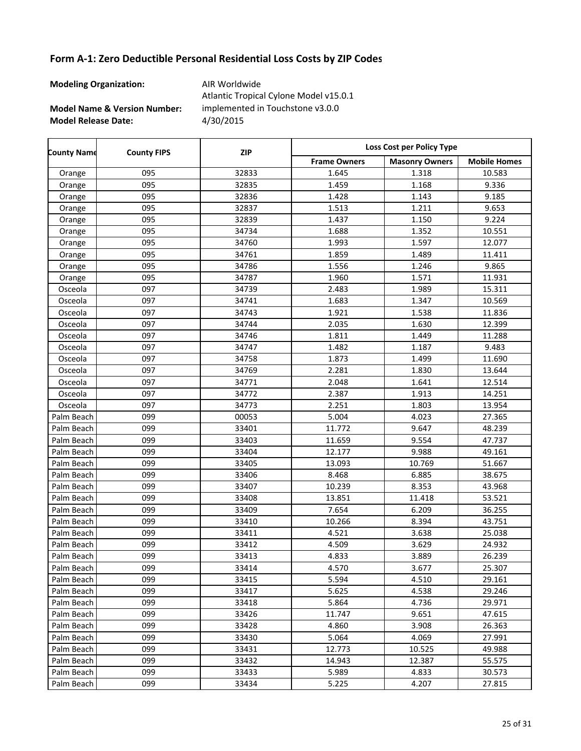## Form A-1: Zero Deductible Personal Residential Loss Costs by ZIP Codes

**Modeling Organization:** AIR Worldwide

**Model Name & Version Number:** Atlantic Tropical Cylone Model v15.0.1 implemented in Touchstone v3.0.0

**Model Release Date:** 4/30/2015

| County Name | County FIPS | ZIP | Loss Cost per Policy Type | | |
|---|---|---|---|---|---|
| | | | Frame Owners | Masonry Owners | Mobile Homes |
| Orange | 095 | 32833 | 1.645 | 1.318 | 10.583 |
| Orange | 095 | 32835 | 1.459 | 1.168 | 9.336 |
| Orange | 095 | 32836 | 1.428 | 1.143 | 9.185 |
| Orange | 095 | 32837 | 1.513 | 1.211 | 9.653 |
| Orange | 095 | 32839 | 1.437 | 1.150 | 9.224 |
| Orange | 095 | 34734 | 1.688 | 1.352 | 10.551 |
| Orange | 095 | 34760 | 1.993 | 1.597 | 12.077 |
| Orange | 095 | 34761 | 1.859 | 1.489 | 11.411 |
| Orange | 095 | 34786 | 1.556 | 1.246 | 9.865 |
| Orange | 095 | 34787 | 1.960 | 1.571 | 11.931 |
| Osceola | 097 | 34739 | 2.483 | 1.989 | 15.311 |
| Osceola | 097 | 34741 | 1.683 | 1.347 | 10.569 |
| Osceola | 097 | 34743 | 1.921 | 1.538 | 11.836 |
| Osceola | 097 | 34744 | 2.035 | 1.630 | 12.399 |
| Osceola | 097 | 34746 | 1.811 | 1.449 | 11.288 |
| Osceola | 097 | 34747 | 1.482 | 1.187 | 9.483 |
| Osceola | 097 | 34758 | 1.873 | 1.499 | 11.690 |
| Osceola | 097 | 34769 | 2.281 | 1.830 | 13.644 |
| Osceola | 097 | 34771 | 2.048 | 1.641 | 12.514 |
| Osceola | 097 | 34772 | 2.387 | 1.913 | 14.251 |
| Osceola | 097 | 34773 | 2.251 | 1.803 | 13.954 |
| Palm Beach | 099 | 00053 | 5.004 | 4.023 | 27.365 |
| Palm Beach | 099 | 33401 | 11.772 | 9.647 | 48.239 |
| Palm Beach | 099 | 33403 | 11.659 | 9.554 | 47.737 |
| Palm Beach | 099 | 33404 | 12.177 | 9.988 | 49.161 |
| Palm Beach | 099 | 33405 | 13.093 | 10.769 | 51.667 |
| Palm Beach | 099 | 33406 | 8.468 | 6.885 | 38.675 |
| Palm Beach | 099 | 33407 | 10.239 | 8.353 | 43.968 |
| Palm Beach | 099 | 33408 | 13.851 | 11.418 | 53.521 |
| Palm Beach | 099 | 33409 | 7.654 | 6.209 | 36.255 |
| Palm Beach | 099 | 33410 | 10.266 | 8.394 | 43.751 |
| Palm Beach | 099 | 33411 | 4.521 | 3.638 | 25.038 |
| Palm Beach | 099 | 33412 | 4.509 | 3.629 | 24.932 |
| Palm Beach | 099 | 33413 | 4.833 | 3.889 | 26.239 |
| Palm Beach | 099 | 33414 | 4.570 | 3.677 | 25.307 |
| Palm Beach | 099 | 33415 | 5.594 | 4.510 | 29.161 |
| Palm Beach | 099 | 33417 | 5.625 | 4.538 | 29.246 |
| Palm Beach | 099 | 33418 | 5.864 | 4.736 | 29.971 |
| Palm Beach | 099 | 33426 | 11.747 | 9.651 | 47.615 |
| Palm Beach | 099 | 33428 | 4.860 | 3.908 | 26.363 |
| Palm Beach | 099 | 33430 | 5.064 | 4.069 | 27.991 |
| Palm Beach | 099 | 33431 | 12.773 | 10.525 | 49.988 |
| Palm Beach | 099 | 33432 | 14.943 | 12.387 | 55.575 |
| Palm Beach | 099 | 33433 | 5.989 | 4.833 | 30.573 |
| Palm Beach | 099 | 33434 | 5.225 | 4.207 | 27.815 |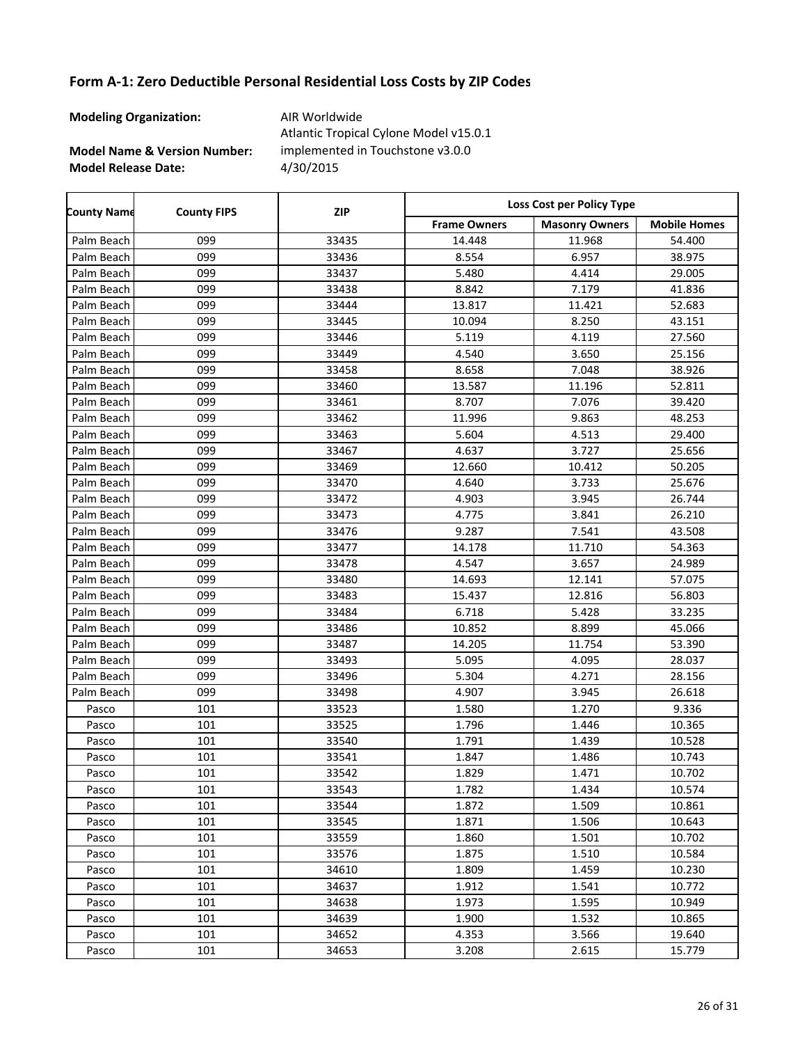## Form A-1: Zero Deductible Personal Residential Loss Costs by ZIP Codes

**Modeling Organization:** AIR Worldwide

**Model Name & Version Number:** Atlantic Tropical Cylone Model v15.0.1 implemented in Touchstone v3.0.0

**Model Release Date:** 4/30/2015

| County Name | County FIPS | ZIP | Loss Cost per Policy Type | | |
|---|---|---|---|---|---|
| | | | Frame Owners | Masonry Owners | Mobile Homes |
| Palm Beach | 099 | 33435 | 14.448 | 11.968 | 54.400 |
| Palm Beach | 099 | 33436 | 8.554 | 6.957 | 38.975 |
| Palm Beach | 099 | 33437 | 5.480 | 4.414 | 29.005 |
| Palm Beach | 099 | 33438 | 8.842 | 7.179 | 41.836 |
| Palm Beach | 099 | 33444 | 13.817 | 11.421 | 52.683 |
| Palm Beach | 099 | 33445 | 10.094 | 8.250 | 43.151 |
| Palm Beach | 099 | 33446 | 5.119 | 4.119 | 27.560 |
| Palm Beach | 099 | 33449 | 4.540 | 3.650 | 25.156 |
| Palm Beach | 099 | 33458 | 8.658 | 7.048 | 38.926 |
| Palm Beach | 099 | 33460 | 13.587 | 11.196 | 52.811 |
| Palm Beach | 099 | 33461 | 8.707 | 7.076 | 39.420 |
| Palm Beach | 099 | 33462 | 11.996 | 9.863 | 48.253 |
| Palm Beach | 099 | 33463 | 5.604 | 4.513 | 29.400 |
| Palm Beach | 099 | 33467 | 4.637 | 3.727 | 25.656 |
| Palm Beach | 099 | 33469 | 12.660 | 10.412 | 50.205 |
| Palm Beach | 099 | 33470 | 4.640 | 3.733 | 25.676 |
| Palm Beach | 099 | 33472 | 4.903 | 3.945 | 26.744 |
| Palm Beach | 099 | 33473 | 4.775 | 3.841 | 26.210 |
| Palm Beach | 099 | 33476 | 9.287 | 7.541 | 43.508 |
| Palm Beach | 099 | 33477 | 14.178 | 11.710 | 54.363 |
| Palm Beach | 099 | 33478 | 4.547 | 3.657 | 24.989 |
| Palm Beach | 099 | 33480 | 14.693 | 12.141 | 57.075 |
| Palm Beach | 099 | 33483 | 15.437 | 12.816 | 56.803 |
| Palm Beach | 099 | 33484 | 6.718 | 5.428 | 33.235 |
| Palm Beach | 099 | 33486 | 10.852 | 8.899 | 45.066 |
| Palm Beach | 099 | 33487 | 14.205 | 11.754 | 53.390 |
| Palm Beach | 099 | 33493 | 5.095 | 4.095 | 28.037 |
| Palm Beach | 099 | 33496 | 5.304 | 4.271 | 28.156 |
| Palm Beach | 099 | 33498 | 4.907 | 3.945 | 26.618 |
| Pasco | 101 | 33523 | 1.580 | 1.270 | 9.336 |
| Pasco | 101 | 33525 | 1.796 | 1.446 | 10.365 |
| Pasco | 101 | 33540 | 1.791 | 1.439 | 10.528 |
| Pasco | 101 | 33541 | 1.847 | 1.486 | 10.743 |
| Pasco | 101 | 33542 | 1.829 | 1.471 | 10.702 |
| Pasco | 101 | 33543 | 1.782 | 1.434 | 10.574 |
| Pasco | 101 | 33544 | 1.872 | 1.509 | 10.861 |
| Pasco | 101 | 33545 | 1.871 | 1.506 | 10.643 |
| Pasco | 101 | 33559 | 1.860 | 1.501 | 10.702 |
| Pasco | 101 | 33576 | 1.875 | 1.510 | 10.584 |
| Pasco | 101 | 34610 | 1.809 | 1.459 | 10.230 |
| Pasco | 101 | 34637 | 1.912 | 1.541 | 10.772 |
| Pasco | 101 | 34638 | 1.973 | 1.595 | 10.949 |
| Pasco | 101 | 34639 | 1.900 | 1.532 | 10.865 |
| Pasco | 101 | 34652 | 4.353 | 3.566 | 19.640 |
| Pasco | 101 | 34653 | 3.208 | 2.615 | 15.779 |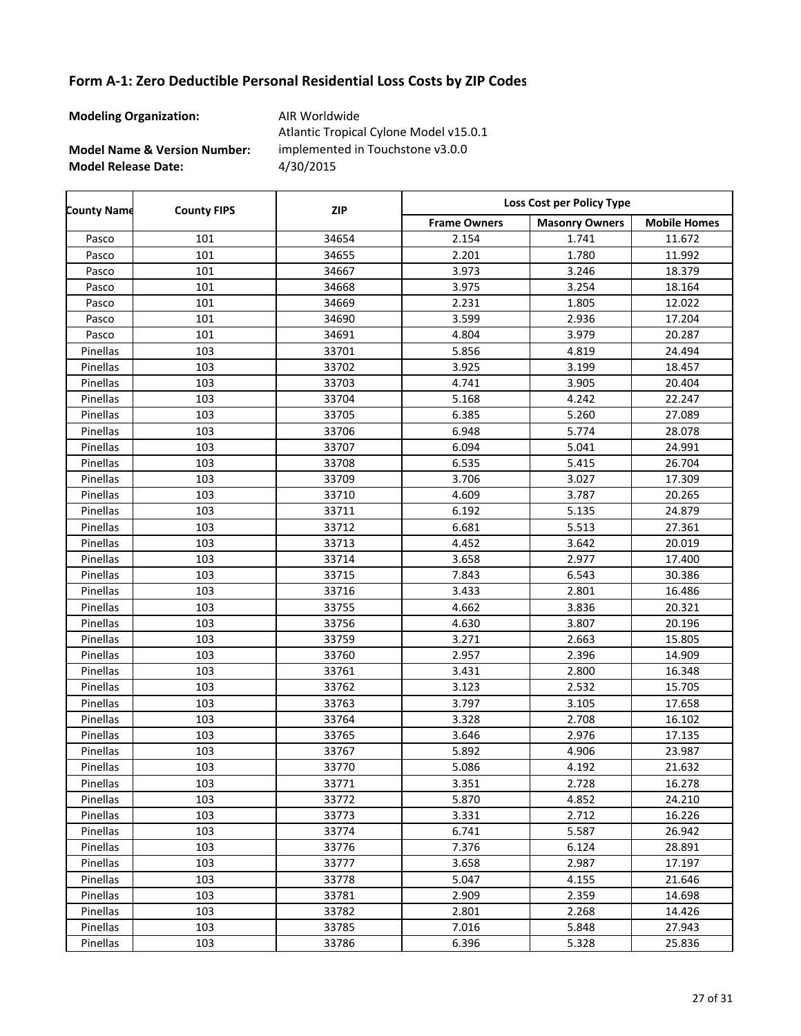## Form A-1: Zero Deductible Personal Residential Loss Costs by ZIP Codes

**Modeling Organization:** AIR Worldwide

**Model Name & Version Number:** Atlantic Tropical Cylone Model v15.0.1 implemented in Touchstone v3.0.0

**Model Release Date:** 4/30/2015

| County Name | County FIPS | ZIP | Loss Cost per Policy Type | | |
|---|---|---|---|---|---|
| | | | Frame Owners | Masonry Owners | Mobile Homes |
| Pasco | 101 | 34654 | 2.154 | 1.741 | 11.672 |
| Pasco | 101 | 34655 | 2.201 | 1.780 | 11.992 |
| Pasco | 101 | 34667 | 3.973 | 3.246 | 18.379 |
| Pasco | 101 | 34668 | 3.975 | 3.254 | 18.164 |
| Pasco | 101 | 34669 | 2.231 | 1.805 | 12.022 |
| Pasco | 101 | 34690 | 3.599 | 2.936 | 17.204 |
| Pasco | 101 | 34691 | 4.804 | 3.979 | 20.287 |
| Pinellas | 103 | 33701 | 5.856 | 4.819 | 24.494 |
| Pinellas | 103 | 33702 | 3.925 | 3.199 | 18.457 |
| Pinellas | 103 | 33703 | 4.741 | 3.905 | 20.404 |
| Pinellas | 103 | 33704 | 5.168 | 4.242 | 22.247 |
| Pinellas | 103 | 33705 | 6.385 | 5.260 | 27.089 |
| Pinellas | 103 | 33706 | 6.948 | 5.774 | 28.078 |
| Pinellas | 103 | 33707 | 6.094 | 5.041 | 24.991 |
| Pinellas | 103 | 33708 | 6.535 | 5.415 | 26.704 |
| Pinellas | 103 | 33709 | 3.706 | 3.027 | 17.309 |
| Pinellas | 103 | 33710 | 4.609 | 3.787 | 20.265 |
| Pinellas | 103 | 33711 | 6.192 | 5.135 | 24.879 |
| Pinellas | 103 | 33712 | 6.681 | 5.513 | 27.361 |
| Pinellas | 103 | 33713 | 4.452 | 3.642 | 20.019 |
| Pinellas | 103 | 33714 | 3.658 | 2.977 | 17.400 |
| Pinellas | 103 | 33715 | 7.843 | 6.543 | 30.386 |
| Pinellas | 103 | 33716 | 3.433 | 2.801 | 16.486 |
| Pinellas | 103 | 33755 | 4.662 | 3.836 | 20.321 |
| Pinellas | 103 | 33756 | 4.630 | 3.807 | 20.196 |
| Pinellas | 103 | 33759 | 3.271 | 2.663 | 15.805 |
| Pinellas | 103 | 33760 | 2.957 | 2.396 | 14.909 |
| Pinellas | 103 | 33761 | 3.431 | 2.800 | 16.348 |
| Pinellas | 103 | 33762 | 3.123 | 2.532 | 15.705 |
| Pinellas | 103 | 33763 | 3.797 | 3.105 | 17.658 |
| Pinellas | 103 | 33764 | 3.328 | 2.708 | 16.102 |
| Pinellas | 103 | 33765 | 3.646 | 2.976 | 17.135 |
| Pinellas | 103 | 33767 | 5.892 | 4.906 | 23.987 |
| Pinellas | 103 | 33770 | 5.086 | 4.192 | 21.632 |
| Pinellas | 103 | 33771 | 3.351 | 2.728 | 16.278 |
| Pinellas | 103 | 33772 | 5.870 | 4.852 | 24.210 |
| Pinellas | 103 | 33773 | 3.331 | 2.712 | 16.226 |
| Pinellas | 103 | 33774 | 6.741 | 5.587 | 26.942 |
| Pinellas | 103 | 33776 | 7.376 | 6.124 | 28.891 |
| Pinellas | 103 | 33777 | 3.658 | 2.987 | 17.197 |
| Pinellas | 103 | 33778 | 5.047 | 4.155 | 21.646 |
| Pinellas | 103 | 33781 | 2.909 | 2.359 | 14.698 |
| Pinellas | 103 | 33782 | 2.801 | 2.268 | 14.426 |
| Pinellas | 103 | 33785 | 7.016 | 5.848 | 27.943 |
| Pinellas | 103 | 33786 | 6.396 | 5.328 | 25.836 |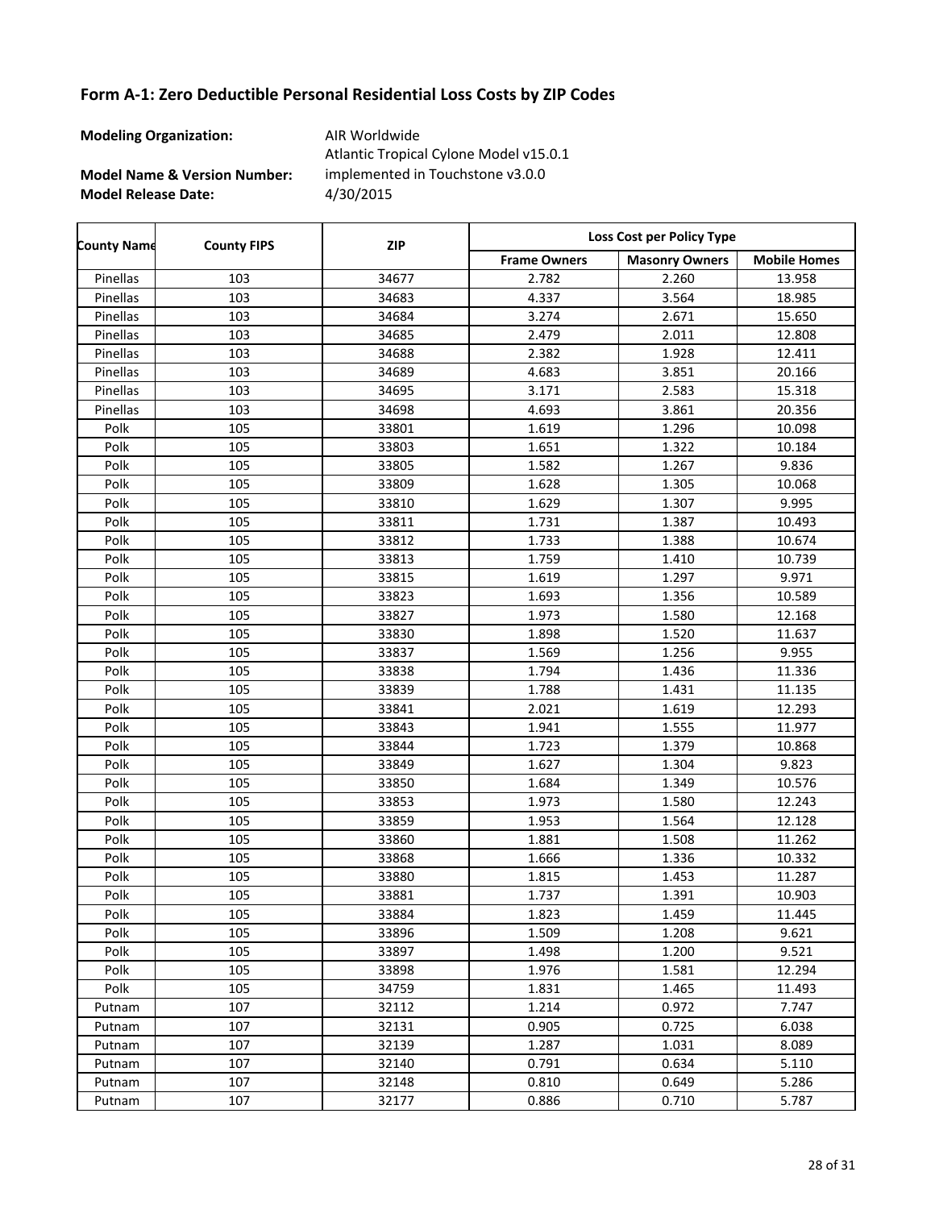# Form A-1: Zero Deductible Personal Residential Loss Costs by ZIP Codes

**Modeling Organization:** AIR Worldwide

**Model Name & Version Number:** Atlantic Tropical Cylone Model v15.0.1 implemented in Touchstone v3.0.0

**Model Release Date:** 4/30/2015

| County Name | County FIPS | ZIP | Loss Cost per Policy Type | | |
|---|---|---|---|---|---|
| | | | Frame Owners | Masonry Owners | Mobile Homes |
| Pinellas | 103 | 34677 | 2.782 | 2.260 | 13.958 |
| Pinellas | 103 | 34683 | 4.337 | 3.564 | 18.985 |
| Pinellas | 103 | 34684 | 3.274 | 2.671 | 15.650 |
| Pinellas | 103 | 34685 | 2.479 | 2.011 | 12.808 |
| Pinellas | 103 | 34688 | 2.382 | 1.928 | 12.411 |
| Pinellas | 103 | 34689 | 4.683 | 3.851 | 20.166 |
| Pinellas | 103 | 34695 | 3.171 | 2.583 | 15.318 |
| Pinellas | 103 | 34698 | 4.693 | 3.861 | 20.356 |
| Polk | 105 | 33801 | 1.619 | 1.296 | 10.098 |
| Polk | 105 | 33803 | 1.651 | 1.322 | 10.184 |
| Polk | 105 | 33805 | 1.582 | 1.267 | 9.836 |
| Polk | 105 | 33809 | 1.628 | 1.305 | 10.068 |
| Polk | 105 | 33810 | 1.629 | 1.307 | 9.995 |
| Polk | 105 | 33811 | 1.731 | 1.387 | 10.493 |
| Polk | 105 | 33812 | 1.733 | 1.388 | 10.674 |
| Polk | 105 | 33813 | 1.759 | 1.410 | 10.739 |
| Polk | 105 | 33815 | 1.619 | 1.297 | 9.971 |
| Polk | 105 | 33823 | 1.693 | 1.356 | 10.589 |
| Polk | 105 | 33827 | 1.973 | 1.580 | 12.168 |
| Polk | 105 | 33830 | 1.898 | 1.520 | 11.637 |
| Polk | 105 | 33837 | 1.569 | 1.256 | 9.955 |
| Polk | 105 | 33838 | 1.794 | 1.436 | 11.336 |
| Polk | 105 | 33839 | 1.788 | 1.431 | 11.135 |
| Polk | 105 | 33841 | 2.021 | 1.619 | 12.293 |
| Polk | 105 | 33843 | 1.941 | 1.555 | 11.977 |
| Polk | 105 | 33844 | 1.723 | 1.379 | 10.868 |
| Polk | 105 | 33849 | 1.627 | 1.304 | 9.823 |
| Polk | 105 | 33850 | 1.684 | 1.349 | 10.576 |
| Polk | 105 | 33853 | 1.973 | 1.580 | 12.243 |
| Polk | 105 | 33859 | 1.953 | 1.564 | 12.128 |
| Polk | 105 | 33860 | 1.881 | 1.508 | 11.262 |
| Polk | 105 | 33868 | 1.666 | 1.336 | 10.332 |
| Polk | 105 | 33880 | 1.815 | 1.453 | 11.287 |
| Polk | 105 | 33881 | 1.737 | 1.391 | 10.903 |
| Polk | 105 | 33884 | 1.823 | 1.459 | 11.445 |
| Polk | 105 | 33896 | 1.509 | 1.208 | 9.621 |
| Polk | 105 | 33897 | 1.498 | 1.200 | 9.521 |
| Polk | 105 | 33898 | 1.976 | 1.581 | 12.294 |
| Polk | 105 | 34759 | 1.831 | 1.465 | 11.493 |
| Putnam | 107 | 32112 | 1.214 | 0.972 | 7.747 |
| Putnam | 107 | 32131 | 0.905 | 0.725 | 6.038 |
| Putnam | 107 | 32139 | 1.287 | 1.031 | 8.089 |
| Putnam | 107 | 32140 | 0.791 | 0.634 | 5.110 |
| Putnam | 107 | 32148 | 0.810 | 0.649 | 5.286 |
| Putnam | 107 | 32177 | 0.886 | 0.710 | 5.787 |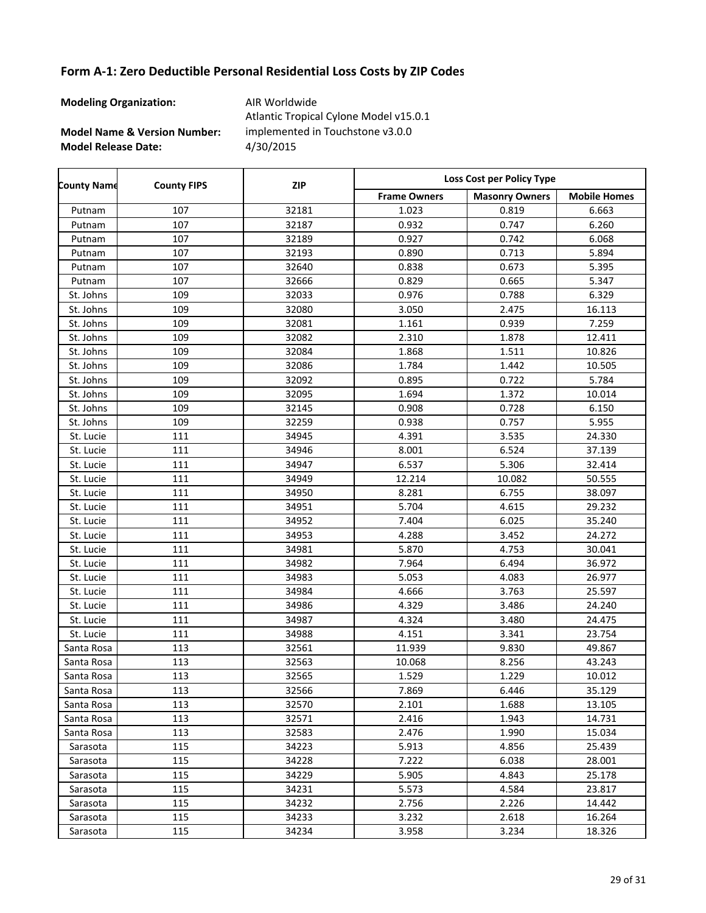## Form A-1: Zero Deductible Personal Residential Loss Costs by ZIP Codes

**Modeling Organization:** AIR Worldwide

**Model Name & Version Number:** Atlantic Tropical Cyclone Model v15.0.1 implemented in Touchstone v3.0.0

**Model Release Date:** 4/30/2015

| County Name | County FIPS | ZIP | Loss Cost per Policy Type | | |
|---|---|---|---|---|---|
| | | | Frame Owners | Masonry Owners | Mobile Homes |
| Putnam | 107 | 32181 | 1.023 | 0.819 | 6.663 |
| Putnam | 107 | 32187 | 0.932 | 0.747 | 6.260 |
| Putnam | 107 | 32189 | 0.927 | 0.742 | 6.068 |
| Putnam | 107 | 32193 | 0.890 | 0.713 | 5.894 |
| Putnam | 107 | 32640 | 0.838 | 0.673 | 5.395 |
| Putnam | 107 | 32666 | 0.829 | 0.665 | 5.347 |
| St. Johns | 109 | 32033 | 0.976 | 0.788 | 6.329 |
| St. Johns | 109 | 32080 | 3.050 | 2.475 | 16.113 |
| St. Johns | 109 | 32081 | 1.161 | 0.939 | 7.259 |
| St. Johns | 109 | 32082 | 2.310 | 1.878 | 12.411 |
| St. Johns | 109 | 32084 | 1.868 | 1.511 | 10.826 |
| St. Johns | 109 | 32086 | 1.784 | 1.442 | 10.505 |
| St. Johns | 109 | 32092 | 0.895 | 0.722 | 5.784 |
| St. Johns | 109 | 32095 | 1.694 | 1.372 | 10.014 |
| St. Johns | 109 | 32145 | 0.908 | 0.728 | 6.150 |
| St. Johns | 109 | 32259 | 0.938 | 0.757 | 5.955 |
| St. Lucie | 111 | 34945 | 4.391 | 3.535 | 24.330 |
| St. Lucie | 111 | 34946 | 8.001 | 6.524 | 37.139 |
| St. Lucie | 111 | 34947 | 6.537 | 5.306 | 32.414 |
| St. Lucie | 111 | 34949 | 12.214 | 10.082 | 50.555 |
| St. Lucie | 111 | 34950 | 8.281 | 6.755 | 38.097 |
| St. Lucie | 111 | 34951 | 5.704 | 4.615 | 29.232 |
| St. Lucie | 111 | 34952 | 7.404 | 6.025 | 35.240 |
| St. Lucie | 111 | 34953 | 4.288 | 3.452 | 24.272 |
| St. Lucie | 111 | 34981 | 5.870 | 4.753 | 30.041 |
| St. Lucie | 111 | 34982 | 7.964 | 6.494 | 36.972 |
| St. Lucie | 111 | 34983 | 5.053 | 4.083 | 26.977 |
| St. Lucie | 111 | 34984 | 4.666 | 3.763 | 25.597 |
| St. Lucie | 111 | 34986 | 4.329 | 3.486 | 24.240 |
| St. Lucie | 111 | 34987 | 4.324 | 3.480 | 24.475 |
| St. Lucie | 111 | 34988 | 4.151 | 3.341 | 23.754 |
| Santa Rosa | 113 | 32561 | 11.939 | 9.830 | 49.867 |
| Santa Rosa | 113 | 32563 | 10.068 | 8.256 | 43.243 |
| Santa Rosa | 113 | 32565 | 1.529 | 1.229 | 10.012 |
| Santa Rosa | 113 | 32566 | 7.869 | 6.446 | 35.129 |
| Santa Rosa | 113 | 32570 | 2.101 | 1.688 | 13.105 |
| Santa Rosa | 113 | 32571 | 2.416 | 1.943 | 14.731 |
| Santa Rosa | 113 | 32583 | 2.476 | 1.990 | 15.034 |
| Sarasota | 115 | 34223 | 5.913 | 4.856 | 25.439 |
| Sarasota | 115 | 34228 | 7.222 | 6.038 | 28.001 |
| Sarasota | 115 | 34229 | 5.905 | 4.843 | 25.178 |
| Sarasota | 115 | 34231 | 5.573 | 4.584 | 23.817 |
| Sarasota | 115 | 34232 | 2.756 | 2.226 | 14.442 |
| Sarasota | 115 | 34233 | 3.232 | 2.618 | 16.264 |
| Sarasota | 115 | 34234 | 3.958 | 3.234 | 18.326 |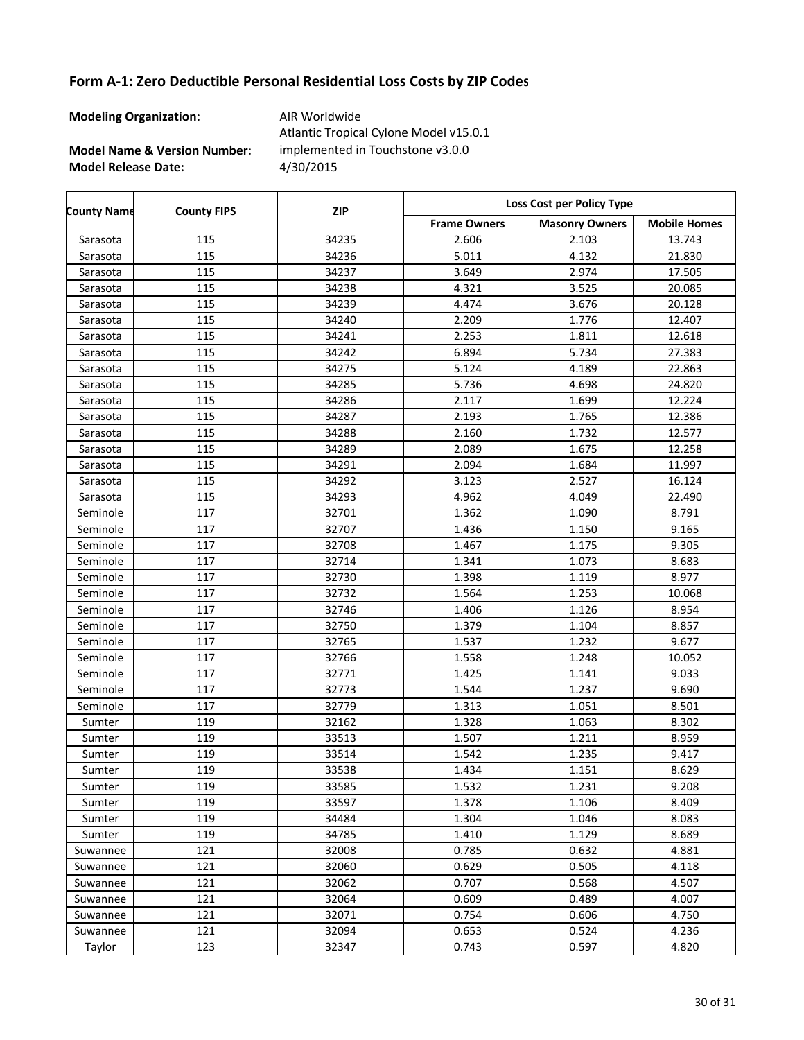# Form A-1: Zero Deductible Personal Residential Loss Costs by ZIP Codes

**Modeling Organization:** AIR Worldwide

**Model Name & Version Number:** Atlantic Tropical Cylone Model v15.0.1 implemented in Touchstone v3.0.0

**Model Release Date:** 4/30/2015

| County Name | County FIPS | ZIP | Loss Cost per Policy Type | | |
|---|---|---|---|---|---|
| | | | Frame Owners | Masonry Owners | Mobile Homes |
| Sarasota | 115 | 34235 | 2.606 | 2.103 | 13.743 |
| Sarasota | 115 | 34236 | 5.011 | 4.132 | 21.830 |
| Sarasota | 115 | 34237 | 3.649 | 2.974 | 17.505 |
| Sarasota | 115 | 34238 | 4.321 | 3.525 | 20.085 |
| Sarasota | 115 | 34239 | 4.474 | 3.676 | 20.128 |
| Sarasota | 115 | 34240 | 2.209 | 1.776 | 12.407 |
| Sarasota | 115 | 34241 | 2.253 | 1.811 | 12.618 |
| Sarasota | 115 | 34242 | 6.894 | 5.734 | 27.383 |
| Sarasota | 115 | 34275 | 5.124 | 4.189 | 22.863 |
| Sarasota | 115 | 34285 | 5.736 | 4.698 | 24.820 |
| Sarasota | 115 | 34286 | 2.117 | 1.699 | 12.224 |
| Sarasota | 115 | 34287 | 2.193 | 1.765 | 12.386 |
| Sarasota | 115 | 34288 | 2.160 | 1.732 | 12.577 |
| Sarasota | 115 | 34289 | 2.089 | 1.675 | 12.258 |
| Sarasota | 115 | 34291 | 2.094 | 1.684 | 11.997 |
| Sarasota | 115 | 34292 | 3.123 | 2.527 | 16.124 |
| Sarasota | 115 | 34293 | 4.962 | 4.049 | 22.490 |
| Seminole | 117 | 32701 | 1.362 | 1.090 | 8.791 |
| Seminole | 117 | 32707 | 1.436 | 1.150 | 9.165 |
| Seminole | 117 | 32708 | 1.467 | 1.175 | 9.305 |
| Seminole | 117 | 32714 | 1.341 | 1.073 | 8.683 |
| Seminole | 117 | 32730 | 1.398 | 1.119 | 8.977 |
| Seminole | 117 | 32732 | 1.564 | 1.253 | 10.068 |
| Seminole | 117 | 32746 | 1.406 | 1.126 | 8.954 |
| Seminole | 117 | 32750 | 1.379 | 1.104 | 8.857 |
| Seminole | 117 | 32765 | 1.537 | 1.232 | 9.677 |
| Seminole | 117 | 32766 | 1.558 | 1.248 | 10.052 |
| Seminole | 117 | 32771 | 1.425 | 1.141 | 9.033 |
| Seminole | 117 | 32773 | 1.544 | 1.237 | 9.690 |
| Seminole | 117 | 32779 | 1.313 | 1.051 | 8.501 |
| Sumter | 119 | 32162 | 1.328 | 1.063 | 8.302 |
| Sumter | 119 | 33513 | 1.507 | 1.211 | 8.959 |
| Sumter | 119 | 33514 | 1.542 | 1.235 | 9.417 |
| Sumter | 119 | 33538 | 1.434 | 1.151 | 8.629 |
| Sumter | 119 | 33585 | 1.532 | 1.231 | 9.208 |
| Sumter | 119 | 33597 | 1.378 | 1.106 | 8.409 |
| Sumter | 119 | 34484 | 1.304 | 1.046 | 8.083 |
| Sumter | 119 | 34785 | 1.410 | 1.129 | 8.689 |
| Suwannee | 121 | 32008 | 0.785 | 0.632 | 4.881 |
| Suwannee | 121 | 32060 | 0.629 | 0.505 | 4.118 |
| Suwannee | 121 | 32062 | 0.707 | 0.568 | 4.507 |
| Suwannee | 121 | 32064 | 0.609 | 0.489 | 4.007 |
| Suwannee | 121 | 32071 | 0.754 | 0.606 | 4.750 |
| Suwannee | 121 | 32094 | 0.653 | 0.524 | 4.236 |
| Taylor | 123 | 32347 | 0.743 | 0.597 | 4.820 |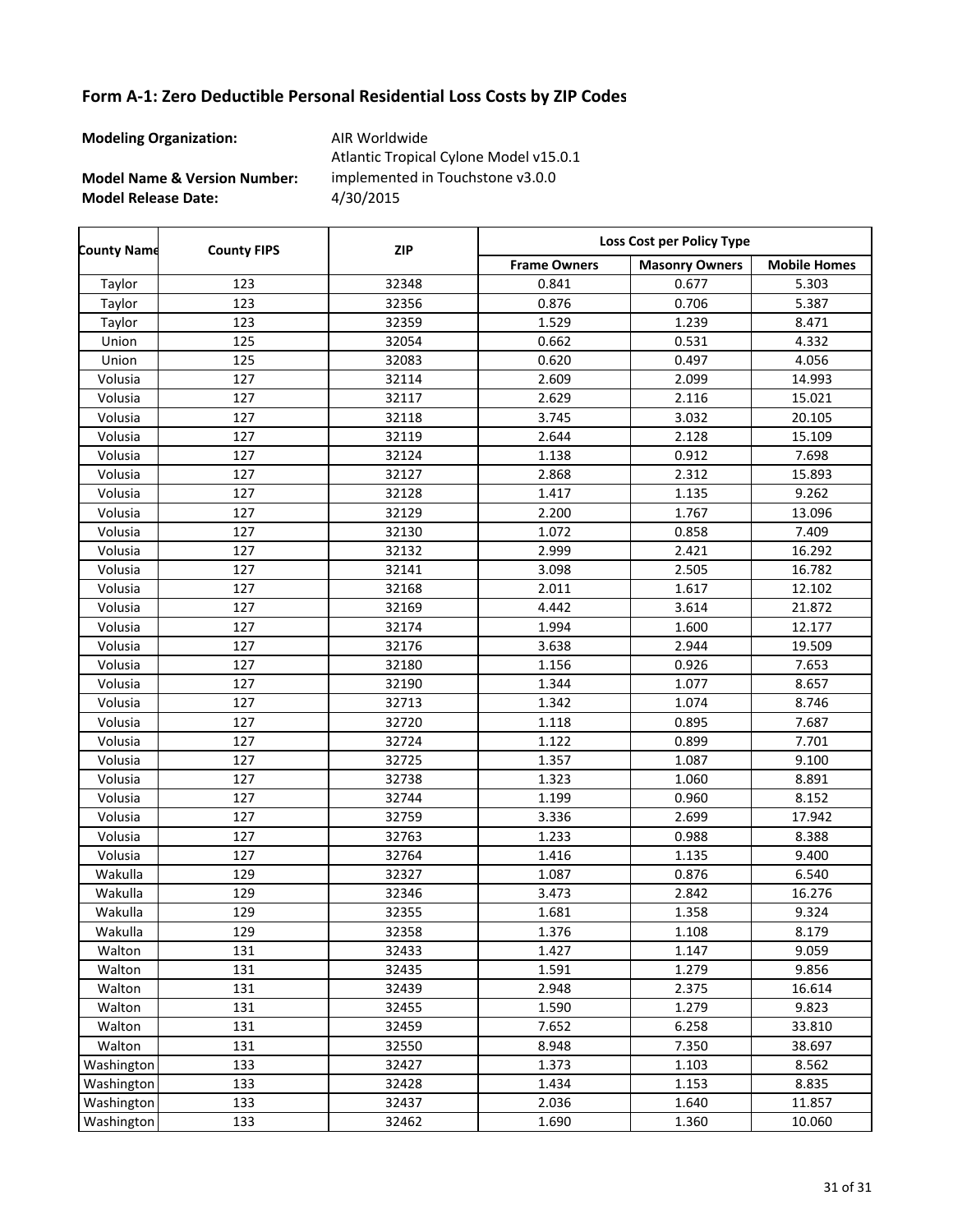## Form A-1: Zero Deductible Personal Residential Loss Costs by ZIP Codes

**Modeling Organization:** AIR Worldwide

**Model Name & Version Number:** Atlantic Tropical Cylone Model v15.0.1 implemented in Touchstone v3.0.0

**Model Release Date:** 4/30/2015

| County Name | County FIPS | ZIP | Loss Cost per Policy Type | | |
|---|---|---|---|---|---|
| | | | Frame Owners | Masonry Owners | Mobile Homes |
| Taylor | 123 | 32348 | 0.841 | 0.677 | 5.303 |
| Taylor | 123 | 32356 | 0.876 | 0.706 | 5.387 |
| Taylor | 123 | 32359 | 1.529 | 1.239 | 8.471 |
| Union | 125 | 32054 | 0.662 | 0.531 | 4.332 |
| Union | 125 | 32083 | 0.620 | 0.497 | 4.056 |
| Volusia | 127 | 32114 | 2.609 | 2.099 | 14.993 |
| Volusia | 127 | 32117 | 2.629 | 2.116 | 15.021 |
| Volusia | 127 | 32118 | 3.745 | 3.032 | 20.105 |
| Volusia | 127 | 32119 | 2.644 | 2.128 | 15.109 |
| Volusia | 127 | 32124 | 1.138 | 0.912 | 7.698 |
| Volusia | 127 | 32127 | 2.868 | 2.312 | 15.893 |
| Volusia | 127 | 32128 | 1.417 | 1.135 | 9.262 |
| Volusia | 127 | 32129 | 2.200 | 1.767 | 13.096 |
| Volusia | 127 | 32130 | 1.072 | 0.858 | 7.409 |
| Volusia | 127 | 32132 | 2.999 | 2.421 | 16.292 |
| Volusia | 127 | 32141 | 3.098 | 2.505 | 16.782 |
| Volusia | 127 | 32168 | 2.011 | 1.617 | 12.102 |
| Volusia | 127 | 32169 | 4.442 | 3.614 | 21.872 |
| Volusia | 127 | 32174 | 1.994 | 1.600 | 12.177 |
| Volusia | 127 | 32176 | 3.638 | 2.944 | 19.509 |
| Volusia | 127 | 32180 | 1.156 | 0.926 | 7.653 |
| Volusia | 127 | 32190 | 1.344 | 1.077 | 8.657 |
| Volusia | 127 | 32713 | 1.342 | 1.074 | 8.746 |
| Volusia | 127 | 32720 | 1.118 | 0.895 | 7.687 |
| Volusia | 127 | 32724 | 1.122 | 0.899 | 7.701 |
| Volusia | 127 | 32725 | 1.357 | 1.087 | 9.100 |
| Volusia | 127 | 32738 | 1.323 | 1.060 | 8.891 |
| Volusia | 127 | 32744 | 1.199 | 0.960 | 8.152 |
| Volusia | 127 | 32759 | 3.336 | 2.699 | 17.942 |
| Volusia | 127 | 32763 | 1.233 | 0.988 | 8.388 |
| Volusia | 127 | 32764 | 1.416 | 1.135 | 9.400 |
| Wakulla | 129 | 32327 | 1.087 | 0.876 | 6.540 |
| Wakulla | 129 | 32346 | 3.473 | 2.842 | 16.276 |
| Wakulla | 129 | 32355 | 1.681 | 1.358 | 9.324 |
| Wakulla | 129 | 32358 | 1.376 | 1.108 | 8.179 |
| Walton | 131 | 32433 | 1.427 | 1.147 | 9.059 |
| Walton | 131 | 32435 | 1.591 | 1.279 | 9.856 |
| Walton | 131 | 32439 | 2.948 | 2.375 | 16.614 |
| Walton | 131 | 32455 | 1.590 | 1.279 | 9.823 |
| Walton | 131 | 32459 | 7.652 | 6.258 | 33.810 |
| Walton | 131 | 32550 | 8.948 | 7.350 | 38.697 |
| Washington | 133 | 32427 | 1.373 | 1.103 | 8.562 |
| Washington | 133 | 32428 | 1.434 | 1.153 | 8.835 |
| Washington | 133 | 32437 | 2.036 | 1.640 | 11.857 |
| Washington | 133 | 32462 | 1.690 | 1.360 | 10.060 |